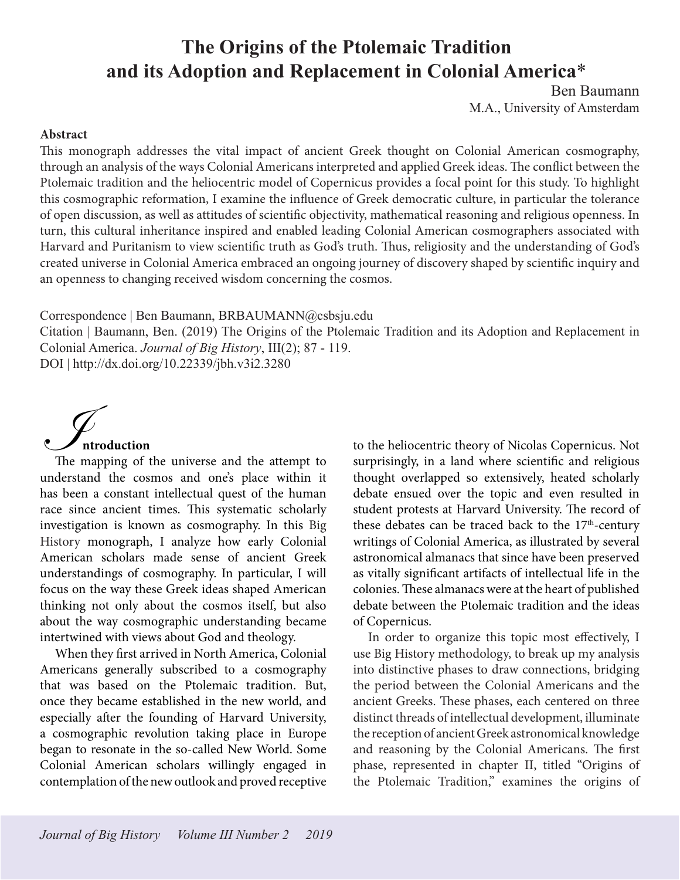# The Origins of the Ptolemaic Tradition and its Adoption and Replacement in Colonial America*

Ben Baumann

M.A., University of Amsterdam

**Abstract**

This monograph addresses the vital impact of ancient Greek thought on Colonial American cosmography, through an analysis of the ways Colonial Americans interpreted and applied Greek ideas. The conflict between the Ptolemaic tradition and the heliocentric model of Copernicus provides a focal point for this study. To highlight this cosmographic reformation, I examine the influence of Greek democratic culture, in particular the tolerance of open discussion, as well as attitudes of scientific objectivity, mathematical reasoning and religious openness. In turn, this cultural inheritance inspired and enabled leading Colonial American cosmographers associated with Harvard and Puritanism to view scientific truth as God's truth. Thus, religiosity and the understanding of God's created universe in Colonial America embraced an ongoing journey of discovery shaped by scientific inquiry and an openness to changing received wisdom concerning the cosmos.

Correspondence | Ben Baumann, BRBAUMANN@csbsju.edu

Citation | Baumann, Ben. (2019) The Origins of the Ptolemaic Tradition and its Adoption and Replacement in Colonial America. *Journal of Big History*, III(2); 87 - 119.

DOI | http://dx.doi.org/10.22339/jbh.v3i2.3280

## Introduction

The mapping of the universe and the attempt to understand the cosmos and one's place within it has been a constant intellectual quest of the human race since ancient times. This systematic scholarly investigation is known as cosmography. In this Big History monograph, I analyze how early Colonial American scholars made sense of ancient Greek understandings of cosmography. In particular, I will focus on the way these Greek ideas shaped American thinking not only about the cosmos itself, but also about the way cosmographic understanding became intertwined with views about God and theology.

When they first arrived in North America, Colonial Americans generally subscribed to a cosmography that was based on the Ptolemaic tradition. But, once they became established in the new world, and especially after the founding of Harvard University, a cosmographic revolution taking place in Europe began to resonate in the so-called New World. Some Colonial American scholars willingly engaged in contemplation of the new outlook and proved receptive to the heliocentric theory of Nicolas Copernicus. Not surprisingly, in a land where scientific and religious thought overlapped so extensively, heated scholarly debate ensued over the topic and even resulted in student protests at Harvard University. The record of these debates can be traced back to the 17th-century writings of Colonial America, as illustrated by several astronomical almanacs that since have been preserved as vitally significant artifacts of intellectual life in the colonies. These almanacs were at the heart of published debate between the Ptolemaic tradition and the ideas of Copernicus.

In order to organize this topic most effectively, I use Big History methodology, to break up my analysis into distinctive phases to draw connections, bridging the period between the Colonial Americans and the ancient Greeks. These phases, each centered on three distinct threads of intellectual development, illuminate the reception of ancient Greek astronomical knowledge and reasoning by the Colonial Americans. The first phase, represented in chapter II, titled "Origins of the Ptolemaic Tradition," examines the origins of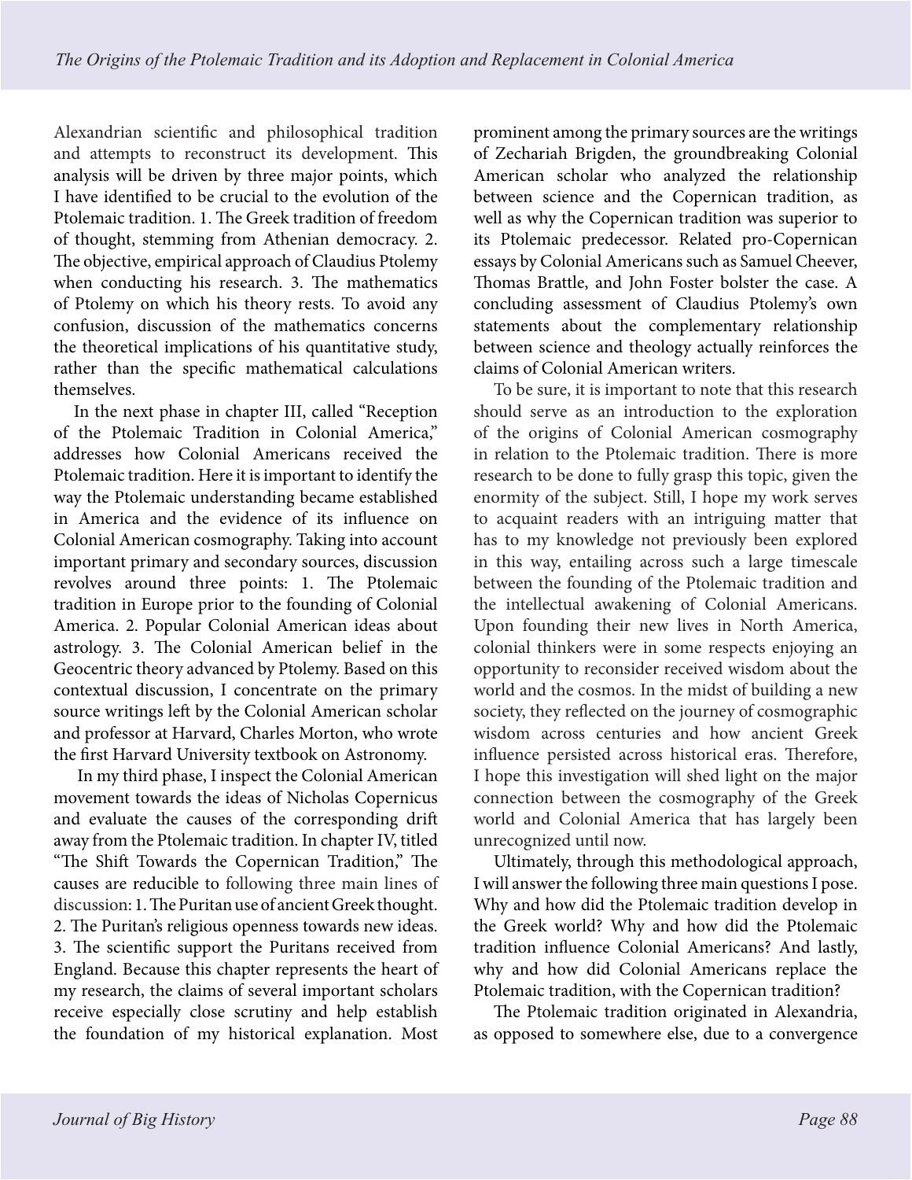Alexandrian scientific and philosophical tradition and attempts to reconstruct its development. This analysis will be driven by three major points, which I have identified to be crucial to the evolution of the Ptolemaic tradition. 1. The Greek tradition of freedom of thought, stemming from Athenian democracy. 2. The objective, empirical approach of Claudius Ptolemy when conducting his research. 3. The mathematics of Ptolemy on which his theory rests. To avoid any confusion, discussion of the mathematics concerns the theoretical implications of his quantitative study, rather than the specific mathematical calculations themselves.

In the next phase in chapter III, called "Reception of the Ptolemaic Tradition in Colonial America," addresses how Colonial Americans received the Ptolemaic tradition. Here it is important to identify the way the Ptolemaic understanding became established in America and the evidence of its influence on Colonial American cosmography. Taking into account important primary and secondary sources, discussion revolves around three points: 1. The Ptolemaic tradition in Europe prior to the founding of Colonial America. 2. Popular Colonial American ideas about astrology. 3. The Colonial American belief in the Geocentric theory advanced by Ptolemy. Based on this contextual discussion, I concentrate on the primary source writings left by the Colonial American scholar and professor at Harvard, Charles Morton, who wrote the first Harvard University textbook on Astronomy.

In my third phase, I inspect the Colonial American movement towards the ideas of Nicholas Copernicus and evaluate the causes of the corresponding drift away from the Ptolemaic tradition. In chapter IV, titled "The Shift Towards the Copernican Tradition," The causes are reducible to following three main lines of discussion: 1. The Puritan use of ancient Greek thought. 2. The Puritan's religious openness towards new ideas. 3. The scientific support the Puritans received from England. Because this chapter represents the heart of my research, the claims of several important scholars receive especially close scrutiny and help establish the foundation of my historical explanation. Most prominent among the primary sources are the writings of Zechariah Brigden, the groundbreaking Colonial American scholar who analyzed the relationship between science and the Copernican tradition, as well as why the Copernican tradition was superior to its Ptolemaic predecessor. Related pro-Copernican essays by Colonial Americans such as Samuel Cheever, Thomas Brattle, and John Foster bolster the case. A concluding assessment of Claudius Ptolemy's own statements about the complementary relationship between science and theology actually reinforces the claims of Colonial American writers.

To be sure, it is important to note that this research should serve as an introduction to the exploration of the origins of Colonial American cosmography in relation to the Ptolemaic tradition. There is more research to be done to fully grasp this topic, given the enormity of the subject. Still, I hope my work serves to acquaint readers with an intriguing matter that has to my knowledge not previously been explored in this way, entailing across such a large timescale between the founding of the Ptolemaic tradition and the intellectual awakening of Colonial Americans. Upon founding their new lives in North America, colonial thinkers were in some respects enjoying an opportunity to reconsider received wisdom about the world and the cosmos. In the midst of building a new society, they reflected on the journey of cosmographic wisdom across centuries and how ancient Greek influence persisted across historical eras. Therefore, I hope this investigation will shed light on the major connection between the cosmography of the Greek world and Colonial America that has largely been unrecognized until now.

Ultimately, through this methodological approach, I will answer the following three main questions I pose. Why and how did the Ptolemaic tradition develop in the Greek world? Why and how did the Ptolemaic tradition influence Colonial Americans? And lastly, why and how did Colonial Americans replace the Ptolemaic tradition, with the Copernican tradition?

The Ptolemaic tradition originated in Alexandria, as opposed to somewhere else, due to a convergence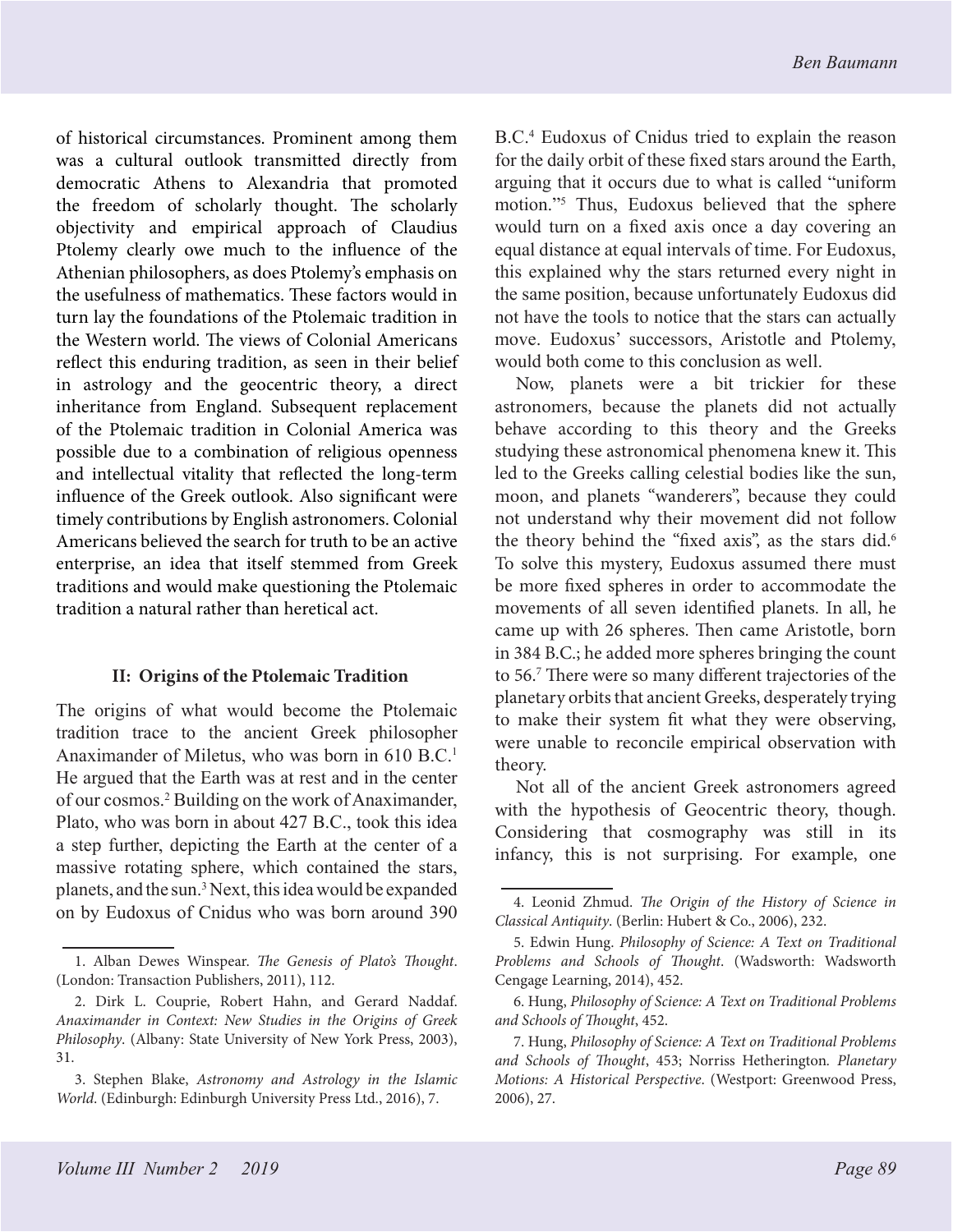of historical circumstances. Prominent among them was a cultural outlook transmitted directly from democratic Athens to Alexandria that promoted the freedom of scholarly thought. The scholarly objectivity and empirical approach of Claudius Ptolemy clearly owe much to the influence of the Athenian philosophers, as does Ptolemy's emphasis on the usefulness of mathematics. These factors would in turn lay the foundations of the Ptolemaic tradition in the Western world. The views of Colonial Americans reflect this enduring tradition, as seen in their belief in astrology and the geocentric theory, a direct inheritance from England. Subsequent replacement of the Ptolemaic tradition in Colonial America was possible due to a combination of religious openness and intellectual vitality that reflected the long-term influence of the Greek outlook. Also significant were timely contributions by English astronomers. Colonial Americans believed the search for truth to be an active enterprise, an idea that itself stemmed from Greek traditions and would make questioning the Ptolemaic tradition a natural rather than heretical act.

## II: Origins of the Ptolemaic Tradition

The origins of what would become the Ptolemaic tradition trace to the ancient Greek philosopher Anaximander of Miletus, who was born in 610 B.C.[1] He argued that the Earth was at rest and in the center of our cosmos.[2] Building on the work of Anaximander, Plato, who was born in about 427 B.C., took this idea a step further, depicting the Earth at the center of a massive rotating sphere, which contained the stars, planets, and the sun.[3] Next, this idea would be expanded on by Eudoxus of Cnidus who was born around 390 B.C.[4] Eudoxus of Cnidus tried to explain the reason for the daily orbit of these fixed stars around the Earth, arguing that it occurs due to what is called "uniform motion."[5] Thus, Eudoxus believed that the sphere would turn on a fixed axis once a day covering an equal distance at equal intervals of time. For Eudoxus, this explained why the stars returned every night in the same position, because unfortunately Eudoxus did not have the tools to notice that the stars can actually move. Eudoxus' successors, Aristotle and Ptolemy, would both come to this conclusion as well.

Now, planets were a bit trickier for these astronomers, because the planets did not actually behave according to this theory and the Greeks studying these astronomical phenomena knew it. This led to the Greeks calling celestial bodies like the sun, moon, and planets "wanderers", because they could not understand why their movement did not follow the theory behind the "fixed axis", as the stars did.[6] To solve this mystery, Eudoxus assumed there must be more fixed spheres in order to accommodate the movements of all seven identified planets. In all, he came up with 26 spheres. Then came Aristotle, born in 384 B.C.; he added more spheres bringing the count to 56.[7] There were so many different trajectories of the planetary orbits that ancient Greeks, desperately trying to make their system fit what they were observing, were unable to reconcile empirical observation with theory.

Not all of the ancient Greek astronomers agreed with the hypothesis of Geocentric theory, though. Considering that cosmography was still in its infancy, this is not surprising. For example, one

---

1. Alban Dewes Winspear. *The Genesis of Plato's Thought*. (London: Transaction Publishers, 2011), 112.

2. Dirk L. Couprie, Robert Hahn, and Gerard Naddaf. *Anaximander in Context: New Studies in the Origins of Greek Philosophy*. (Albany: State University of New York Press, 2003), 31.

3. Stephen Blake, *Astronomy and Astrology in the Islamic World*. (Edinburgh: Edinburgh University Press Ltd., 2016), 7.

4. Leonid Zhmud. *The Origin of the History of Science in Classical Antiquity*. (Berlin: Hubert & Co., 2006), 232.

5. Edwin Hung. *Philosophy of Science: A Text on Traditional Problems and Schools of Thought*. (Wadsworth: Wadsworth Cengage Learning, 2014), 452.

6. Hung, *Philosophy of Science: A Text on Traditional Problems and Schools of Thought*, 452.

7. Hung, *Philosophy of Science: A Text on Traditional Problems and Schools of Thought*, 453; Norriss Hetherington. *Planetary Motions: A Historical Perspective*. (Westport: Greenwood Press, 2006), 27.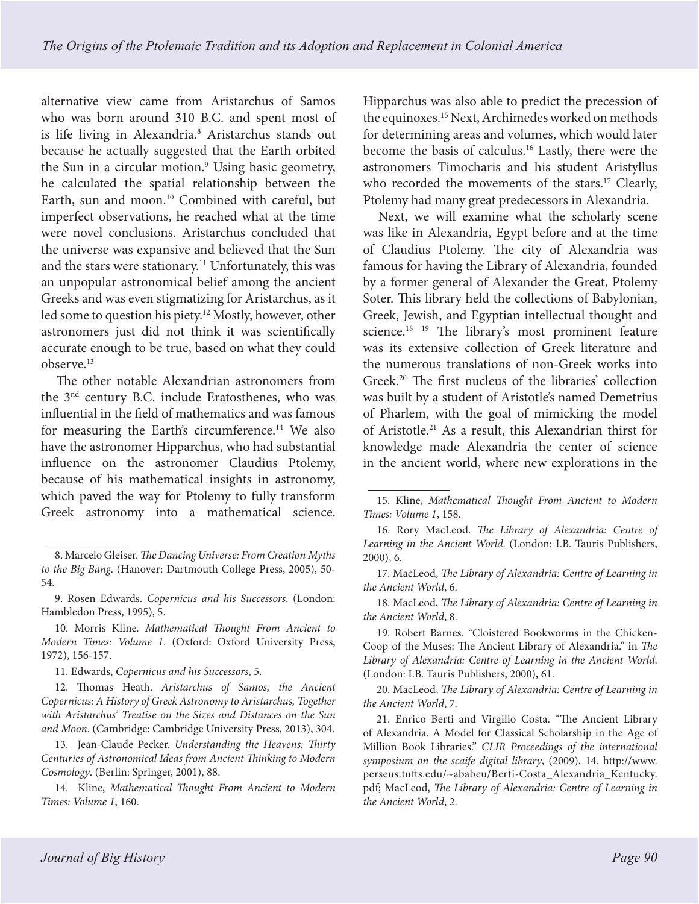alternative view came from Aristarchus of Samos who was born around 310 B.C. and spent most of is life living in Alexandria.[8] Aristarchus stands out because he actually suggested that the Earth orbited the Sun in a circular motion.[9] Using basic geometry, he calculated the spatial relationship between the Earth, sun and moon.[10] Combined with careful, but imperfect observations, he reached what at the time were novel conclusions. Aristarchus concluded that the universe was expansive and believed that the Sun and the stars were stationary.[11] Unfortunately, this was an unpopular astronomical belief among the ancient Greeks and was even stigmatizing for Aristarchus, as it led some to question his piety.[12] Mostly, however, other astronomers just did not think it was scientifically accurate enough to be true, based on what they could observe.[13]

The other notable Alexandrian astronomers from the 3rd century B.C. include Eratosthenes, who was influential in the field of mathematics and was famous for measuring the Earth's circumference.[14] We also have the astronomer Hipparchus, who had substantial influence on the astronomer Claudius Ptolemy, because of his mathematical insights in astronomy, which paved the way for Ptolemy to fully transform Greek astronomy into a mathematical science. Hipparchus was also able to predict the precession of the equinoxes.[15] Next, Archimedes worked on methods for determining areas and volumes, which would later become the basis of calculus.[16] Lastly, there were the astronomers Timocharis and his student Aristyllus who recorded the movements of the stars.[17] Clearly, Ptolemy had many great predecessors in Alexandria.

Next, we will examine what the scholarly scene was like in Alexandria, Egypt before and at the time of Claudius Ptolemy. The city of Alexandria was famous for having the Library of Alexandria, founded by a former general of Alexander the Great, Ptolemy Soter. This library held the collections of Babylonian, Greek, Jewish, and Egyptian intellectual thought and science.[18] [19] The library's most prominent feature was its extensive collection of Greek literature and the numerous translations of non-Greek works into Greek.[20] The first nucleus of the libraries' collection was built by a student of Aristotle's named Demetrius of Pharlem, with the goal of mimicking the model of Aristotle.[21] As a result, this Alexandrian thirst for knowledge made Alexandria the center of science in the ancient world, where new explorations in the

---

8. Marcelo Gleiser. *The Dancing Universe: From Creation Myths to the Big Bang*. (Hanover: Dartmouth College Press, 2005), 50-54.

9. Rosen Edwards. *Copernicus and his Successors*. (London: Hambledon Press, 1995), 5.

10. Morris Kline. *Mathematical Thought From Ancient to Modern Times: Volume 1*. (Oxford: Oxford University Press, 1972), 156-157.

11. Edwards, *Copernicus and his Successors*, 5.

12. Thomas Heath. *Aristarchus of Samos, the Ancient Copernicus: A History of Greek Astronomy to Aristarchus, Together with Aristarchus' Treatise on the Sizes and Distances on the Sun and Moon*. (Cambridge: Cambridge University Press, 2013), 304.

13. Jean-Claude Pecker. *Understanding the Heavens: Thirty Centuries of Astronomical Ideas from Ancient Thinking to Modern Cosmology*. (Berlin: Springer, 2001), 88.

14. Kline, *Mathematical Thought From Ancient to Modern Times: Volume 1*, 160.

15. Kline, *Mathematical Thought From Ancient to Modern Times: Volume 1*, 158.

16. Rory MacLeod. *The Library of Alexandria: Centre of Learning in the Ancient World*. (London: I.B. Tauris Publishers, 2000), 6.

17. MacLeod, *The Library of Alexandria: Centre of Learning in the Ancient World*, 6.

18. MacLeod, *The Library of Alexandria: Centre of Learning in the Ancient World*, 8.

19. Robert Barnes. "Cloistered Bookworms in the Chicken-Coop of the Muses: The Ancient Library of Alexandria." in *The Library of Alexandria: Centre of Learning in the Ancient World*. (London: I.B. Tauris Publishers, 2000), 61.

20. MacLeod, *The Library of Alexandria: Centre of Learning in the Ancient World*, 7.

21. Enrico Berti and Virgilio Costa. "The Ancient Library of Alexandria. A Model for Classical Scholarship in the Age of Million Book Libraries." *CLIR Proceedings of the international symposium on the scaife digital library*, (2009), 14. http://www.perseus.tufts.edu/~ababeu/Berti-Costa_Alexandria_Kentucky.pdf; MacLeod, *The Library of Alexandria: Centre of Learning in the Ancient World*, 2.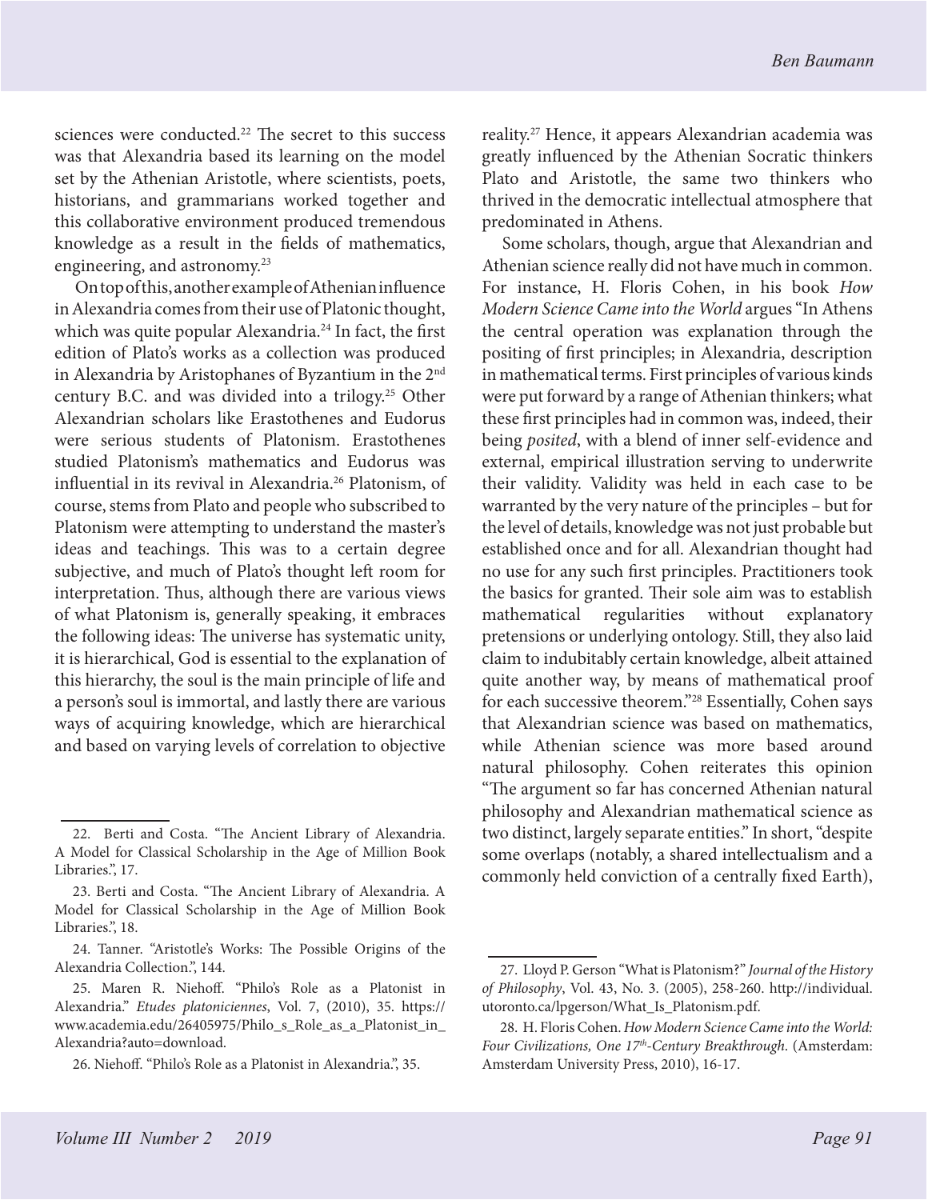sciences were conducted.[22] The secret to this success was that Alexandria based its learning on the model set by the Athenian Aristotle, where scientists, poets, historians, and grammarians worked together and this collaborative environment produced tremendous knowledge as a result in the fields of mathematics, engineering, and astronomy.[23]

On top of this, another example of Athenian influence in Alexandria comes from their use of Platonic thought, which was quite popular Alexandria.[24] In fact, the first edition of Plato's works as a collection was produced in Alexandria by Aristophanes of Byzantium in the 2nd century B.C. and was divided into a trilogy.[25] Other Alexandrian scholars like Erastothenes and Eudorus were serious students of Platonism. Erastothenes studied Platonism's mathematics and Eudorus was influential in its revival in Alexandria.[26] Platonism, of course, stems from Plato and people who subscribed to Platonism were attempting to understand the master's ideas and teachings. This was to a certain degree subjective, and much of Plato's thought left room for interpretation. Thus, although there are various views of what Platonism is, generally speaking, it embraces the following ideas: The universe has systematic unity, it is hierarchical, God is essential to the explanation of this hierarchy, the soul is the main principle of life and a person's soul is immortal, and lastly there are various ways of acquiring knowledge, which are hierarchical and based on varying levels of correlation to objective reality.[27] Hence, it appears Alexandrian academia was greatly influenced by the Athenian Socratic thinkers Plato and Aristotle, the same two thinkers who thrived in the democratic intellectual atmosphere that predominated in Athens.

Some scholars, though, argue that Alexandrian and Athenian science really did not have much in common. For instance, H. Floris Cohen, in his book *How Modern Science Came into the World* argues "In Athens the central operation was explanation through the positing of first principles; in Alexandria, description in mathematical terms. First principles of various kinds were put forward by a range of Athenian thinkers; what these first principles had in common was, indeed, their being *posited*, with a blend of inner self-evidence and external, empirical illustration serving to underwrite their validity. Validity was held in each case to be warranted by the very nature of the principles – but for the level of details, knowledge was not just probable but established once and for all. Alexandrian thought had no use for any such first principles. Practitioners took the basics for granted. Their sole aim was to establish mathematical regularities without explanatory pretensions or underlying ontology. Still, they also laid claim to indubitably certain knowledge, albeit attained quite another way, by means of mathematical proof for each successive theorem."[28] Essentially, Cohen says that Alexandrian science was based on mathematics, while Athenian science was more based around natural philosophy. Cohen reiterates this opinion "The argument so far has concerned Athenian natural philosophy and Alexandrian mathematical science as two distinct, largely separate entities." In short, "despite some overlaps (notably, a shared intellectualism and a commonly held conviction of a centrally fixed Earth),

---

22. Berti and Costa. "The Ancient Library of Alexandria. A Model for Classical Scholarship in the Age of Million Book Libraries.", 17.

23. Berti and Costa. "The Ancient Library of Alexandria. A Model for Classical Scholarship in the Age of Million Book Libraries.", 18.

24. Tanner. "Aristotle's Works: The Possible Origins of the Alexandria Collection.", 144.

25. Maren R. Niehoff. "Philo's Role as a Platonist in Alexandria." *Etudes platoniciennes*, Vol. 7, (2010), 35. https://www.academia.edu/26405975/Philo_s_Role_as_a_Platonist_in_Alexandria?auto=download.

26. Niehoff. "Philo's Role as a Platonist in Alexandria.", 35.

27. Lloyd P. Gerson "What is Platonism?" *Journal of the History of Philosophy*, Vol. 43, No. 3. (2005), 258-260. http://individual.utoronto.ca/lpgerson/What_Is_Platonism.pdf.

28. H. Floris Cohen. *How Modern Science Came into the World: Four Civilizations, One 17th-Century Breakthrough*. (Amsterdam: Amsterdam University Press, 2010), 16-17.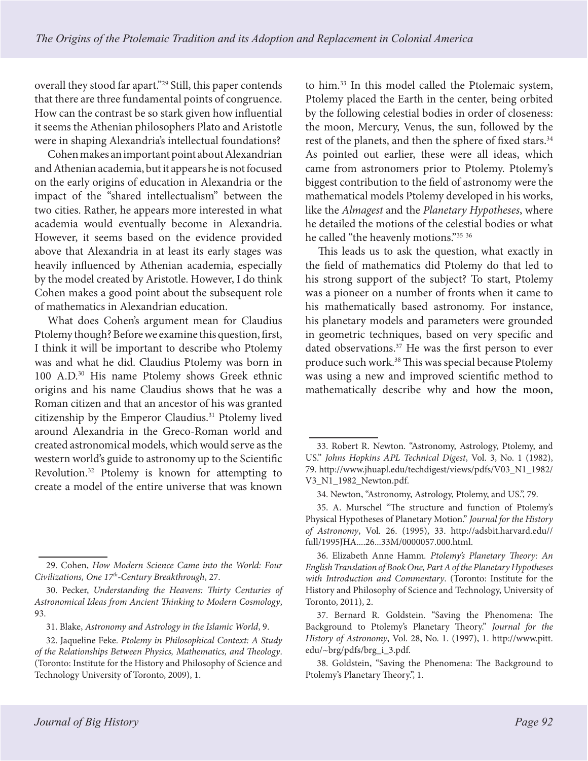overall they stood far apart."[29] Still, this paper contends that there are three fundamental points of congruence. How can the contrast be so stark given how influential it seems the Athenian philosophers Plato and Aristotle were in shaping Alexandria's intellectual foundations?

Cohen makes an important point about Alexandrian and Athenian academia, but it appears he is not focused on the early origins of education in Alexandria or the impact of the "shared intellectualism" between the two cities. Rather, he appears more interested in what academia would eventually become in Alexandria. However, it seems based on the evidence provided above that Alexandria in at least its early stages was heavily influenced by Athenian academia, especially by the model created by Aristotle. However, I do think Cohen makes a good point about the subsequent role of mathematics in Alexandrian education.

What does Cohen's argument mean for Claudius Ptolemy though? Before we examine this question, first, I think it will be important to describe who Ptolemy was and what he did. Claudius Ptolemy was born in 100 A.D.[30] His name Ptolemy shows Greek ethnic origins and his name Claudius shows that he was a Roman citizen and that an ancestor of his was granted citizenship by the Emperor Claudius.[31] Ptolemy lived around Alexandria in the Greco-Roman world and created astronomical models, which would serve as the western world's guide to astronomy up to the Scientific Revolution.[32] Ptolemy is known for attempting to create a model of the entire universe that was known to him.[33] In this model called the Ptolemaic system, Ptolemy placed the Earth in the center, being orbited by the following celestial bodies in order of closeness: the moon, Mercury, Venus, the sun, followed by the rest of the planets, and then the sphere of fixed stars.[34] As pointed out earlier, these were all ideas, which came from astronomers prior to Ptolemy. Ptolemy's biggest contribution to the field of astronomy were the mathematical models Ptolemy developed in his works, like the *Almagest* and the *Planetary Hypotheses*, where he detailed the motions of the celestial bodies or what he called "the heavenly motions."[35] [36]

This leads us to ask the question, what exactly in the field of mathematics did Ptolemy do that led to his strong support of the subject? To start, Ptolemy was a pioneer on a number of fronts when it came to his mathematically based astronomy. For instance, his planetary models and parameters were grounded in geometric techniques, based on very specific and dated observations.[37] He was the first person to ever produce such work.[38] This was special because Ptolemy was using a new and improved scientific method to mathematically describe why and how the moon,

---

29. Cohen, *How Modern Science Came into the World: Four Civilizations, One 17th-Century Breakthrough*, 27.

30. Pecker, *Understanding the Heavens: Thirty Centuries of Astronomical Ideas from Ancient Thinking to Modern Cosmology*, 93.

31. Blake, *Astronomy and Astrology in the Islamic World*, 9.

32. Jaqueline Feke. *Ptolemy in Philosophical Context: A Study of the Relationships Between Physics, Mathematics, and Theology*. (Toronto: Institute for the History and Philosophy of Science and Technology University of Toronto, 2009), 1.

33. Robert R. Newton. "Astronomy, Astrology, Ptolemy, and US." *Johns Hopkins APL Technical Digest*, Vol. 3, No. 1 (1982), 79. http://www.jhuapl.edu/techdigest/views/pdfs/V03_N1_1982/V3_N1_1982_Newton.pdf.

34. Newton, "Astronomy, Astrology, Ptolemy, and US.", 79.

35. A. Murschel "The structure and function of Ptolemy's Physical Hypotheses of Planetary Motion." *Journal for the History of Astronomy*, Vol. 26. (1995), 33. http://adsbit.harvard.edu//full/1995JHA....26...33M/0000057.000.html.

36. Elizabeth Anne Hamm. *Ptolemy's Planetary Theory: An English Translation of Book One, Part A of the Planetary Hypotheses with Introduction and Commentary*. (Toronto: Institute for the History and Philosophy of Science and Technology, University of Toronto, 2011), 2.

37. Bernard R. Goldstein. "Saving the Phenomena: The Background to Ptolemy's Planetary Theory." *Journal for the History of Astronomy*, Vol. 28, No. 1. (1997), 1. http://www.pitt.edu/~brg/pdfs/brg_i_3.pdf.

38. Goldstein, "Saving the Phenomena: The Background to Ptolemy's Planetary Theory.", 1.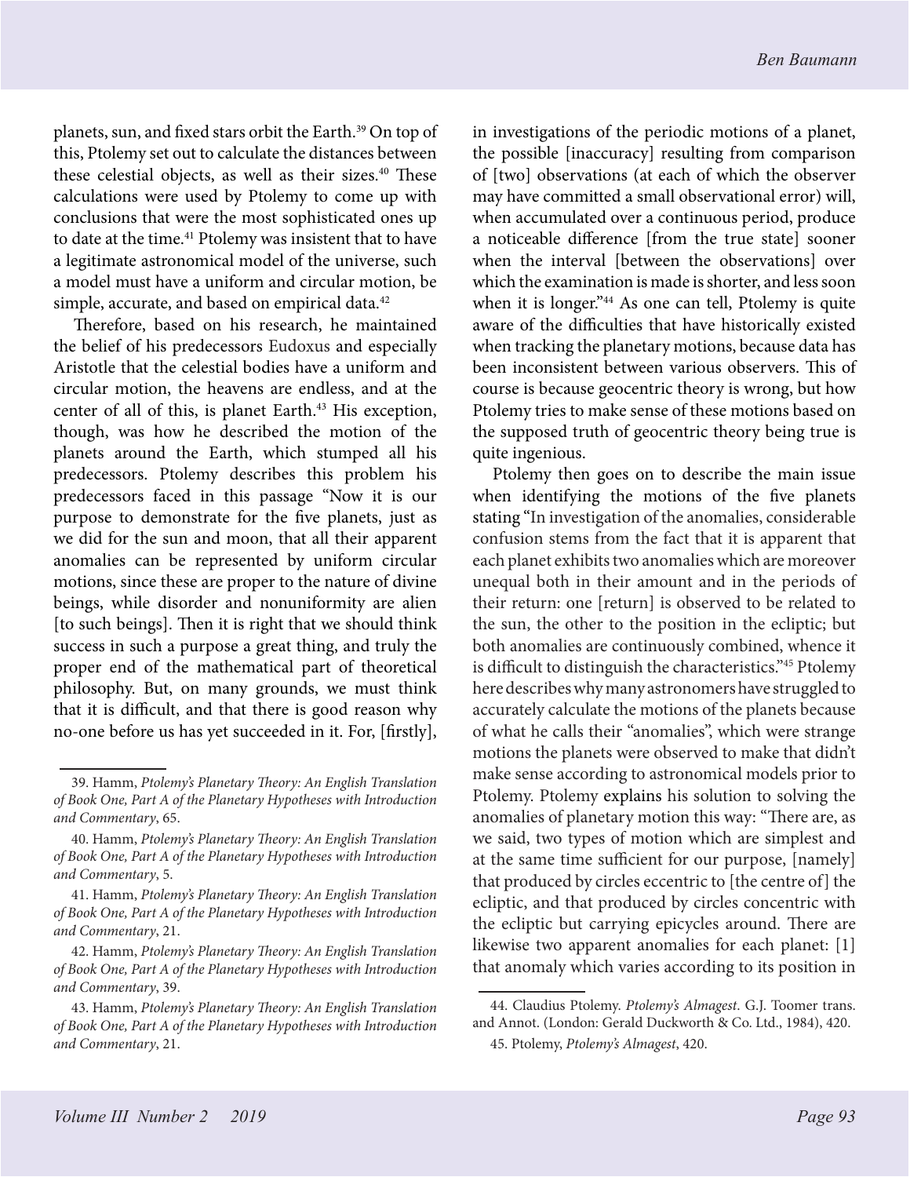planets, sun, and fixed stars orbit the Earth.[39] On top of this, Ptolemy set out to calculate the distances between these celestial objects, as well as their sizes.[40] These calculations were used by Ptolemy to come up with conclusions that were the most sophisticated ones up to date at the time.[41] Ptolemy was insistent that to have a legitimate astronomical model of the universe, such a model must have a uniform and circular motion, be simple, accurate, and based on empirical data.[42]

Therefore, based on his research, he maintained the belief of his predecessors Eudoxus and especially Aristotle that the celestial bodies have a uniform and circular motion, the heavens are endless, and at the center of all of this, is planet Earth.[43] His exception, though, was how he described the motion of the planets around the Earth, which stumped all his predecessors. Ptolemy describes this problem his predecessors faced in this passage "Now it is our purpose to demonstrate for the five planets, just as we did for the sun and moon, that all their apparent anomalies can be represented by uniform circular motions, since these are proper to the nature of divine beings, while disorder and nonuniformity are alien [to such beings]. Then it is right that we should think success in such a purpose a great thing, and truly the proper end of the mathematical part of theoretical philosophy. But, on many grounds, we must think that it is difficult, and that there is good reason why no-one before us has yet succeeded in it. For, [firstly], in investigations of the periodic motions of a planet, the possible [inaccuracy] resulting from comparison of [two] observations (at each of which the observer may have committed a small observational error) will, when accumulated over a continuous period, produce a noticeable difference [from the true state] sooner when the interval [between the observations] over which the examination is made is shorter, and less soon when it is longer."[44] As one can tell, Ptolemy is quite aware of the difficulties that have historically existed when tracking the planetary motions, because data has been inconsistent between various observers. This of course is because geocentric theory is wrong, but how Ptolemy tries to make sense of these motions based on the supposed truth of geocentric theory being true is quite ingenious.

Ptolemy then goes on to describe the main issue when identifying the motions of the five planets stating "In investigation of the anomalies, considerable confusion stems from the fact that it is apparent that each planet exhibits two anomalies which are moreover unequal both in their amount and in the periods of their return: one [return] is observed to be related to the sun, the other to the position in the ecliptic; but both anomalies are continuously combined, whence it is difficult to distinguish the characteristics."[45] Ptolemy here describes why many astronomers have struggled to accurately calculate the motions of the planets because of what he calls their "anomalies", which were strange motions the planets were observed to make that didn't make sense according to astronomical models prior to Ptolemy. Ptolemy explains his solution to solving the anomalies of planetary motion this way: "There are, as we said, two types of motion which are simplest and at the same time sufficient for our purpose, [namely] that produced by circles eccentric to [the centre of] the ecliptic, and that produced by circles concentric with the ecliptic but carrying epicycles around. There are likewise two apparent anomalies for each planet: [1] that anomaly which varies according to its position in

---

39. Hamm, *Ptolemy's Planetary Theory: An English Translation of Book One, Part A of the Planetary Hypotheses with Introduction and Commentary*, 65.

40. Hamm, *Ptolemy's Planetary Theory: An English Translation of Book One, Part A of the Planetary Hypotheses with Introduction and Commentary*, 5.

41. Hamm, *Ptolemy's Planetary Theory: An English Translation of Book One, Part A of the Planetary Hypotheses with Introduction and Commentary*, 21.

42. Hamm, *Ptolemy's Planetary Theory: An English Translation of Book One, Part A of the Planetary Hypotheses with Introduction and Commentary*, 39.

43. Hamm, *Ptolemy's Planetary Theory: An English Translation of Book One, Part A of the Planetary Hypotheses with Introduction and Commentary*, 21.

44. Claudius Ptolemy. *Ptolemy's Almagest*. G.J. Toomer trans. and Annot. (London: Gerald Duckworth & Co. Ltd., 1984), 420.

45. Ptolemy, *Ptolemy's Almagest*, 420.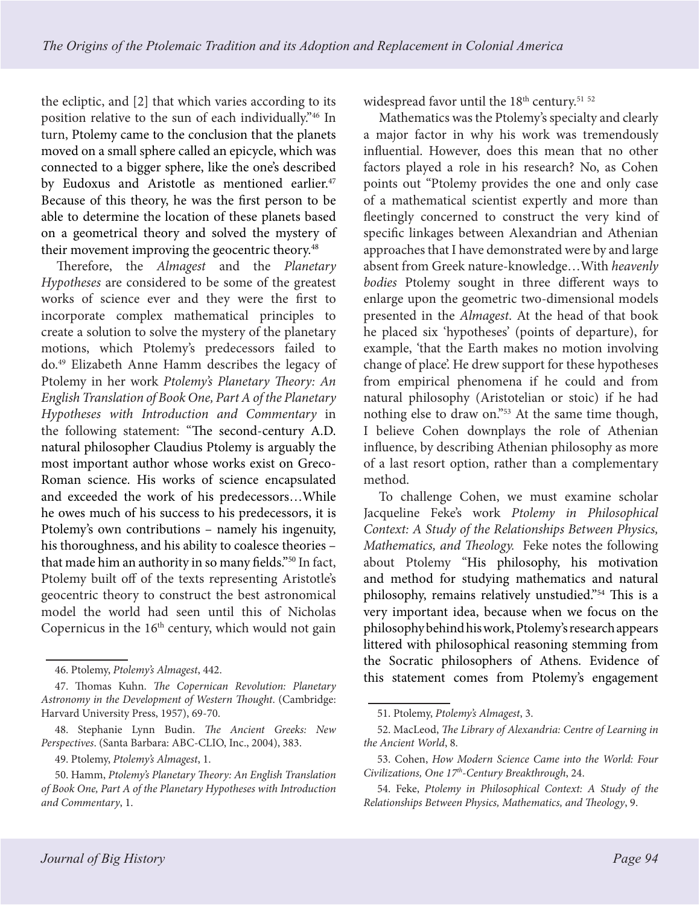the ecliptic, and [2] that which varies according to its position relative to the sun of each individually."[46] In turn, Ptolemy came to the conclusion that the planets moved on a small sphere called an epicycle, which was connected to a bigger sphere, like the one's described by Eudoxus and Aristotle as mentioned earlier.[47] Because of this theory, he was the first person to be able to determine the location of these planets based on a geometrical theory and solved the mystery of their movement improving the geocentric theory.[48]

Therefore, the *Almagest* and the *Planetary Hypotheses* are considered to be some of the greatest works of science ever and they were the first to incorporate complex mathematical principles to create a solution to solve the mystery of the planetary motions, which Ptolemy's predecessors failed to do.[49] Elizabeth Anne Hamm describes the legacy of Ptolemy in her work *Ptolemy's Planetary Theory: An English Translation of Book One, Part A of the Planetary Hypotheses with Introduction and Commentary* in the following statement: "The second-century A.D. natural philosopher Claudius Ptolemy is arguably the most important author whose works exist on Greco-Roman science. His works of science encapsulated and exceeded the work of his predecessors…While he owes much of his success to his predecessors, it is Ptolemy's own contributions – namely his ingenuity, his thoroughness, and his ability to coalesce theories – that made him an authority in so many fields."[50] In fact, Ptolemy built off of the texts representing Aristotle's geocentric theory to construct the best astronomical model the world had seen until this of Nicholas Copernicus in the 16th century, which would not gain widespread favor until the 18th century.[51] [52]

Mathematics was the Ptolemy's specialty and clearly a major factor in why his work was tremendously influential. However, does this mean that no other factors played a role in his research? No, as Cohen points out "Ptolemy provides the one and only case of a mathematical scientist expertly and more than fleetingly concerned to construct the very kind of specific linkages between Alexandrian and Athenian approaches that I have demonstrated were by and large absent from Greek nature-knowledge…With *heavenly bodies* Ptolemy sought in three different ways to enlarge upon the geometric two-dimensional models presented in the *Almagest*. At the head of that book he placed six 'hypotheses' (points of departure), for example, 'that the Earth makes no motion involving change of place'. He drew support for these hypotheses from empirical phenomena if he could and from natural philosophy (Aristotelian or stoic) if he had nothing else to draw on."[53] At the same time though, I believe Cohen downplays the role of Athenian influence, by describing Athenian philosophy as more of a last resort option, rather than a complementary method.

To challenge Cohen, we must examine scholar Jacqueline Feke's work *Ptolemy in Philosophical Context: A Study of the Relationships Between Physics, Mathematics, and Theology.* Feke notes the following about Ptolemy "His philosophy, his motivation and method for studying mathematics and natural philosophy, remains relatively unstudied."[54] This is a very important idea, because when we focus on the philosophy behind his work, Ptolemy's research appears littered with philosophical reasoning stemming from the Socratic philosophers of Athens. Evidence of this statement comes from Ptolemy's engagement

---

46. Ptolemy, *Ptolemy's Almagest*, 442.

47. Thomas Kuhn. *The Copernican Revolution: Planetary Astronomy in the Development of Western Thought*. (Cambridge: Harvard University Press, 1957), 69-70.

48. Stephanie Lynn Budin. *The Ancient Greeks: New Perspectives*. (Santa Barbara: ABC-CLIO, Inc., 2004), 383.

49. Ptolemy, *Ptolemy's Almagest*, 1.

50. Hamm, *Ptolemy's Planetary Theory: An English Translation of Book One, Part A of the Planetary Hypotheses with Introduction and Commentary*, 1.

51. Ptolemy, *Ptolemy's Almagest*, 3.

52. MacLeod, *The Library of Alexandria: Centre of Learning in the Ancient World*, 8.

53. Cohen, *How Modern Science Came into the World: Four Civilizations, One 17th-Century Breakthrough*, 24.

54. Feke, *Ptolemy in Philosophical Context: A Study of the Relationships Between Physics, Mathematics, and Theology*, 9.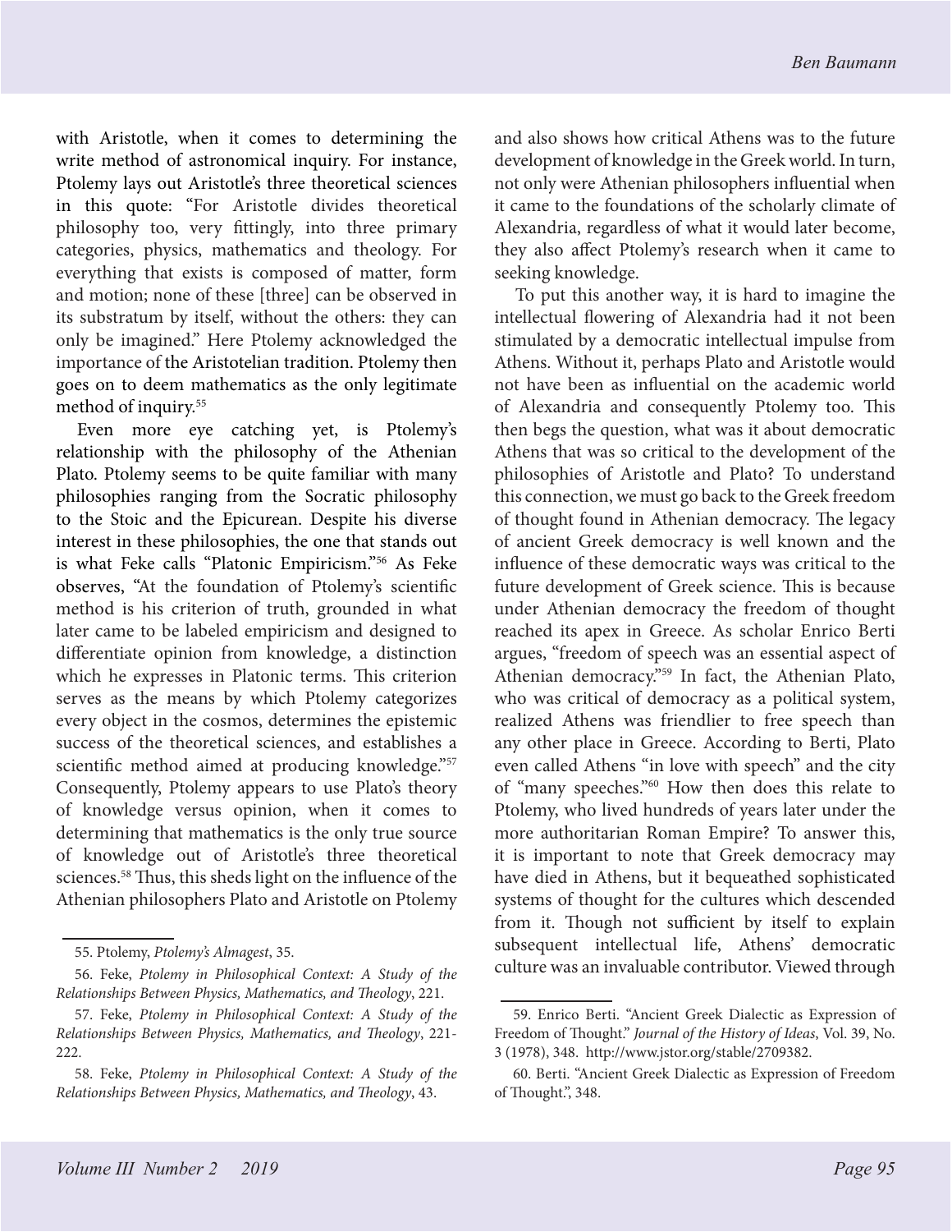with Aristotle, when it comes to determining the write method of astronomical inquiry. For instance, Ptolemy lays out Aristotle's three theoretical sciences in this quote: "For Aristotle divides theoretical philosophy too, very fittingly, into three primary categories, physics, mathematics and theology. For everything that exists is composed of matter, form and motion; none of these [three] can be observed in its substratum by itself, without the others: they can only be imagined." Here Ptolemy acknowledged the importance of the Aristotelian tradition. Ptolemy then goes on to deem mathematics as the only legitimate method of inquiry.[55]

Even more eye catching yet, is Ptolemy's relationship with the philosophy of the Athenian Plato. Ptolemy seems to be quite familiar with many philosophies ranging from the Socratic philosophy to the Stoic and the Epicurean. Despite his diverse interest in these philosophies, the one that stands out is what Feke calls "Platonic Empiricism."[56] As Feke observes, "At the foundation of Ptolemy's scientific method is his criterion of truth, grounded in what later came to be labeled empiricism and designed to differentiate opinion from knowledge, a distinction which he expresses in Platonic terms. This criterion serves as the means by which Ptolemy categorizes every object in the cosmos, determines the epistemic success of the theoretical sciences, and establishes a scientific method aimed at producing knowledge."[57] Consequently, Ptolemy appears to use Plato's theory of knowledge versus opinion, when it comes to determining that mathematics is the only true source of knowledge out of Aristotle's three theoretical sciences.[58] Thus, this sheds light on the influence of the Athenian philosophers Plato and Aristotle on Ptolemy and also shows how critical Athens was to the future development of knowledge in the Greek world. In turn, not only were Athenian philosophers influential when it came to the foundations of the scholarly climate of Alexandria, regardless of what it would later become, they also affect Ptolemy's research when it came to seeking knowledge.

To put this another way, it is hard to imagine the intellectual flowering of Alexandria had it not been stimulated by a democratic intellectual impulse from Athens. Without it, perhaps Plato and Aristotle would not have been as influential on the academic world of Alexandria and consequently Ptolemy too. This then begs the question, what was it about democratic Athens that was so critical to the development of the philosophies of Aristotle and Plato? To understand this connection, we must go back to the Greek freedom of thought found in Athenian democracy. The legacy of ancient Greek democracy is well known and the influence of these democratic ways was critical to the future development of Greek science. This is because under Athenian democracy the freedom of thought reached its apex in Greece. As scholar Enrico Berti argues, "freedom of speech was an essential aspect of Athenian democracy."[59] In fact, the Athenian Plato, who was critical of democracy as a political system, realized Athens was friendlier to free speech than any other place in Greece. According to Berti, Plato even called Athens "in love with speech" and the city of "many speeches."[60] How then does this relate to Ptolemy, who lived hundreds of years later under the more authoritarian Roman Empire? To answer this, it is important to note that Greek democracy may have died in Athens, but it bequeathed sophisticated systems of thought for the cultures which descended from it. Though not sufficient by itself to explain subsequent intellectual life, Athens' democratic culture was an invaluable contributor. Viewed through

---

55. Ptolemy, *Ptolemy's Almagest*, 35.

56. Feke, *Ptolemy in Philosophical Context: A Study of the Relationships Between Physics, Mathematics, and Theology*, 221.

57. Feke, *Ptolemy in Philosophical Context: A Study of the Relationships Between Physics, Mathematics, and Theology*, 221-222.

58. Feke, *Ptolemy in Philosophical Context: A Study of the Relationships Between Physics, Mathematics, and Theology*, 43.

59. Enrico Berti. "Ancient Greek Dialectic as Expression of Freedom of Thought." *Journal of the History of Ideas*, Vol. 39, No. 3 (1978), 348. http://www.jstor.org/stable/2709382.

60. Berti. "Ancient Greek Dialectic as Expression of Freedom of Thought.", 348.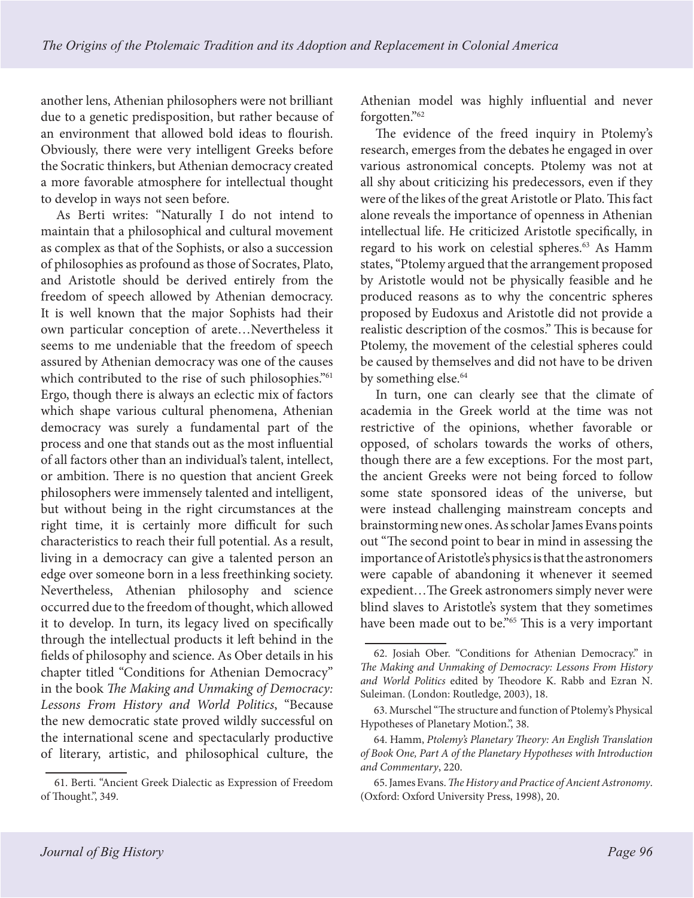another lens, Athenian philosophers were not brilliant due to a genetic predisposition, but rather because of an environment that allowed bold ideas to flourish. Obviously, there were very intelligent Greeks before the Socratic thinkers, but Athenian democracy created a more favorable atmosphere for intellectual thought to develop in ways not seen before.

As Berti writes: "Naturally I do not intend to maintain that a philosophical and cultural movement as complex as that of the Sophists, or also a succession of philosophies as profound as those of Socrates, Plato, and Aristotle should be derived entirely from the freedom of speech allowed by Athenian democracy. It is well known that the major Sophists had their own particular conception of arete…Nevertheless it seems to me undeniable that the freedom of speech assured by Athenian democracy was one of the causes which contributed to the rise of such philosophies."[61] Ergo, though there is always an eclectic mix of factors which shape various cultural phenomena, Athenian democracy was surely a fundamental part of the process and one that stands out as the most influential of all factors other than an individual's talent, intellect, or ambition. There is no question that ancient Greek philosophers were immensely talented and intelligent, but without being in the right circumstances at the right time, it is certainly more difficult for such characteristics to reach their full potential. As a result, living in a democracy can give a talented person an edge over someone born in a less freethinking society. Nevertheless, Athenian philosophy and science occurred due to the freedom of thought, which allowed it to develop. In turn, its legacy lived on specifically through the intellectual products it left behind in the fields of philosophy and science. As Ober details in his chapter titled "Conditions for Athenian Democracy" in the book *The Making and Unmaking of Democracy: Lessons From History and World Politics*, "Because the new democratic state proved wildly successful on the international scene and spectacularly productive of literary, artistic, and philosophical culture, the Athenian model was highly influential and never forgotten."[62]

The evidence of the freed inquiry in Ptolemy's research, emerges from the debates he engaged in over various astronomical concepts. Ptolemy was not at all shy about criticizing his predecessors, even if they were of the likes of the great Aristotle or Plato. This fact alone reveals the importance of openness in Athenian intellectual life. He criticized Aristotle specifically, in regard to his work on celestial spheres.[63] As Hamm states, "Ptolemy argued that the arrangement proposed by Aristotle would not be physically feasible and he produced reasons as to why the concentric spheres proposed by Eudoxus and Aristotle did not provide a realistic description of the cosmos." This is because for Ptolemy, the movement of the celestial spheres could be caused by themselves and did not have to be driven by something else.[64]

In turn, one can clearly see that the climate of academia in the Greek world at the time was not restrictive of the opinions, whether favorable or opposed, of scholars towards the works of others, though there are a few exceptions. For the most part, the ancient Greeks were not being forced to follow some state sponsored ideas of the universe, but were instead challenging mainstream concepts and brainstorming new ones. As scholar James Evans points out "The second point to bear in mind in assessing the importance of Aristotle's physics is that the astronomers were capable of abandoning it whenever it seemed expedient…The Greek astronomers simply never were blind slaves to Aristotle's system that they sometimes have been made out to be."[65] This is a very important

---

61. Berti. "Ancient Greek Dialectic as Expression of Freedom of Thought.", 349.

62. Josiah Ober. "Conditions for Athenian Democracy." in *The Making and Unmaking of Democracy: Lessons From History and World Politics* edited by Theodore K. Rabb and Ezran N. Suleiman. (London: Routledge, 2003), 18.

63. Murschel "The structure and function of Ptolemy's Physical Hypotheses of Planetary Motion.", 38.

64. Hamm, *Ptolemy's Planetary Theory: An English Translation of Book One, Part A of the Planetary Hypotheses with Introduction and Commentary*, 220.

65. James Evans. *The History and Practice of Ancient Astronomy*. (Oxford: Oxford University Press, 1998), 20.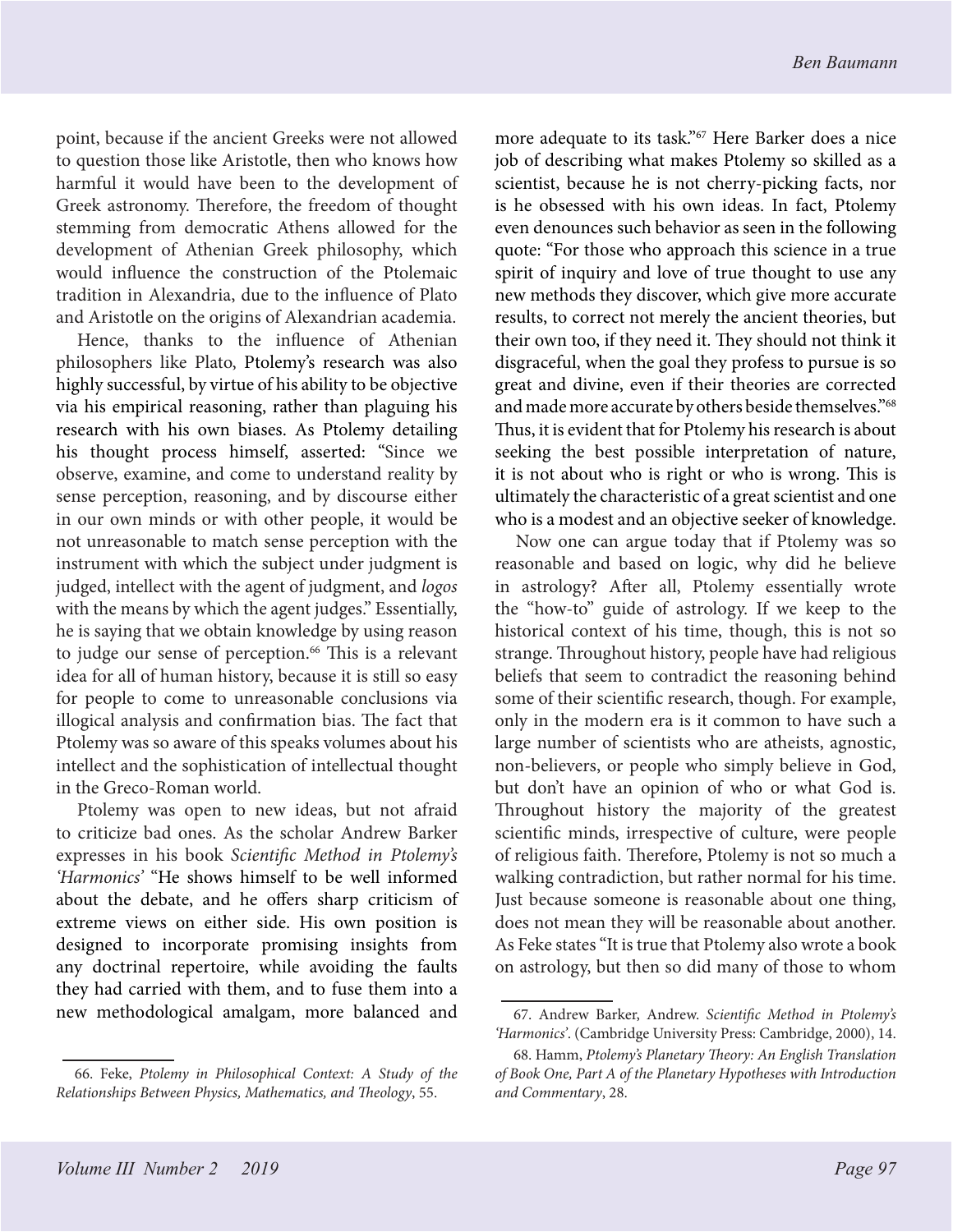point, because if the ancient Greeks were not allowed to question those like Aristotle, then who knows how harmful it would have been to the development of Greek astronomy. Therefore, the freedom of thought stemming from democratic Athens allowed for the development of Athenian Greek philosophy, which would influence the construction of the Ptolemaic tradition in Alexandria, due to the influence of Plato and Aristotle on the origins of Alexandrian academia.

Hence, thanks to the influence of Athenian philosophers like Plato, Ptolemy's research was also highly successful, by virtue of his ability to be objective via his empirical reasoning, rather than plaguing his research with his own biases. As Ptolemy detailing his thought process himself, asserted: "Since we observe, examine, and come to understand reality by sense perception, reasoning, and by discourse either in our own minds or with other people, it would be not unreasonable to match sense perception with the instrument with which the subject under judgment is judged, intellect with the agent of judgment, and *logos* with the means by which the agent judges." Essentially, he is saying that we obtain knowledge by using reason to judge our sense of perception.[66] This is a relevant idea for all of human history, because it is still so easy for people to come to unreasonable conclusions via illogical analysis and confirmation bias. The fact that Ptolemy was so aware of this speaks volumes about his intellect and the sophistication of intellectual thought in the Greco-Roman world.

Ptolemy was open to new ideas, but not afraid to criticize bad ones. As the scholar Andrew Barker expresses in his book *Scientific Method in Ptolemy's 'Harmonics'* "He shows himself to be well informed about the debate, and he offers sharp criticism of extreme views on either side. His own position is designed to incorporate promising insights from any doctrinal repertoire, while avoiding the faults they had carried with them, and to fuse them into a new methodological amalgam, more balanced and more adequate to its task."[67] Here Barker does a nice job of describing what makes Ptolemy so skilled as a scientist, because he is not cherry-picking facts, nor is he obsessed with his own ideas. In fact, Ptolemy even denounces such behavior as seen in the following quote: "For those who approach this science in a true spirit of inquiry and love of true thought to use any new methods they discover, which give more accurate results, to correct not merely the ancient theories, but their own too, if they need it. They should not think it disgraceful, when the goal they profess to pursue is so great and divine, even if their theories are corrected and made more accurate by others beside themselves."[68] Thus, it is evident that for Ptolemy his research is about seeking the best possible interpretation of nature, it is not about who is right or who is wrong. This is ultimately the characteristic of a great scientist and one who is a modest and an objective seeker of knowledge.

Now one can argue today that if Ptolemy was so reasonable and based on logic, why did he believe in astrology? After all, Ptolemy essentially wrote the "how-to" guide of astrology. If we keep to the historical context of his time, though, this is not so strange. Throughout history, people have had religious beliefs that seem to contradict the reasoning behind some of their scientific research, though. For example, only in the modern era is it common to have such a large number of scientists who are atheists, agnostic, non-believers, or people who simply believe in God, but don't have an opinion of who or what God is. Throughout history the majority of the greatest scientific minds, irrespective of culture, were people of religious faith. Therefore, Ptolemy is not so much a walking contradiction, but rather normal for his time. Just because someone is reasonable about one thing, does not mean they will be reasonable about another. As Feke states "It is true that Ptolemy also wrote a book on astrology, but then so did many of those to whom

66. Feke, *Ptolemy in Philosophical Context: A Study of the Relationships Between Physics, Mathematics, and Theology*, 55.

67. Andrew Barker, Andrew. *Scientific Method in Ptolemy's 'Harmonics'*. (Cambridge University Press: Cambridge, 2000), 14.

68. Hamm, *Ptolemy's Planetary Theory: An English Translation of Book One, Part A of the Planetary Hypotheses with Introduction and Commentary*, 28.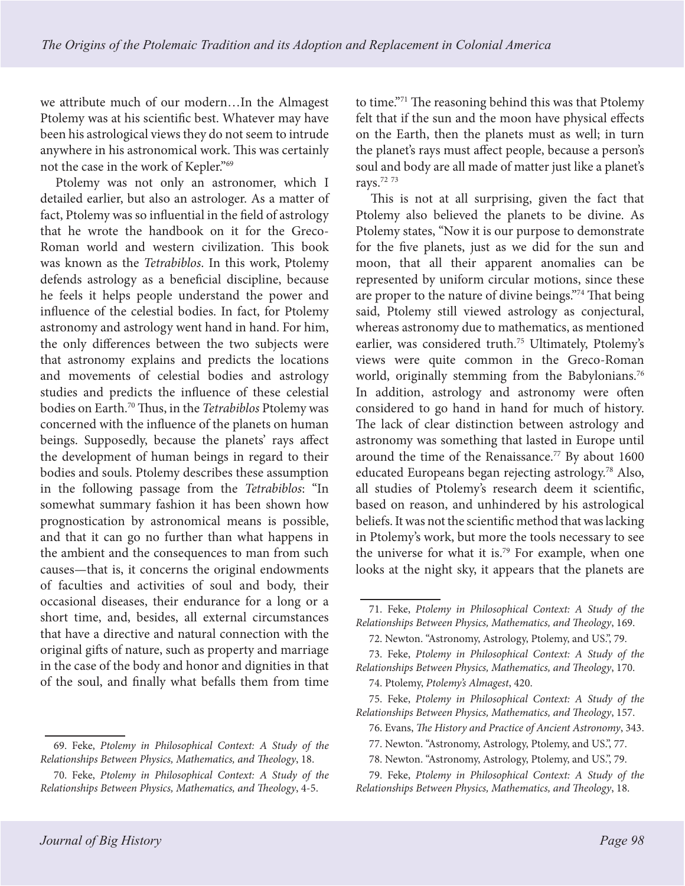we attribute much of our modern…In the Almagest Ptolemy was at his scientific best. Whatever may have been his astrological views they do not seem to intrude anywhere in his astronomical work. This was certainly not the case in the work of Kepler."[69]

Ptolemy was not only an astronomer, which I detailed earlier, but also an astrologer. As a matter of fact, Ptolemy was so influential in the field of astrology that he wrote the handbook on it for the Greco-Roman world and western civilization. This book was known as the *Tetrabiblos*. In this work, Ptolemy defends astrology as a beneficial discipline, because he feels it helps people understand the power and influence of the celestial bodies. In fact, for Ptolemy astronomy and astrology went hand in hand. For him, the only differences between the two subjects were that astronomy explains and predicts the locations and movements of celestial bodies and astrology studies and predicts the influence of these celestial bodies on Earth.[70] Thus, in the *Tetrabiblos* Ptolemy was concerned with the influence of the planets on human beings. Supposedly, because the planets' rays affect the development of human beings in regard to their bodies and souls. Ptolemy describes these assumption in the following passage from the *Tetrabiblos*: "In somewhat summary fashion it has been shown how prognostication by astronomical means is possible, and that it can go no further than what happens in the ambient and the consequences to man from such causes—that is, it concerns the original endowments of faculties and activities of soul and body, their occasional diseases, their endurance for a long or a short time, and, besides, all external circumstances that have a directive and natural connection with the original gifts of nature, such as property and marriage in the case of the body and honor and dignities in that of the soul, and finally what befalls them from time to time."[71] The reasoning behind this was that Ptolemy felt that if the sun and the moon have physical effects on the Earth, then the planets must as well; in turn the planet's rays must affect people, because a person's soul and body are all made of matter just like a planet's rays.[72] [73]

This is not at all surprising, given the fact that Ptolemy also believed the planets to be divine. As Ptolemy states, "Now it is our purpose to demonstrate for the five planets, just as we did for the sun and moon, that all their apparent anomalies can be represented by uniform circular motions, since these are proper to the nature of divine beings."[74] That being said, Ptolemy still viewed astrology as conjectural, whereas astronomy due to mathematics, as mentioned earlier, was considered truth.[75] Ultimately, Ptolemy's views were quite common in the Greco-Roman world, originally stemming from the Babylonians.[76] In addition, astrology and astronomy were often considered to go hand in hand for much of history. The lack of clear distinction between astrology and astronomy was something that lasted in Europe until around the time of the Renaissance.[77] By about 1600 educated Europeans began rejecting astrology.[78] Also, all studies of Ptolemy's research deem it scientific, based on reason, and unhindered by his astrological beliefs. It was not the scientific method that was lacking in Ptolemy's work, but more the tools necessary to see the universe for what it is.[79] For example, when one looks at the night sky, it appears that the planets are

---

69. Feke, *Ptolemy in Philosophical Context: A Study of the Relationships Between Physics, Mathematics, and Theology*, 18.

70. Feke, *Ptolemy in Philosophical Context: A Study of the Relationships Between Physics, Mathematics, and Theology*, 4-5.

71. Feke, *Ptolemy in Philosophical Context: A Study of the Relationships Between Physics, Mathematics, and Theology*, 169.

72. Newton. "Astronomy, Astrology, Ptolemy, and US.", 79.

73. Feke, *Ptolemy in Philosophical Context: A Study of the Relationships Between Physics, Mathematics, and Theology*, 170.

74. Ptolemy, *Ptolemy's Almagest*, 420.

75. Feke, *Ptolemy in Philosophical Context: A Study of the Relationships Between Physics, Mathematics, and Theology*, 157.

76. Evans, *The History and Practice of Ancient Astronomy*, 343.

77. Newton. "Astronomy, Astrology, Ptolemy, and US.", 77.

78. Newton. "Astronomy, Astrology, Ptolemy, and US.", 79.

79. Feke, *Ptolemy in Philosophical Context: A Study of the Relationships Between Physics, Mathematics, and Theology*, 18.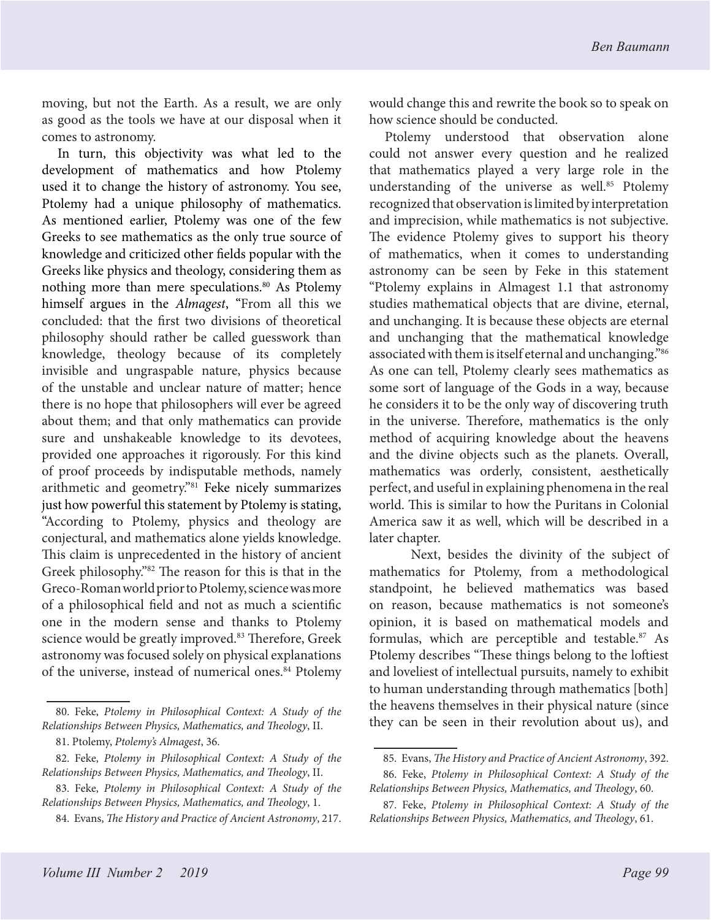moving, but not the Earth. As a result, we are only as good as the tools we have at our disposal when it comes to astronomy.

In turn, this objectivity was what led to the development of mathematics and how Ptolemy used it to change the history of astronomy. You see, Ptolemy had a unique philosophy of mathematics. As mentioned earlier, Ptolemy was one of the few Greeks to see mathematics as the only true source of knowledge and criticized other fields popular with the Greeks like physics and theology, considering them as nothing more than mere speculations.[80] As Ptolemy himself argues in the *Almagest*, "From all this we concluded: that the first two divisions of theoretical philosophy should rather be called guesswork than knowledge, theology because of its completely invisible and ungraspable nature, physics because of the unstable and unclear nature of matter; hence there is no hope that philosophers will ever be agreed about them; and that only mathematics can provide sure and unshakeable knowledge to its devotees, provided one approaches it rigorously. For this kind of proof proceeds by indisputable methods, namely arithmetic and geometry."[81] Feke nicely summarizes just how powerful this statement by Ptolemy is stating, "According to Ptolemy, physics and theology are conjectural, and mathematics alone yields knowledge. This claim is unprecedented in the history of ancient Greek philosophy."[82] The reason for this is that in the Greco-Roman world prior to Ptolemy, science was more of a philosophical field and not as much a scientific one in the modern sense and thanks to Ptolemy science would be greatly improved.[83] Therefore, Greek astronomy was focused solely on physical explanations of the universe, instead of numerical ones.[84] Ptolemy would change this and rewrite the book so to speak on how science should be conducted.

Ptolemy understood that observation alone could not answer every question and he realized that mathematics played a very large role in the understanding of the universe as well.[85] Ptolemy recognized that observation is limited by interpretation and imprecision, while mathematics is not subjective. The evidence Ptolemy gives to support his theory of mathematics, when it comes to understanding astronomy can be seen by Feke in this statement "Ptolemy explains in Almagest 1.1 that astronomy studies mathematical objects that are divine, eternal, and unchanging. It is because these objects are eternal and unchanging that the mathematical knowledge associated with them is itself eternal and unchanging."[86] As one can tell, Ptolemy clearly sees mathematics as some sort of language of the Gods in a way, because he considers it to be the only way of discovering truth in the universe. Therefore, mathematics is the only method of acquiring knowledge about the heavens and the divine objects such as the planets. Overall, mathematics was orderly, consistent, aesthetically perfect, and useful in explaining phenomena in the real world. This is similar to how the Puritans in Colonial America saw it as well, which will be described in a later chapter.

Next, besides the divinity of the subject of mathematics for Ptolemy, from a methodological standpoint, he believed mathematics was based on reason, because mathematics is not someone's opinion, it is based on mathematical models and formulas, which are perceptible and testable.[87] As Ptolemy describes "These things belong to the loftiest and loveliest of intellectual pursuits, namely to exhibit to human understanding through mathematics [both] the heavens themselves in their physical nature (since they can be seen in their revolution about us), and

---

80. Feke, *Ptolemy in Philosophical Context: A Study of the Relationships Between Physics, Mathematics, and Theology*, II.

81. Ptolemy, *Ptolemy's Almagest*, 36.

82. Feke, *Ptolemy in Philosophical Context: A Study of the Relationships Between Physics, Mathematics, and Theology*, II.

83. Feke, *Ptolemy in Philosophical Context: A Study of the Relationships Between Physics, Mathematics, and Theology*, 1.

84. Evans, *The History and Practice of Ancient Astronomy*, 217.

85. Evans, *The History and Practice of Ancient Astronomy*, 392.

86. Feke, *Ptolemy in Philosophical Context: A Study of the Relationships Between Physics, Mathematics, and Theology*, 60.

87. Feke, *Ptolemy in Philosophical Context: A Study of the Relationships Between Physics, Mathematics, and Theology*, 61.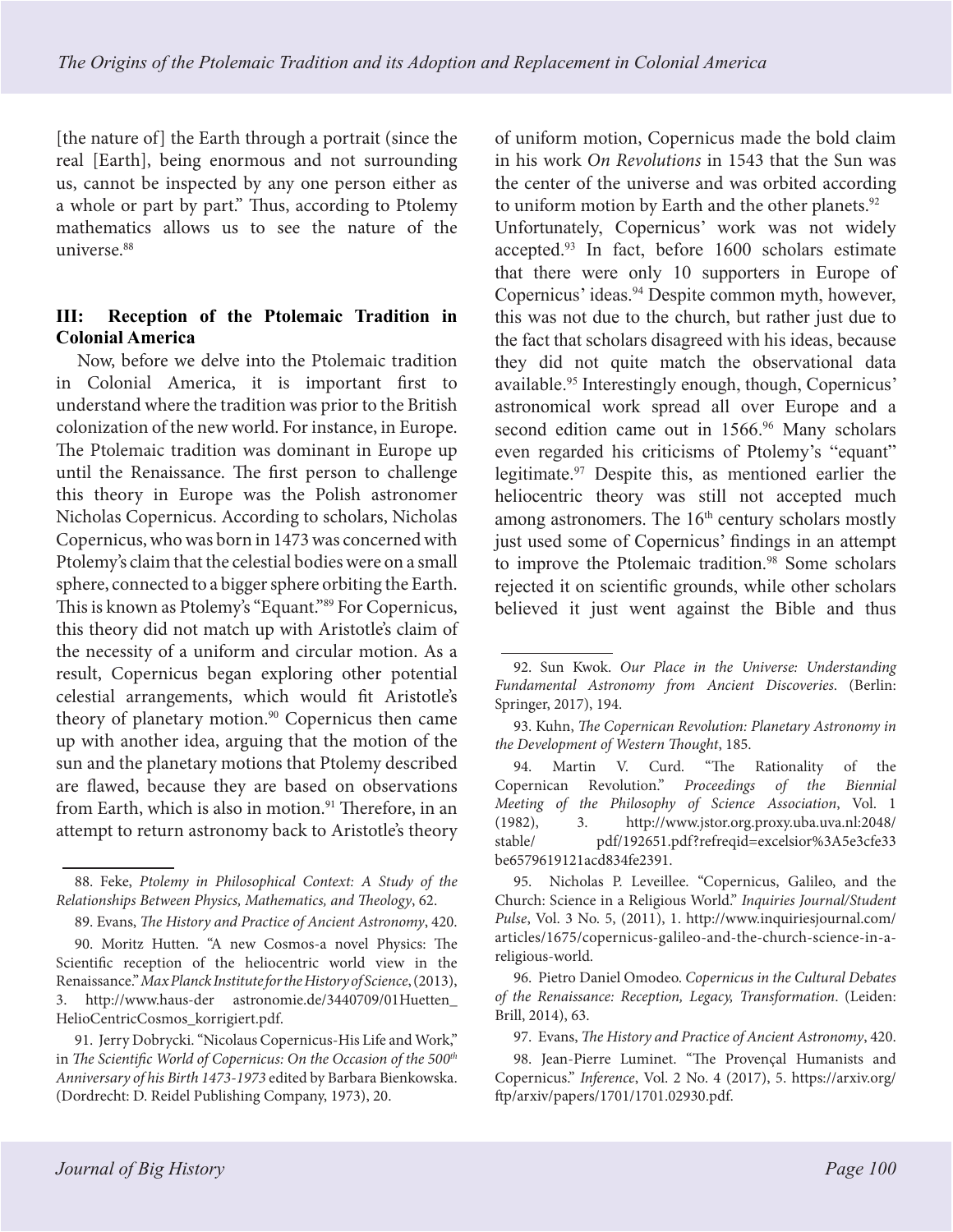[the nature of] the Earth through a portrait (since the real [Earth], being enormous and not surrounding us, cannot be inspected by any one person either as a whole or part by part." Thus, according to Ptolemy mathematics allows us to see the nature of the universe.[88]

### III: Reception of the Ptolemaic Tradition in Colonial America

Now, before we delve into the Ptolemaic tradition in Colonial America, it is important first to understand where the tradition was prior to the British colonization of the new world. For instance, in Europe. The Ptolemaic tradition was dominant in Europe up until the Renaissance. The first person to challenge this theory in Europe was the Polish astronomer Nicholas Copernicus. According to scholars, Nicholas Copernicus, who was born in 1473 was concerned with Ptolemy's claim that the celestial bodies were on a small sphere, connected to a bigger sphere orbiting the Earth. This is known as Ptolemy's "Equant."[89] For Copernicus, this theory did not match up with Aristotle's claim of the necessity of a uniform and circular motion. As a result, Copernicus began exploring other potential celestial arrangements, which would fit Aristotle's theory of planetary motion.[90] Copernicus then came up with another idea, arguing that the motion of the sun and the planetary motions that Ptolemy described are flawed, because they are based on observations from Earth, which is also in motion.[91] Therefore, in an attempt to return astronomy back to Aristotle's theory of uniform motion, Copernicus made the bold claim in his work *On Revolutions* in 1543 that the Sun was the center of the universe and was orbited according to uniform motion by Earth and the other planets.[92]

Unfortunately, Copernicus' work was not widely accepted.[93] In fact, before 1600 scholars estimate that there were only 10 supporters in Europe of Copernicus' ideas.[94] Despite common myth, however, this was not due to the church, but rather just due to the fact that scholars disagreed with his ideas, because they did not quite match the observational data available.[95] Interestingly enough, though, Copernicus' astronomical work spread all over Europe and a second edition came out in 1566.[96] Many scholars even regarded his criticisms of Ptolemy's "equant" legitimate.[97] Despite this, as mentioned earlier the heliocentric theory was still not accepted much among astronomers. The 16th century scholars mostly just used some of Copernicus' findings in an attempt to improve the Ptolemaic tradition.[98] Some scholars rejected it on scientific grounds, while other scholars believed it just went against the Bible and thus

---

88. Feke, *Ptolemy in Philosophical Context: A Study of the Relationships Between Physics, Mathematics, and Theology*, 62.

89. Evans, *The History and Practice of Ancient Astronomy*, 420.

90. Moritz Hutten. "A new Cosmos-a novel Physics: The Scientific reception of the heliocentric world view in the Renaissance." *Max Planck Institute for the History of Science*, (2013), 3. http://www.haus-der astronomie.de/3440709/01Huetten_HelioCentricCosmos_korrigiert.pdf.

91. Jerry Dobrycki. "Nicolaus Copernicus-His Life and Work," in *The Scientific World of Copernicus: On the Occasion of the 500th Anniversary of his Birth 1473-1973* edited by Barbara Bienkowska. (Dordrecht: D. Reidel Publishing Company, 1973), 20.

92. Sun Kwok. *Our Place in the Universe: Understanding Fundamental Astronomy from Ancient Discoveries*. (Berlin: Springer, 2017), 194.

93. Kuhn, *The Copernican Revolution: Planetary Astronomy in the Development of Western Thought*, 185.

94. Martin V. Curd. "The Rationality of the Copernican Revolution." *Proceedings of the Biennial Meeting of the Philosophy of Science Association*, Vol. 1 (1982), 3. http://www.jstor.org.proxy.uba.uva.nl:2048/stable/ pdf/192651.pdf?refreqid=excelsior%3A5e3cfe33be6579619121acd834fe2391.

95. Nicholas P. Leveillee. "Copernicus, Galileo, and the Church: Science in a Religious World." *Inquiries Journal/Student Pulse*, Vol. 3 No. 5, (2011), 1. http://www.inquiriesjournal.com/articles/1675/copernicus-galileo-and-the-church-science-in-a-religious-world.

96. Pietro Daniel Omodeo. *Copernicus in the Cultural Debates of the Renaissance: Reception, Legacy, Transformation*. (Leiden: Brill, 2014), 63.

97. Evans, *The History and Practice of Ancient Astronomy*, 420.

98. Jean-Pierre Luminet. "The Provençal Humanists and Copernicus." *Inference*, Vol. 2 No. 4 (2017), 5. https://arxiv.org/ftp/arxiv/papers/1701/1701.02930.pdf.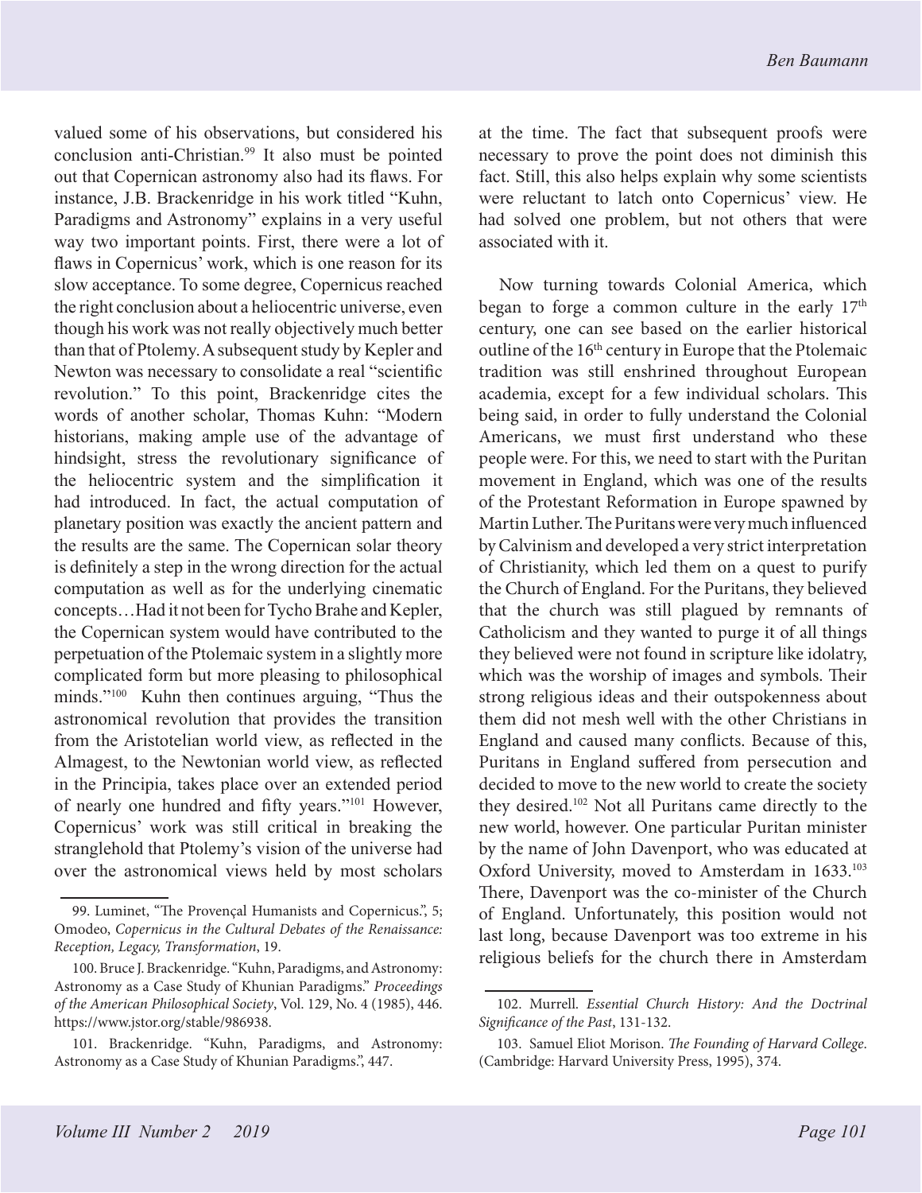valued some of his observations, but considered his conclusion anti-Christian.[99] It also must be pointed out that Copernican astronomy also had its flaws. For instance, J.B. Brackenridge in his work titled "Kuhn, Paradigms and Astronomy" explains in a very useful way two important points. First, there were a lot of flaws in Copernicus' work, which is one reason for its slow acceptance. To some degree, Copernicus reached the right conclusion about a heliocentric universe, even though his work was not really objectively much better than that of Ptolemy. A subsequent study by Kepler and Newton was necessary to consolidate a real "scientific revolution." To this point, Brackenridge cites the words of another scholar, Thomas Kuhn: "Modern historians, making ample use of the advantage of hindsight, stress the revolutionary significance of the heliocentric system and the simplification it had introduced. In fact, the actual computation of planetary position was exactly the ancient pattern and the results are the same. The Copernican solar theory is definitely a step in the wrong direction for the actual computation as well as for the underlying cinematic concepts…Had it not been for Tycho Brahe and Kepler, the Copernican system would have contributed to the perpetuation of the Ptolemaic system in a slightly more complicated form but more pleasing to philosophical minds."[100] Kuhn then continues arguing, "Thus the astronomical revolution that provides the transition from the Aristotelian world view, as reflected in the Almagest, to the Newtonian world view, as reflected in the Principia, takes place over an extended period of nearly one hundred and fifty years."[101] However, Copernicus' work was still critical in breaking the stranglehold that Ptolemy's vision of the universe had over the astronomical views held by most scholars at the time. The fact that subsequent proofs were necessary to prove the point does not diminish this fact. Still, this also helps explain why some scientists were reluctant to latch onto Copernicus' view. He had solved one problem, but not others that were associated with it.

Now turning towards Colonial America, which began to forge a common culture in the early 17th century, one can see based on the earlier historical outline of the 16th century in Europe that the Ptolemaic tradition was still enshrined throughout European academia, except for a few individual scholars. This being said, in order to fully understand the Colonial Americans, we must first understand who these people were. For this, we need to start with the Puritan movement in England, which was one of the results of the Protestant Reformation in Europe spawned by Martin Luther. The Puritans were very much influenced by Calvinism and developed a very strict interpretation of Christianity, which led them on a quest to purify the Church of England. For the Puritans, they believed that the church was still plagued by remnants of Catholicism and they wanted to purge it of all things they believed were not found in scripture like idolatry, which was the worship of images and symbols. Their strong religious ideas and their outspokenness about them did not mesh well with the other Christians in England and caused many conflicts. Because of this, Puritans in England suffered from persecution and decided to move to the new world to create the society they desired.[102] Not all Puritans came directly to the new world, however. One particular Puritan minister by the name of John Davenport, who was educated at Oxford University, moved to Amsterdam in 1633.[103] There, Davenport was the co-minister of the Church of England. Unfortunately, this position would not last long, because Davenport was too extreme in his religious beliefs for the church there in Amsterdam

99. Luminet, "The Provençal Humanists and Copernicus.", 5; Omodeo, *Copernicus in the Cultural Debates of the Renaissance: Reception, Legacy, Transformation*, 19.

100. Bruce J. Brackenridge. "Kuhn, Paradigms, and Astronomy: Astronomy as a Case Study of Khunian Paradigms." *Proceedings of the American Philosophical Society*, Vol. 129, No. 4 (1985), 446. https://www.jstor.org/stable/986938.

101. Brackenridge. "Kuhn, Paradigms, and Astronomy: Astronomy as a Case Study of Khunian Paradigms.", 447.

102. Murrell. *Essential Church History: And the Doctrinal Significance of the Past*, 131-132.

103. Samuel Eliot Morison. *The Founding of Harvard College*. (Cambridge: Harvard University Press, 1995), 374.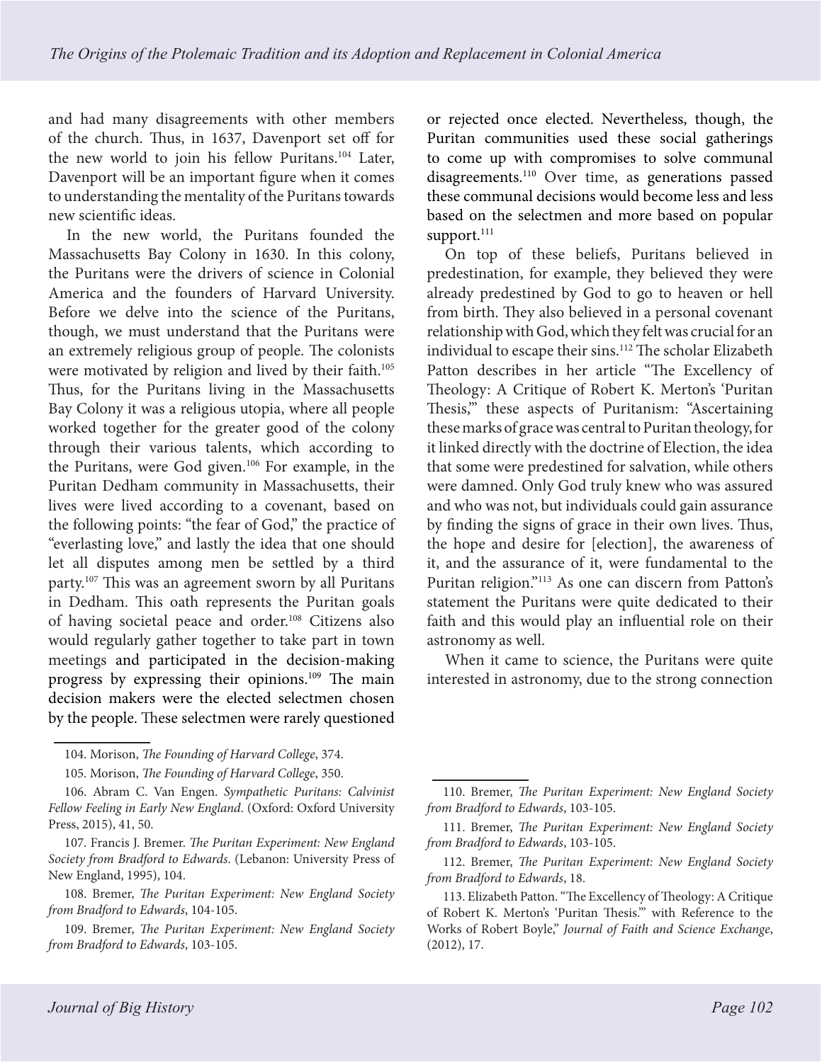and had many disagreements with other members of the church. Thus, in 1637, Davenport set off for the new world to join his fellow Puritans.[104] Later, Davenport will be an important figure when it comes to understanding the mentality of the Puritans towards new scientific ideas.

In the new world, the Puritans founded the Massachusetts Bay Colony in 1630. In this colony, the Puritans were the drivers of science in Colonial America and the founders of Harvard University. Before we delve into the science of the Puritans, though, we must understand that the Puritans were an extremely religious group of people. The colonists were motivated by religion and lived by their faith.[105] Thus, for the Puritans living in the Massachusetts Bay Colony it was a religious utopia, where all people worked together for the greater good of the colony through their various talents, which according to the Puritans, were God given.[106] For example, in the Puritan Dedham community in Massachusetts, their lives were lived according to a covenant, based on the following points: "the fear of God," the practice of "everlasting love," and lastly the idea that one should let all disputes among men be settled by a third party.[107] This was an agreement sworn by all Puritans in Dedham. This oath represents the Puritan goals of having societal peace and order.[108] Citizens also would regularly gather together to take part in town meetings and participated in the decision-making progress by expressing their opinions.[109] The main decision makers were the elected selectmen chosen by the people. These selectmen were rarely questioned or rejected once elected. Nevertheless, though, the Puritan communities used these social gatherings to come up with compromises to solve communal disagreements.[110] Over time, as generations passed these communal decisions would become less and less based on the selectmen and more based on popular support.[111]

On top of these beliefs, Puritans believed in predestination, for example, they believed they were already predestined by God to go to heaven or hell from birth. They also believed in a personal covenant relationship with God, which they felt was crucial for an individual to escape their sins.[112] The scholar Elizabeth Patton describes in her article "The Excellency of Theology: A Critique of Robert K. Merton's 'Puritan Thesis,'" these aspects of Puritanism: "Ascertaining these marks of grace was central to Puritan theology, for it linked directly with the doctrine of Election, the idea that some were predestined for salvation, while others were damned. Only God truly knew who was assured and who was not, but individuals could gain assurance by finding the signs of grace in their own lives. Thus, the hope and desire for [election], the awareness of it, and the assurance of it, were fundamental to the Puritan religion."[113] As one can discern from Patton's statement the Puritans were quite dedicated to their faith and this would play an influential role on their astronomy as well.

When it came to science, the Puritans were quite interested in astronomy, due to the strong connection

---

104. Morison, *The Founding of Harvard College*, 374.

105. Morison, *The Founding of Harvard College*, 350.

106. Abram C. Van Engen. *Sympathetic Puritans: Calvinist Fellow Feeling in Early New England*. (Oxford: Oxford University Press, 2015), 41, 50.

107. Francis J. Bremer. *The Puritan Experiment: New England Society from Bradford to Edwards*. (Lebanon: University Press of New England, 1995), 104.

108. Bremer, *The Puritan Experiment: New England Society from Bradford to Edwards*, 104-105.

109. Bremer, *The Puritan Experiment: New England Society from Bradford to Edwards*, 103-105.

110. Bremer, *The Puritan Experiment: New England Society from Bradford to Edwards*, 103-105.

111. Bremer, *The Puritan Experiment: New England Society from Bradford to Edwards*, 103-105.

112. Bremer, *The Puritan Experiment: New England Society from Bradford to Edwards*, 18.

113. Elizabeth Patton. "The Excellency of Theology: A Critique of Robert K. Merton's 'Puritan Thesis.'" with Reference to the Works of Robert Boyle," *Journal of Faith and Science Exchange*, (2012), 17.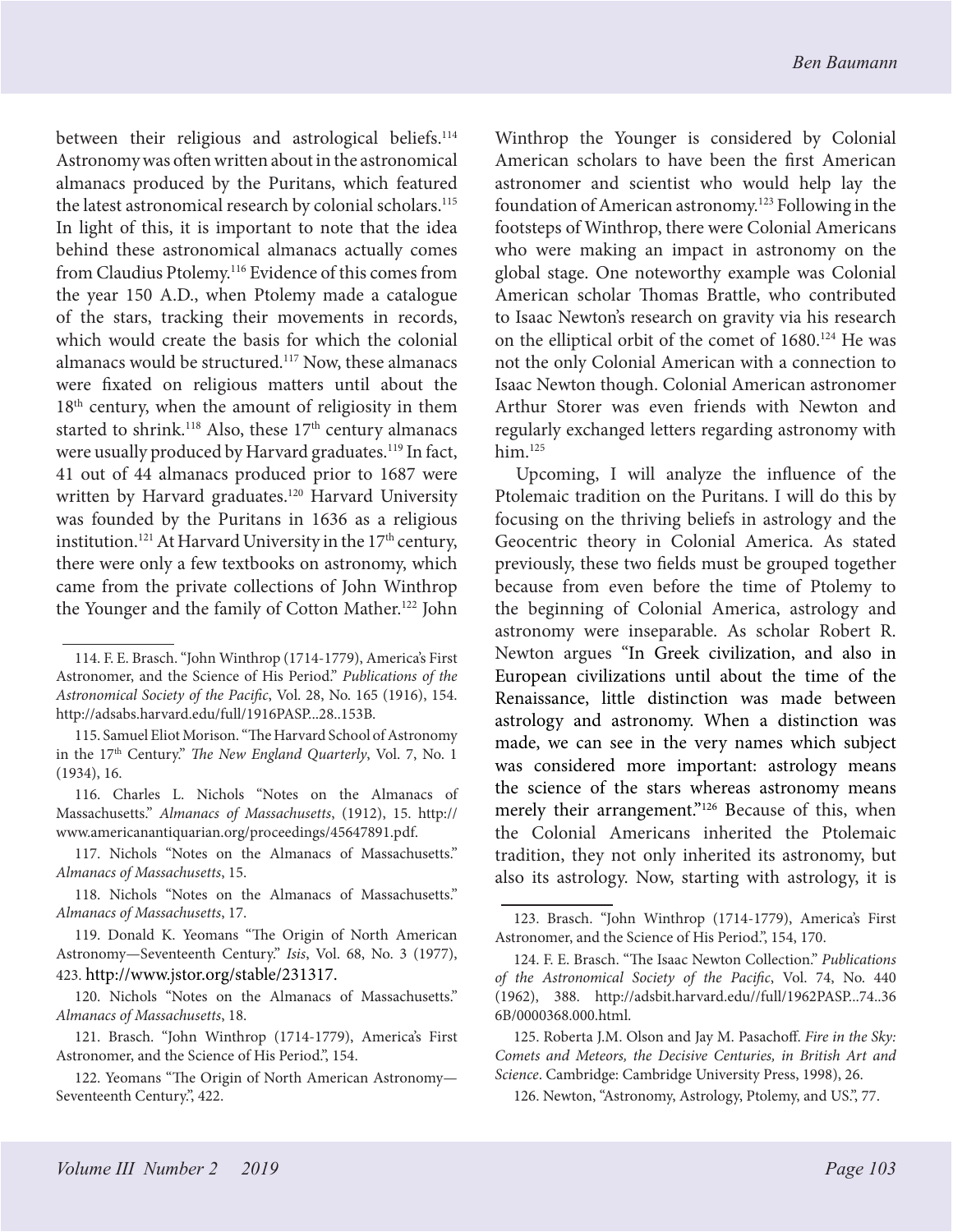between their religious and astrological beliefs.[114] Astronomy was often written about in the astronomical almanacs produced by the Puritans, which featured the latest astronomical research by colonial scholars.[115] In light of this, it is important to note that the idea behind these astronomical almanacs actually comes from Claudius Ptolemy.[116] Evidence of this comes from the year 150 A.D., when Ptolemy made a catalogue of the stars, tracking their movements in records, which would create the basis for which the colonial almanacs would be structured.[117] Now, these almanacs were fixated on religious matters until about the 18th century, when the amount of religiosity in them started to shrink.[118] Also, these 17th century almanacs were usually produced by Harvard graduates.[119] In fact, 41 out of 44 almanacs produced prior to 1687 were written by Harvard graduates.[120] Harvard University was founded by the Puritans in 1636 as a religious institution.[121] At Harvard University in the 17th century, there were only a few textbooks on astronomy, which came from the private collections of John Winthrop the Younger and the family of Cotton Mather.[122] John Winthrop the Younger is considered by Colonial American scholars to have been the first American astronomer and scientist who would help lay the foundation of American astronomy.[123] Following in the footsteps of Winthrop, there were Colonial Americans who were making an impact in astronomy on the global stage. One noteworthy example was Colonial American scholar Thomas Brattle, who contributed to Isaac Newton's research on gravity via his research on the elliptical orbit of the comet of 1680.[124] He was not the only Colonial American with a connection to Isaac Newton though. Colonial American astronomer Arthur Storer was even friends with Newton and regularly exchanged letters regarding astronomy with him.[125]

Upcoming, I will analyze the influence of the Ptolemaic tradition on the Puritans. I will do this by focusing on the thriving beliefs in astrology and the Geocentric theory in Colonial America. As stated previously, these two fields must be grouped together because from even before the time of Ptolemy to the beginning of Colonial America, astrology and astronomy were inseparable. As scholar Robert R. Newton argues "In Greek civilization, and also in European civilizations until about the time of the Renaissance, little distinction was made between astrology and astronomy. When a distinction was made, we can see in the very names which subject was considered more important: astrology means the science of the stars whereas astronomy means merely their arrangement."[126] Because of this, when the Colonial Americans inherited the Ptolemaic tradition, they not only inherited its astronomy, but also its astrology. Now, starting with astrology, it is

---

114. F. E. Brasch. "John Winthrop (1714-1779), America's First Astronomer, and the Science of His Period." *Publications of the Astronomical Society of the Pacific*, Vol. 28, No. 165 (1916), 154. http://adsabs.harvard.edu/full/1916PASP...28..153B.

115. Samuel Eliot Morison. "The Harvard School of Astronomy in the 17th Century." *The New England Quarterly*, Vol. 7, No. 1 (1934), 16.

116. Charles L. Nichols "Notes on the Almanacs of Massachusetts." *Almanacs of Massachusetts*, (1912), 15. http://www.americanantiquarian.org/proceedings/45647891.pdf.

117. Nichols "Notes on the Almanacs of Massachusetts." *Almanacs of Massachusetts*, 15.

118. Nichols "Notes on the Almanacs of Massachusetts." *Almanacs of Massachusetts*, 17.

119. Donald K. Yeomans "The Origin of North American Astronomy—Seventeenth Century." *Isis*, Vol. 68, No. 3 (1977), 423. http://www.jstor.org/stable/231317.

120. Nichols "Notes on the Almanacs of Massachusetts." *Almanacs of Massachusetts*, 18.

121. Brasch. "John Winthrop (1714-1779), America's First Astronomer, and the Science of His Period.", 154.

122. Yeomans "The Origin of North American Astronomy—Seventeenth Century.", 422.

123. Brasch. "John Winthrop (1714-1779), America's First Astronomer, and the Science of His Period.", 154, 170.

124. F. E. Brasch. "The Isaac Newton Collection." *Publications of the Astronomical Society of the Pacific*, Vol. 74, No. 440 (1962), 388. http://adsbit.harvard.edu//full/1962PASP...74..366B/0000368.000.html.

125. Roberta J.M. Olson and Jay M. Pasachoff. *Fire in the Sky: Comets and Meteors, the Decisive Centuries, in British Art and Science*. Cambridge: Cambridge University Press, 1998), 26.

126. Newton, "Astronomy, Astrology, Ptolemy, and US.", 77.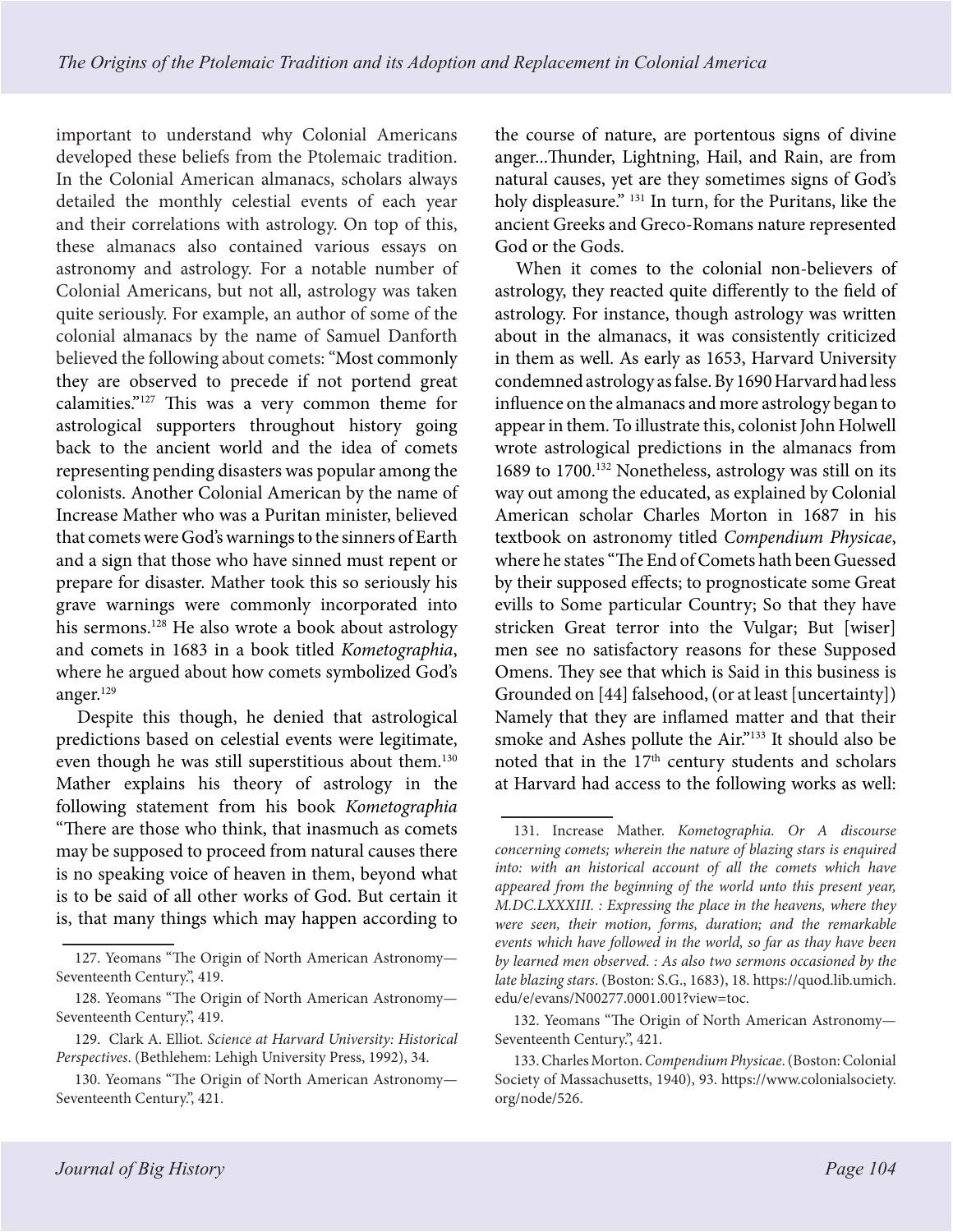important to understand why Colonial Americans developed these beliefs from the Ptolemaic tradition. In the Colonial American almanacs, scholars always detailed the monthly celestial events of each year and their correlations with astrology. On top of this, these almanacs also contained various essays on astronomy and astrology. For a notable number of Colonial Americans, but not all, astrology was taken quite seriously. For example, an author of some of the colonial almanacs by the name of Samuel Danforth believed the following about comets: "Most commonly they are observed to precede if not portend great calamities."[127] This was a very common theme for astrological supporters throughout history going back to the ancient world and the idea of comets representing pending disasters was popular among the colonists. Another Colonial American by the name of Increase Mather who was a Puritan minister, believed that comets were God's warnings to the sinners of Earth and a sign that those who have sinned must repent or prepare for disaster. Mather took this so seriously his grave warnings were commonly incorporated into his sermons.[128] He also wrote a book about astrology and comets in 1683 in a book titled *Kometographia*, where he argued about how comets symbolized God's anger.[129]

Despite this though, he denied that astrological predictions based on celestial events were legitimate, even though he was still superstitious about them.[130] Mather explains his theory of astrology in the following statement from his book *Kometographia* "There are those who think, that inasmuch as comets may be supposed to proceed from natural causes there is no speaking voice of heaven in them, beyond what is to be said of all other works of God. But certain it is, that many things which may happen according to the course of nature, are portentous signs of divine anger...Thunder, Lightning, Hail, and Rain, are from natural causes, yet are they sometimes signs of God's holy displeasure." [131] In turn, for the Puritans, like the ancient Greeks and Greco-Romans nature represented God or the Gods.

When it comes to the colonial non-believers of astrology, they reacted quite differently to the field of astrology. For instance, though astrology was written about in the almanacs, it was consistently criticized in them as well. As early as 1653, Harvard University condemned astrology as false. By 1690 Harvard had less influence on the almanacs and more astrology began to appear in them. To illustrate this, colonist John Holwell wrote astrological predictions in the almanacs from 1689 to 1700.[132] Nonetheless, astrology was still on its way out among the educated, as explained by Colonial American scholar Charles Morton in 1687 in his textbook on astronomy titled *Compendium Physicae*, where he states "The End of Comets hath been Guessed by their supposed effects; to prognosticate some Great evills to Some particular Country; So that they have stricken Great terror into the Vulgar; But [wiser] men see no satisfactory reasons for these Supposed Omens. They see that which is Said in this business is Grounded on [44] falsehood, (or at least [uncertainty]) Namely that they are inflamed matter and that their smoke and Ashes pollute the Air."[133] It should also be noted that in the 17th century students and scholars at Harvard had access to the following works as well:

---

127. Yeomans "The Origin of North American Astronomy—Seventeenth Century.", 419.

128. Yeomans "The Origin of North American Astronomy—Seventeenth Century.", 419.

129. Clark A. Elliot. *Science at Harvard University: Historical Perspectives*. (Bethlehem: Lehigh University Press, 1992), 34.

130. Yeomans "The Origin of North American Astronomy—Seventeenth Century.", 421.

131. Increase Mather. *Kometographia. Or A discourse concerning comets; wherein the nature of blazing stars is enquired into: with an historical account of all the comets which have appeared from the beginning of the world unto this present year, M.DC.LXXXIII. : Expressing the place in the heavens, where they were seen, their motion, forms, duration; and the remarkable events which have followed in the world, so far as thay have been by learned men observed. : As also two sermons occasioned by the late blazing stars*. (Boston: S.G., 1683), 18. https://quod.lib.umich.edu/e/evans/N00277.0001.001?view=toc.

132. Yeomans "The Origin of North American Astronomy—Seventeenth Century.", 421.

133. Charles Morton. *Compendium Physicae*. (Boston: Colonial Society of Massachusetts, 1940), 93. https://www.colonialsociety.org/node/526.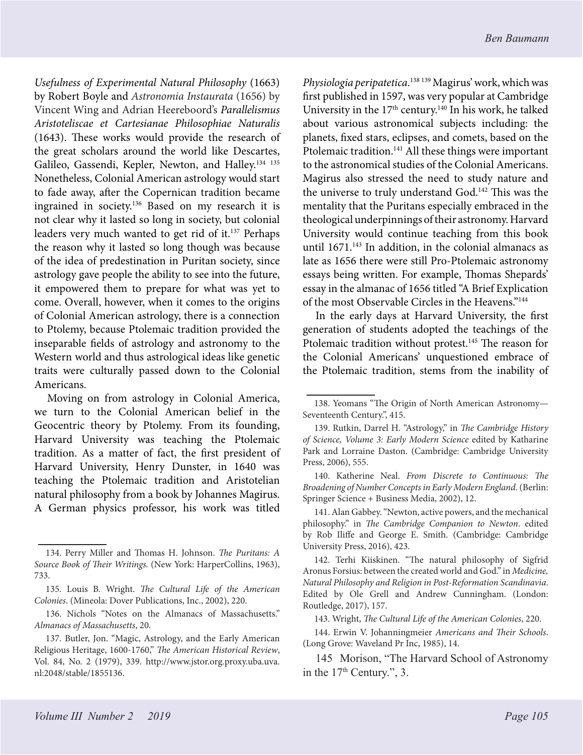*Usefulness of Experimental Natural Philosophy* (1663) by Robert Boyle and *Astronomia Instaurata* (1656) by Vincent Wing and Adrian Heereboord's *Parallelismus Aristoteliscae et Cartesianae Philosophiae Naturalis* (1643). These works would provide the research of the great scholars around the world like Descartes, Galileo, Gassendi, Kepler, Newton, and Halley.[134] [135] Nonetheless, Colonial American astrology would start to fade away, after the Copernican tradition became ingrained in society.[136] Based on my research it is not clear why it lasted so long in society, but colonial leaders very much wanted to get rid of it.[137] Perhaps the reason why it lasted so long though was because of the idea of predestination in Puritan society, since astrology gave people the ability to see into the future, it empowered them to prepare for what was yet to come. Overall, however, when it comes to the origins of Colonial American astrology, there is a connection to Ptolemy, because Ptolemaic tradition provided the inseparable fields of astrology and astronomy to the Western world and thus astrological ideas like genetic traits were culturally passed down to the Colonial Americans.

Moving on from astrology in Colonial America, we turn to the Colonial American belief in the Geocentric theory by Ptolemy. From its founding, Harvard University was teaching the Ptolemaic tradition. As a matter of fact, the first president of Harvard University, Henry Dunster, in 1640 was teaching the Ptolemaic tradition and Aristotelian natural philosophy from a book by Johannes Magirus. A German physics professor, his work was titled *Physiologia peripatetica*.[138] [139] Magirus' work, which was first published in 1597, was very popular at Cambridge University in the 17th century.[140] In his work, he talked about various astronomical subjects including: the planets, fixed stars, eclipses, and comets, based on the Ptolemaic tradition.[141] All these things were important to the astronomical studies of the Colonial Americans. Magirus also stressed the need to study nature and the universe to truly understand God.[142] This was the mentality that the Puritans especially embraced in the theological underpinnings of their astronomy. Harvard University would continue teaching from this book until 1671.[143] In addition, in the colonial almanacs as late as 1656 there were still Pro-Ptolemaic astronomy essays being written. For example, Thomas Shepards' essay in the almanac of 1656 titled "A Brief Explication of the most Observable Circles in the Heavens."[144]

In the early days at Harvard University, the first generation of students adopted the teachings of the Ptolemaic tradition without protest.[145] The reason for the Colonial Americans' unquestioned embrace of the Ptolemaic tradition, stems from the inability of

---

134. Perry Miller and Thomas H. Johnson. *The Puritans: A Source Book of Their Writings.* (New York: HarperCollins, 1963), 733.

135. Louis B. Wright. *The Cultural Life of the American Colonies*. (Mineola: Dover Publications, Inc., 2002), 220.

136. Nichols "Notes on the Almanacs of Massachusetts." *Almanacs of Massachusetts*, 20.

137. Butler, Jon. "Magic, Astrology, and the Early American Religious Heritage, 1600-1760," *The American Historical Review*, Vol. 84, No. 2 (1979), 339. http://www.jstor.org.proxy.uba.uva.nl:2048/stable/1855136.

138. Yeomans "The Origin of North American Astronomy—Seventeenth Century.", 415.

139. Rutkin, Darrel H. "Astrology," in *The Cambridge History of Science, Volume 3: Early Modern Science* edited by Katharine Park and Lorraine Daston. (Cambridge: Cambridge University Press, 2006), 555.

140. Katherine Neal. *From Discrete to Continuous: The Broadening of Number Concepts in Early Modern England*. (Berlin: Springer Science + Business Media, 2002), 12.

141. Alan Gabbey. "Newton, active powers, and the mechanical philosophy." in *The Cambridge Companion to Newton*. edited by Rob Iliffe and George E. Smith. (Cambridge: Cambridge University Press, 2016), 423.

142. Terhi Kiiskinen. "The natural philosophy of Sigfrid Aronus Forsius: between the created world and God." in *Medicine, Natural Philosophy and Religion in Post-Reformation Scandinavia*. Edited by Ole Grell and Andrew Cunningham. (London: Routledge, 2017), 157.

143. Wright, *The Cultural Life of the American Colonies*, 220.

144. Erwin V. Johanningmeier *Americans and Their Schools*. (Long Grove: Waveland Pr Inc, 1985), 14.

145 Morison, "The Harvard School of Astronomy in the 17th Century.", 3.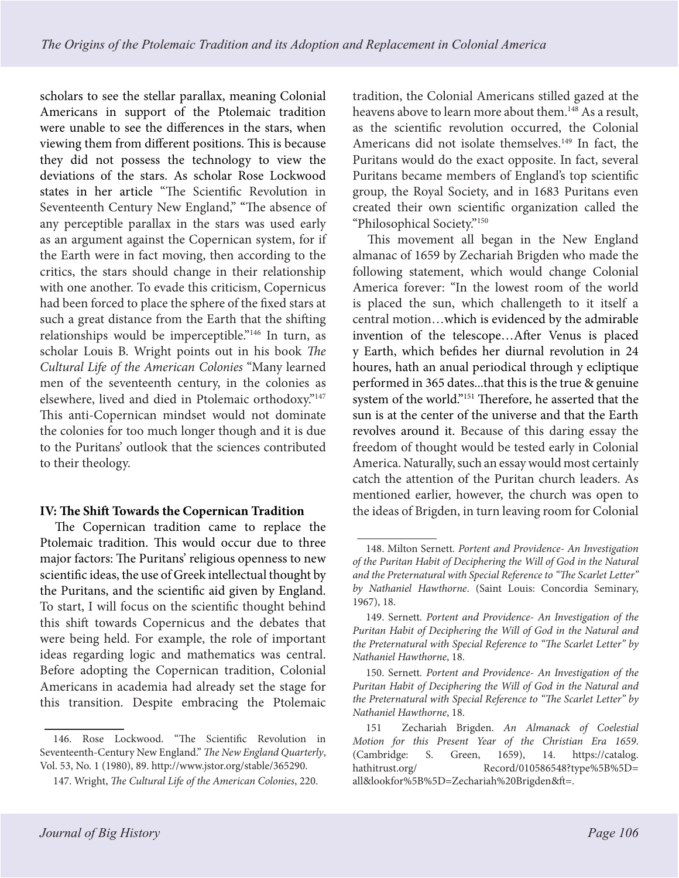scholars to see the stellar parallax, meaning Colonial Americans in support of the Ptolemaic tradition were unable to see the differences in the stars, when viewing them from different positions. This is because they did not possess the technology to view the deviations of the stars. As scholar Rose Lockwood states in her article "The Scientific Revolution in Seventeenth Century New England," "The absence of any perceptible parallax in the stars was used early as an argument against the Copernican system, for if the Earth were in fact moving, then according to the critics, the stars should change in their relationship with one another. To evade this criticism, Copernicus had been forced to place the sphere of the fixed stars at such a great distance from the Earth that the shifting relationships would be imperceptible."[146] In turn, as scholar Louis B. Wright points out in his book *The Cultural Life of the American Colonies* "Many learned men of the seventeenth century, in the colonies as elsewhere, lived and died in Ptolemaic orthodoxy."[147] This anti-Copernican mindset would not dominate the colonies for too much longer though and it is due to the Puritans' outlook that the sciences contributed to their theology.

**IV: The Shift Towards the Copernican Tradition**

The Copernican tradition came to replace the Ptolemaic tradition. This would occur due to three major factors: The Puritans' religious openness to new scientific ideas, the use of Greek intellectual thought by the Puritans, and the scientific aid given by England. To start, I will focus on the scientific thought behind this shift towards Copernicus and the debates that were being held. For example, the role of important ideas regarding logic and mathematics was central. Before adopting the Copernican tradition, Colonial Americans in academia had already set the stage for this transition. Despite embracing the Ptolemaic tradition, the Colonial Americans stilled gazed at the heavens above to learn more about them.[148] As a result, as the scientific revolution occurred, the Colonial Americans did not isolate themselves.[149] In fact, the Puritans would do the exact opposite. In fact, several Puritans became members of England's top scientific group, the Royal Society, and in 1683 Puritans even created their own scientific organization called the "Philosophical Society."[150]

This movement all began in the New England almanac of 1659 by Zechariah Brigden who made the following statement, which would change Colonial America forever: "In the lowest room of the world is placed the sun, which challengeth to it itself a central motion…which is evidenced by the admirable invention of the telescope…After Venus is placed y Earth, which befides her diurnal revolution in 24 houres, hath an anual periodical through y ecliptique performed in 365 dates...that this is the true & genuine system of the world."[151] Therefore, he asserted that the sun is at the center of the universe and that the Earth revolves around it. Because of this daring essay the freedom of thought would be tested early in Colonial America. Naturally, such an essay would most certainly catch the attention of the Puritan church leaders. As mentioned earlier, however, the church was open to the ideas of Brigden, in turn leaving room for Colonial

---

146. Rose Lockwood. "The Scientific Revolution in Seventeenth-Century New England." *The New England Quarterly*, Vol. 53, No. 1 (1980), 89. http://www.jstor.org/stable/365290.

147. Wright, *The Cultural Life of the American Colonies*, 220.

148. Milton Sernett. *Portent and Providence- An Investigation of the Puritan Habit of Deciphering the Will of God in the Natural and the Preternatural with Special Reference to "The Scarlet Letter" by Nathaniel Hawthorne*. (Saint Louis: Concordia Seminary, 1967), 18.

149. Sernett. *Portent and Providence- An Investigation of the Puritan Habit of Deciphering the Will of God in the Natural and the Preternatural with Special Reference to "The Scarlet Letter" by Nathaniel Hawthorne*, 18.

150. Sernett. *Portent and Providence- An Investigation of the Puritan Habit of Deciphering the Will of God in the Natural and the Preternatural with Special Reference to "The Scarlet Letter" by Nathaniel Hawthorne*, 18.

151 Zechariah Brigden. *An Almanack of Coelestial Motion for this Present Year of the Christian Era 1659*. (Cambridge: S. Green, 1659), 14. https://catalog.hathitrust.org/Record/010586548?type%5B%5D=all&lookfor%5B%5D=Zechariah%20Brigden&ft=.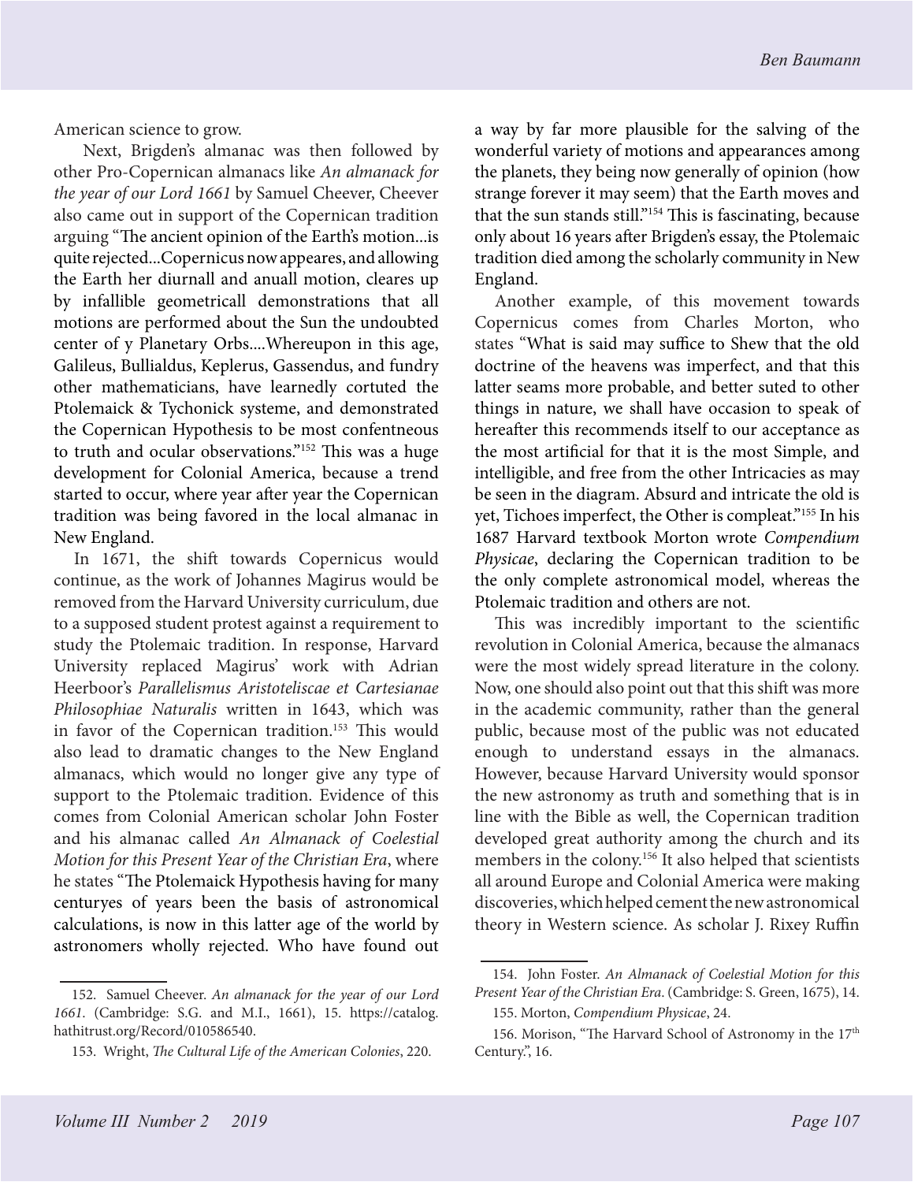American science to grow.

Next, Brigden's almanac was then followed by other Pro-Copernican almanacs like *An almanack for the year of our Lord 1661* by Samuel Cheever, Cheever also came out in support of the Copernican tradition arguing "The ancient opinion of the Earth's motion...is quite rejected...Copernicus now appeares, and allowing the Earth her diurnall and anuall motion, cleares up by infallible geometricall demonstrations that all motions are performed about the Sun the undoubted center of y Planetary Orbs....Whereupon in this age, Galileus, Bullialdus, Keplerus, Gassendus, and fundry other mathematicians, have learnedly cortuted the Ptolemaick & Tychonick systeme, and demonstrated the Copernican Hypothesis to be most confentneous to truth and ocular observations."[152] This was a huge development for Colonial America, because a trend started to occur, where year after year the Copernican tradition was being favored in the local almanac in New England.

In 1671, the shift towards Copernicus would continue, as the work of Johannes Magirus would be removed from the Harvard University curriculum, due to a supposed student protest against a requirement to study the Ptolemaic tradition. In response, Harvard University replaced Magirus' work with Adrian Heerboor's *Parallelismus Aristoteliscae et Cartesianae Philosophiae Naturalis* written in 1643, which was in favor of the Copernican tradition.[153] This would also lead to dramatic changes to the New England almanacs, which would no longer give any type of support to the Ptolemaic tradition. Evidence of this comes from Colonial American scholar John Foster and his almanac called *An Almanack of Coelestial Motion for this Present Year of the Christian Era*, where he states "The Ptolemaick Hypothesis having for many centuryes of years been the basis of astronomical calculations, is now in this latter age of the world by astronomers wholly rejected. Who have found out a way by far more plausible for the salving of the wonderful variety of motions and appearances among the planets, they being now generally of opinion (how strange forever it may seem) that the Earth moves and that the sun stands still."[154] This is fascinating, because only about 16 years after Brigden's essay, the Ptolemaic tradition died among the scholarly community in New England.

Another example, of this movement towards Copernicus comes from Charles Morton, who states "What is said may suffice to Shew that the old doctrine of the heavens was imperfect, and that this latter seams more probable, and better suted to other things in nature, we shall have occasion to speak of hereafter this recommends itself to our acceptance as the most artificial for that it is the most Simple, and intelligible, and free from the other Intricacies as may be seen in the diagram. Absurd and intricate the old is yet, Tichoes imperfect, the Other is compleat."[155] In his 1687 Harvard textbook Morton wrote *Compendium Physicae*, declaring the Copernican tradition to be the only complete astronomical model, whereas the Ptolemaic tradition and others are not.

This was incredibly important to the scientific revolution in Colonial America, because the almanacs were the most widely spread literature in the colony. Now, one should also point out that this shift was more in the academic community, rather than the general public, because most of the public was not educated enough to understand essays in the almanacs. However, because Harvard University would sponsor the new astronomy as truth and something that is in line with the Bible as well, the Copernican tradition developed great authority among the church and its members in the colony.[156] It also helped that scientists all around Europe and Colonial America were making discoveries, which helped cement the new astronomical theory in Western science. As scholar J. Rixey Ruffin

---

152. Samuel Cheever. *An almanack for the year of our Lord 1661*. (Cambridge: S.G. and M.I., 1661), 15. https://catalog.hathitrust.org/Record/010586540.

153. Wright, *The Cultural Life of the American Colonies*, 220.

154. John Foster. *An Almanack of Coelestial Motion for this Present Year of the Christian Era*. (Cambridge: S. Green, 1675), 14.

155. Morton, *Compendium Physicae*, 24.

156. Morison, "The Harvard School of Astronomy in the 17th Century.", 16.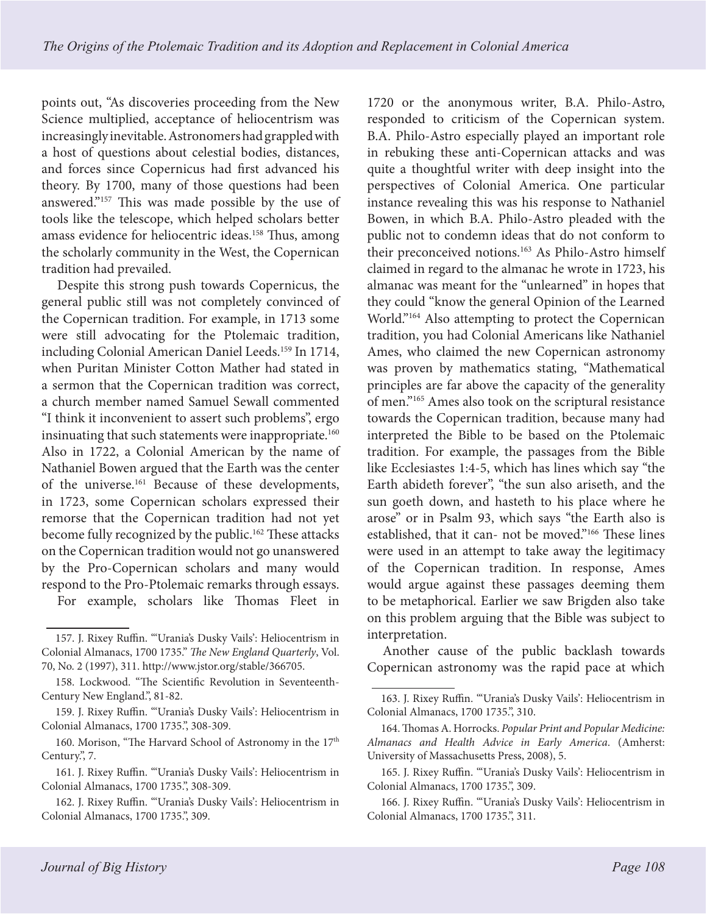points out, "As discoveries proceeding from the New Science multiplied, acceptance of heliocentrism was increasingly inevitable. Astronomers had grappled with a host of questions about celestial bodies, distances, and forces since Copernicus had first advanced his theory. By 1700, many of those questions had been answered."[157] This was made possible by the use of tools like the telescope, which helped scholars better amass evidence for heliocentric ideas.[158] Thus, among the scholarly community in the West, the Copernican tradition had prevailed.

Despite this strong push towards Copernicus, the general public still was not completely convinced of the Copernican tradition. For example, in 1713 some were still advocating for the Ptolemaic tradition, including Colonial American Daniel Leeds.[159] In 1714, when Puritan Minister Cotton Mather had stated in a sermon that the Copernican tradition was correct, a church member named Samuel Sewall commented "I think it inconvenient to assert such problems", ergo insinuating that such statements were inappropriate.[160] Also in 1722, a Colonial American by the name of Nathaniel Bowen argued that the Earth was the center of the universe.[161] Because of these developments, in 1723, some Copernican scholars expressed their remorse that the Copernican tradition had not yet become fully recognized by the public.[162] These attacks on the Copernican tradition would not go unanswered by the Pro-Copernican scholars and many would respond to the Pro-Ptolemaic remarks through essays.

For example, scholars like Thomas Fleet in 1720 or the anonymous writer, B.A. Philo-Astro, responded to criticism of the Copernican system. B.A. Philo-Astro especially played an important role in rebuking these anti-Copernican attacks and was quite a thoughtful writer with deep insight into the perspectives of Colonial America. One particular instance revealing this was his response to Nathaniel Bowen, in which B.A. Philo-Astro pleaded with the public not to condemn ideas that do not conform to their preconceived notions.[163] As Philo-Astro himself claimed in regard to the almanac he wrote in 1723, his almanac was meant for the "unlearned" in hopes that they could "know the general Opinion of the Learned World."[164] Also attempting to protect the Copernican tradition, you had Colonial Americans like Nathaniel Ames, who claimed the new Copernican astronomy was proven by mathematics stating, "Mathematical principles are far above the capacity of the generality of men."[165] Ames also took on the scriptural resistance towards the Copernican tradition, because many had interpreted the Bible to be based on the Ptolemaic tradition. For example, the passages from the Bible like Ecclesiastes 1:4-5, which has lines which say "the Earth abideth forever", "the sun also ariseth, and the sun goeth down, and hasteth to his place where he arose" or in Psalm 93, which says "the Earth also is established, that it can- not be moved."[166] These lines were used in an attempt to take away the legitimacy of the Copernican tradition. In response, Ames would argue against these passages deeming them to be metaphorical. Earlier we saw Brigden also take on this problem arguing that the Bible was subject to interpretation.

Another cause of the public backlash towards Copernican astronomy was the rapid pace at which

---

157. J. Rixey Ruffin. "'Urania's Dusky Vails': Heliocentrism in Colonial Almanacs, 1700 1735." *The New England Quarterly*, Vol. 70, No. 2 (1997), 311. http://www.jstor.org/stable/366705.

158. Lockwood. "The Scientific Revolution in Seventeenth-Century New England.", 81-82.

159. J. Rixey Ruffin. "'Urania's Dusky Vails': Heliocentrism in Colonial Almanacs, 1700 1735.", 308-309.

160. Morison, "The Harvard School of Astronomy in the 17th Century.", 7.

161. J. Rixey Ruffin. "'Urania's Dusky Vails': Heliocentrism in Colonial Almanacs, 1700 1735.", 308-309.

162. J. Rixey Ruffin. "'Urania's Dusky Vails': Heliocentrism in Colonial Almanacs, 1700 1735.", 309.

163. J. Rixey Ruffin. "'Urania's Dusky Vails': Heliocentrism in Colonial Almanacs, 1700 1735.", 310.

164. Thomas A. Horrocks. *Popular Print and Popular Medicine: Almanacs and Health Advice in Early America*. (Amherst: University of Massachusetts Press, 2008), 5.

165. J. Rixey Ruffin. "'Urania's Dusky Vails': Heliocentrism in Colonial Almanacs, 1700 1735.", 309.

166. J. Rixey Ruffin. "'Urania's Dusky Vails': Heliocentrism in Colonial Almanacs, 1700 1735.", 311.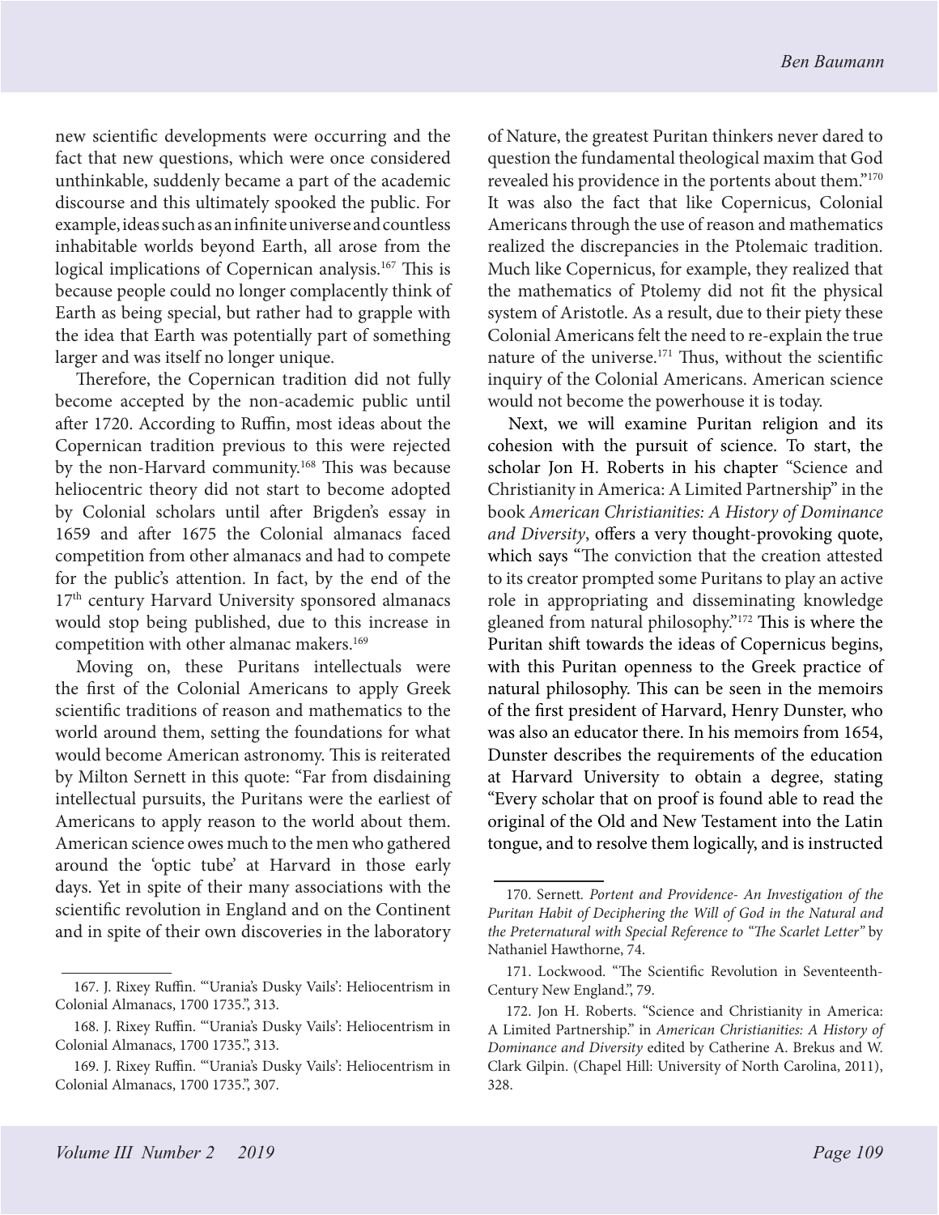new scientific developments were occurring and the fact that new questions, which were once considered unthinkable, suddenly became a part of the academic discourse and this ultimately spooked the public. For example, ideas such as an infinite universe and countless inhabitable worlds beyond Earth, all arose from the logical implications of Copernican analysis.[167] This is because people could no longer complacently think of Earth as being special, but rather had to grapple with the idea that Earth was potentially part of something larger and was itself no longer unique.

Therefore, the Copernican tradition did not fully become accepted by the non-academic public until after 1720. According to Ruffin, most ideas about the Copernican tradition previous to this were rejected by the non-Harvard community.[168] This was because heliocentric theory did not start to become adopted by Colonial scholars until after Brigden's essay in 1659 and after 1675 the Colonial almanacs faced competition from other almanacs and had to compete for the public's attention. In fact, by the end of the 17th century Harvard University sponsored almanacs would stop being published, due to this increase in competition with other almanac makers.[169]

Moving on, these Puritans intellectuals were the first of the Colonial Americans to apply Greek scientific traditions of reason and mathematics to the world around them, setting the foundations for what would become American astronomy. This is reiterated by Milton Sernett in this quote: "Far from disdaining intellectual pursuits, the Puritans were the earliest of Americans to apply reason to the world about them. American science owes much to the men who gathered around the 'optic tube' at Harvard in those early days. Yet in spite of their many associations with the scientific revolution in England and on the Continent and in spite of their own discoveries in the laboratory of Nature, the greatest Puritan thinkers never dared to question the fundamental theological maxim that God revealed his providence in the portents about them."[170] It was also the fact that like Copernicus, Colonial Americans through the use of reason and mathematics realized the discrepancies in the Ptolemaic tradition. Much like Copernicus, for example, they realized that the mathematics of Ptolemy did not fit the physical system of Aristotle. As a result, due to their piety these Colonial Americans felt the need to re-explain the true nature of the universe.[171] Thus, without the scientific inquiry of the Colonial Americans. American science would not become the powerhouse it is today.

Next, we will examine Puritan religion and its cohesion with the pursuit of science. To start, the scholar Jon H. Roberts in his chapter "Science and Christianity in America: A Limited Partnership" in the book *American Christianities: A History of Dominance and Diversity*, offers a very thought-provoking quote, which says "The conviction that the creation attested to its creator prompted some Puritans to play an active role in appropriating and disseminating knowledge gleaned from natural philosophy."[172] This is where the Puritan shift towards the ideas of Copernicus begins, with this Puritan openness to the Greek practice of natural philosophy. This can be seen in the memoirs of the first president of Harvard, Henry Dunster, who was also an educator there. In his memoirs from 1654, Dunster describes the requirements of the education at Harvard University to obtain a degree, stating "Every scholar that on proof is found able to read the original of the Old and New Testament into the Latin tongue, and to resolve them logically, and is instructed

---

167. J. Rixey Ruffin. "'Urania's Dusky Vails': Heliocentrism in Colonial Almanacs, 1700 1735.", 313.

168. J. Rixey Ruffin. "'Urania's Dusky Vails': Heliocentrism in Colonial Almanacs, 1700 1735.", 313.

169. J. Rixey Ruffin. "'Urania's Dusky Vails': Heliocentrism in Colonial Almanacs, 1700 1735.", 307.

170. Sernett. *Portent and Providence- An Investigation of the Puritan Habit of Deciphering the Will of God in the Natural and the Preternatural with Special Reference to "The Scarlet Letter"* by Nathaniel Hawthorne, 74.

171. Lockwood. "The Scientific Revolution in Seventeenth-Century New England.", 79.

172. Jon H. Roberts. "Science and Christianity in America: A Limited Partnership." in *American Christianities: A History of Dominance and Diversity* edited by Catherine A. Brekus and W. Clark Gilpin. (Chapel Hill: University of North Carolina, 2011), 328.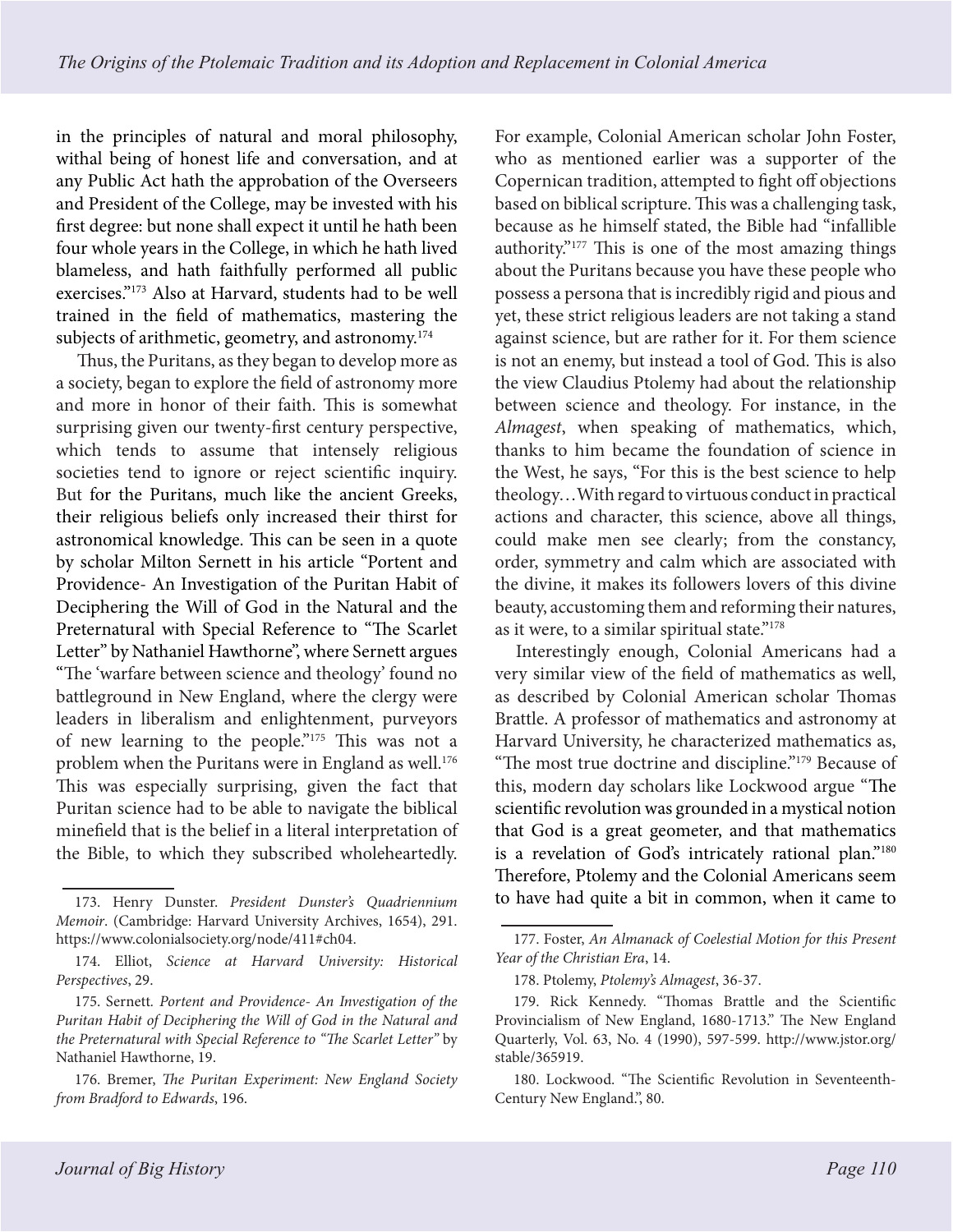in the principles of natural and moral philosophy, withal being of honest life and conversation, and at any Public Act hath the approbation of the Overseers and President of the College, may be invested with his first degree: but none shall expect it until he hath been four whole years in the College, in which he hath lived blameless, and hath faithfully performed all public exercises."[173] Also at Harvard, students had to be well trained in the field of mathematics, mastering the subjects of arithmetic, geometry, and astronomy.[174]

Thus, the Puritans, as they began to develop more as a society, began to explore the field of astronomy more and more in honor of their faith. This is somewhat surprising given our twenty-first century perspective, which tends to assume that intensely religious societies tend to ignore or reject scientific inquiry. But for the Puritans, much like the ancient Greeks, their religious beliefs only increased their thirst for astronomical knowledge. This can be seen in a quote by scholar Milton Sernett in his article "Portent and Providence- An Investigation of the Puritan Habit of Deciphering the Will of God in the Natural and the Preternatural with Special Reference to "The Scarlet Letter" by Nathaniel Hawthorne", where Sernett argues "The 'warfare between science and theology' found no battleground in New England, where the clergy were leaders in liberalism and enlightenment, purveyors of new learning to the people."[175] This was not a problem when the Puritans were in England as well.[176] This was especially surprising, given the fact that Puritan science had to be able to navigate the biblical minefield that is the belief in a literal interpretation of the Bible, to which they subscribed wholeheartedly.

For example, Colonial American scholar John Foster, who as mentioned earlier was a supporter of the Copernican tradition, attempted to fight off objections based on biblical scripture. This was a challenging task, because as he himself stated, the Bible had "infallible authority."[177] This is one of the most amazing things about the Puritans because you have these people who possess a persona that is incredibly rigid and pious and yet, these strict religious leaders are not taking a stand against science, but are rather for it. For them science is not an enemy, but instead a tool of God. This is also the view Claudius Ptolemy had about the relationship between science and theology. For instance, in the *Almagest*, when speaking of mathematics, which, thanks to him became the foundation of science in the West, he says, "For this is the best science to help theology…With regard to virtuous conduct in practical actions and character, this science, above all things, could make men see clearly; from the constancy, order, symmetry and calm which are associated with the divine, it makes its followers lovers of this divine beauty, accustoming them and reforming their natures, as it were, to a similar spiritual state."[178]

Interestingly enough, Colonial Americans had a very similar view of the field of mathematics as well, as described by Colonial American scholar Thomas Brattle. A professor of mathematics and astronomy at Harvard University, he characterized mathematics as, "The most true doctrine and discipline."[179] Because of this, modern day scholars like Lockwood argue "The scientific revolution was grounded in a mystical notion that God is a great geometer, and that mathematics is a revelation of God's intricately rational plan."[180] Therefore, Ptolemy and the Colonial Americans seem to have had quite a bit in common, when it came to

---

173. Henry Dunster. *President Dunster's Quadriennium Memoir*. (Cambridge: Harvard University Archives, 1654), 291. https://www.colonialsociety.org/node/411#ch04.

174. Elliot, *Science at Harvard University: Historical Perspectives*, 29.

175. Sernett. *Portent and Providence- An Investigation of the Puritan Habit of Deciphering the Will of God in the Natural and the Preternatural with Special Reference to "The Scarlet Letter"* by Nathaniel Hawthorne, 19.

176. Bremer, *The Puritan Experiment: New England Society from Bradford to Edwards*, 196.

177. Foster, *An Almanack of Coelestial Motion for this Present Year of the Christian Era*, 14.

178. Ptolemy, *Ptolemy's Almagest*, 36-37.

179. Rick Kennedy. "Thomas Brattle and the Scientific Provincialism of New England, 1680-1713." The New England Quarterly, Vol. 63, No. 4 (1990), 597-599. http://www.jstor.org/stable/365919.

180. Lockwood. "The Scientific Revolution in Seventeenth-Century New England.", 80.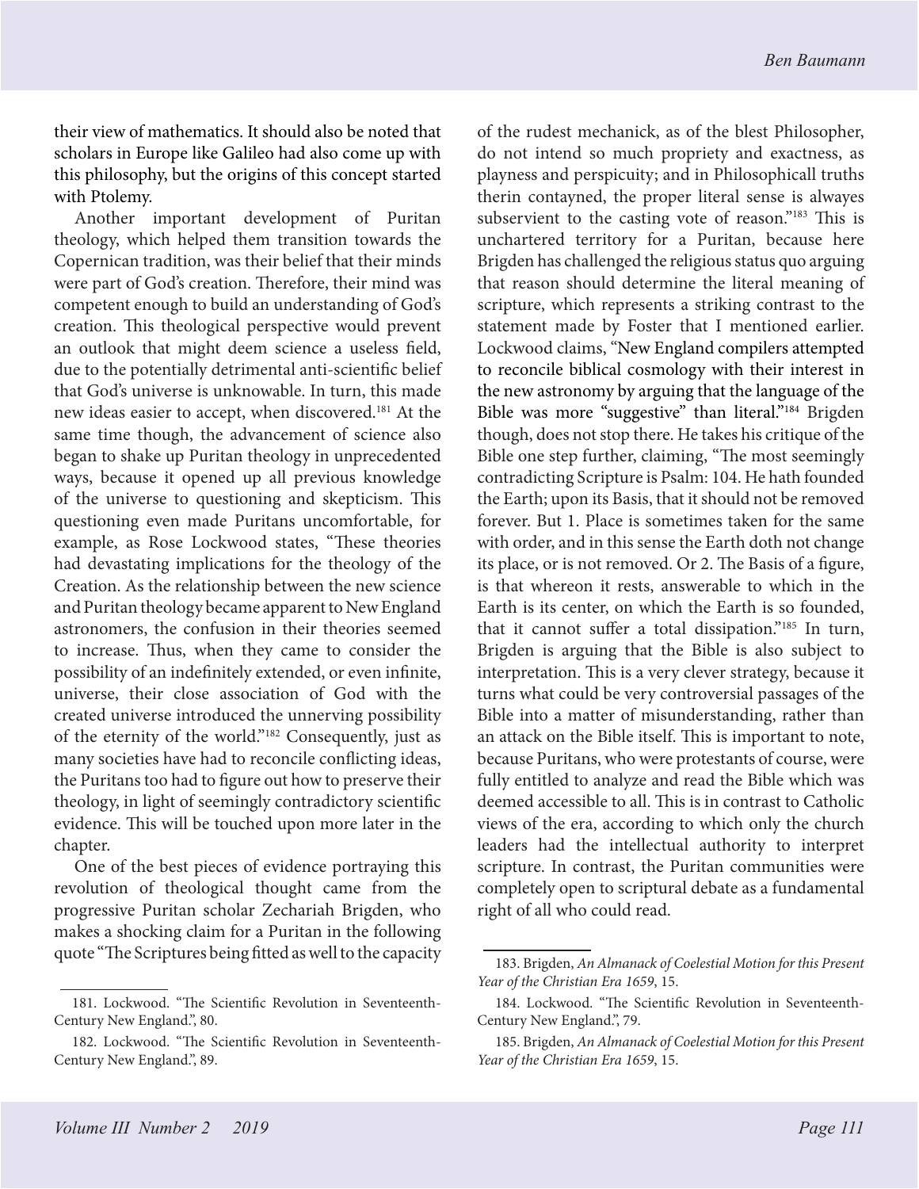their view of mathematics. It should also be noted that scholars in Europe like Galileo had also come up with this philosophy, but the origins of this concept started with Ptolemy.

Another important development of Puritan theology, which helped them transition towards the Copernican tradition, was their belief that their minds were part of God's creation. Therefore, their mind was competent enough to build an understanding of God's creation. This theological perspective would prevent an outlook that might deem science a useless field, due to the potentially detrimental anti-scientific belief that God's universe is unknowable. In turn, this made new ideas easier to accept, when discovered.[181] At the same time though, the advancement of science also began to shake up Puritan theology in unprecedented ways, because it opened up all previous knowledge of the universe to questioning and skepticism. This questioning even made Puritans uncomfortable, for example, as Rose Lockwood states, "These theories had devastating implications for the theology of the Creation. As the relationship between the new science and Puritan theology became apparent to New England astronomers, the confusion in their theories seemed to increase. Thus, when they came to consider the possibility of an indefinitely extended, or even infinite, universe, their close association of God with the created universe introduced the unnerving possibility of the eternity of the world."[182] Consequently, just as many societies have had to reconcile conflicting ideas, the Puritans too had to figure out how to preserve their theology, in light of seemingly contradictory scientific evidence. This will be touched upon more later in the chapter.

One of the best pieces of evidence portraying this revolution of theological thought came from the progressive Puritan scholar Zechariah Brigden, who makes a shocking claim for a Puritan in the following quote "The Scriptures being fitted as well to the capacity of the rudest mechanick, as of the blest Philosopher, do not intend so much propriety and exactness, as playness and perspicuity; and in Philosophicall truths therin contayned, the proper literal sense is alwayes subservient to the casting vote of reason."[183] This is unchartered territory for a Puritan, because here Brigden has challenged the religious status quo arguing that reason should determine the literal meaning of scripture, which represents a striking contrast to the statement made by Foster that I mentioned earlier. Lockwood claims, "New England compilers attempted to reconcile biblical cosmology with their interest in the new astronomy by arguing that the language of the Bible was more "suggestive" than literal."[184] Brigden though, does not stop there. He takes his critique of the Bible one step further, claiming, "The most seemingly contradicting Scripture is Psalm: 104. He hath founded the Earth; upon its Basis, that it should not be removed forever. But 1. Place is sometimes taken for the same with order, and in this sense the Earth doth not change its place, or is not removed. Or 2. The Basis of a figure, is that whereon it rests, answerable to which in the Earth is its center, on which the Earth is so founded, that it cannot suffer a total dissipation."[185] In turn, Brigden is arguing that the Bible is also subject to interpretation. This is a very clever strategy, because it turns what could be very controversial passages of the Bible into a matter of misunderstanding, rather than an attack on the Bible itself. This is important to note, because Puritans, who were protestants of course, were fully entitled to analyze and read the Bible which was deemed accessible to all. This is in contrast to Catholic views of the era, according to which only the church leaders had the intellectual authority to interpret scripture. In contrast, the Puritan communities were completely open to scriptural debate as a fundamental right of all who could read.

---

181. Lockwood. "The Scientific Revolution in Seventeenth-Century New England.", 80.

182. Lockwood. "The Scientific Revolution in Seventeenth-Century New England.", 89.

183. Brigden, *An Almanack of Coelestial Motion for this Present Year of the Christian Era 1659*, 15.

184. Lockwood. "The Scientific Revolution in Seventeenth-Century New England.", 79.

185. Brigden, *An Almanack of Coelestial Motion for this Present Year of the Christian Era 1659*, 15.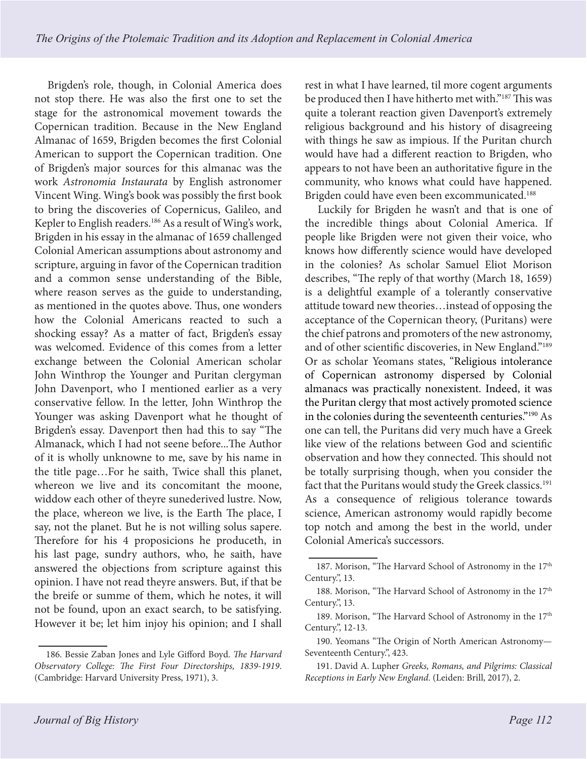Brigden's role, though, in Colonial America does not stop there. He was also the first one to set the stage for the astronomical movement towards the Copernican tradition. Because in the New England Almanac of 1659, Brigden becomes the first Colonial American to support the Copernican tradition. One of Brigden's major sources for this almanac was the work *Astronomia Instaurata* by English astronomer Vincent Wing. Wing's book was possibly the first book to bring the discoveries of Copernicus, Galileo, and Kepler to English readers.[186] As a result of Wing's work, Brigden in his essay in the almanac of 1659 challenged Colonial American assumptions about astronomy and scripture, arguing in favor of the Copernican tradition and a common sense understanding of the Bible, where reason serves as the guide to understanding, as mentioned in the quotes above. Thus, one wonders how the Colonial Americans reacted to such a shocking essay? As a matter of fact, Brigden's essay was welcomed. Evidence of this comes from a letter exchange between the Colonial American scholar John Winthrop the Younger and Puritan clergyman John Davenport, who I mentioned earlier as a very conservative fellow. In the letter, John Winthrop the Younger was asking Davenport what he thought of Brigden's essay. Davenport then had this to say "The Almanack, which I had not seene before...The Author of it is wholly unknowne to me, save by his name in the title page…For he saith, Twice shall this planet, whereon we live and its concomitant the moone, widdow each other of theyre sunederived lustre. Now, the place, whereon we live, is the Earth The place, I say, not the planet. But he is not willing solus sapere. Therefore for his 4 proposicions he produceth, in his last page, sundry authors, who, he saith, have answered the objections from scripture against this opinion. I have not read theyre answers. But, if that be the breife or summe of them, which he notes, it will not be found, upon an exact search, to be satisfying. However it be; let him injoy his opinion; and I shall rest in what I have learned, til more cogent arguments be produced then I have hitherto met with."[187] This was quite a tolerant reaction given Davenport's extremely religious background and his history of disagreeing with things he saw as impious. If the Puritan church would have had a different reaction to Brigden, who appears to not have been an authoritative figure in the community, who knows what could have happened. Brigden could have even been excommunicated.[188]

Luckily for Brigden he wasn't and that is one of the incredible things about Colonial America. If people like Brigden were not given their voice, who knows how differently science would have developed in the colonies? As scholar Samuel Eliot Morison describes, "The reply of that worthy (March 18, 1659) is a delightful example of a tolerantly conservative attitude toward new theories…instead of opposing the acceptance of the Copernican theory, (Puritans) were the chief patrons and promoters of the new astronomy, and of other scientific discoveries, in New England."[189] Or as scholar Yeomans states, "Religious intolerance of Copernican astronomy dispersed by Colonial almanacs was practically nonexistent. Indeed, it was the Puritan clergy that most actively promoted science in the colonies during the seventeenth centuries."[190] As one can tell, the Puritans did very much have a Greek like view of the relations between God and scientific observation and how they connected. This should not be totally surprising though, when you consider the fact that the Puritans would study the Greek classics.[191] As a consequence of religious tolerance towards science, American astronomy would rapidly become top notch and among the best in the world, under Colonial America's successors.

---

186. Bessie Zaban Jones and Lyle Gifford Boyd. *The Harvard Observatory College: The First Four Directorships, 1839-1919*. (Cambridge: Harvard University Press, 1971), 3.

187. Morison, "The Harvard School of Astronomy in the 17th Century.", 13.

188. Morison, "The Harvard School of Astronomy in the 17th Century.", 13.

189. Morison, "The Harvard School of Astronomy in the 17th Century.", 12-13.

190. Yeomans "The Origin of North American Astronomy—Seventeenth Century.", 423.

191. David A. Lupher *Greeks, Romans, and Pilgrims: Classical Receptions in Early New England.* (Leiden: Brill, 2017), 2.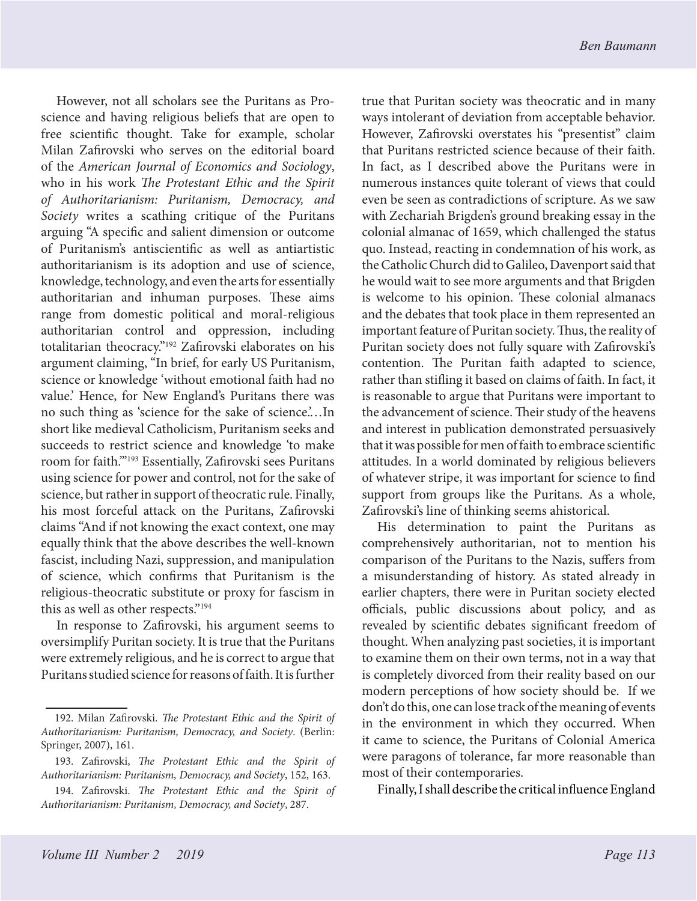However, not all scholars see the Puritans as Pro-science and having religious beliefs that are open to free scientific thought. Take for example, scholar Milan Zafirovski who serves on the editorial board of the *American Journal of Economics and Sociology*, who in his work *The Protestant Ethic and the Spirit of Authoritarianism: Puritanism, Democracy, and Society* writes a scathing critique of the Puritans arguing "A specific and salient dimension or outcome of Puritanism's antiscientific as well as antiartistic authoritarianism is its adoption and use of science, knowledge, technology, and even the arts for essentially authoritarian and inhuman purposes. These aims range from domestic political and moral-religious authoritarian control and oppression, including totalitarian theocracy."[192] Zafirovski elaborates on his argument claiming, "In brief, for early US Puritanism, science or knowledge 'without emotional faith had no value.' Hence, for New England's Puritans there was no such thing as 'science for the sake of science.'…In short like medieval Catholicism, Puritanism seeks and succeeds to restrict science and knowledge 'to make room for faith.'"[193] Essentially, Zafirovski sees Puritans using science for power and control, not for the sake of science, but rather in support of theocratic rule. Finally, his most forceful attack on the Puritans, Zafirovski claims "And if not knowing the exact context, one may equally think that the above describes the well-known fascist, including Nazi, suppression, and manipulation of science, which confirms that Puritanism is the religious-theocratic substitute or proxy for fascism in this as well as other respects."[194]

In response to Zafirovski, his argument seems to oversimplify Puritan society. It is true that the Puritans were extremely religious, and he is correct to argue that Puritans studied science for reasons of faith. It is further true that Puritan society was theocratic and in many ways intolerant of deviation from acceptable behavior. However, Zafirovski overstates his "presentist" claim that Puritans restricted science because of their faith. In fact, as I described above the Puritans were in numerous instances quite tolerant of views that could even be seen as contradictions of scripture. As we saw with Zechariah Brigden's ground breaking essay in the colonial almanac of 1659, which challenged the status quo. Instead, reacting in condemnation of his work, as the Catholic Church did to Galileo, Davenport said that he would wait to see more arguments and that Brigden is welcome to his opinion. These colonial almanacs and the debates that took place in them represented an important feature of Puritan society. Thus, the reality of Puritan society does not fully square with Zafirovski's contention. The Puritan faith adapted to science, rather than stifling it based on claims of faith. In fact, it is reasonable to argue that Puritans were important to the advancement of science. Their study of the heavens and interest in publication demonstrated persuasively that it was possible for men of faith to embrace scientific attitudes. In a world dominated by religious believers of whatever stripe, it was important for science to find support from groups like the Puritans. As a whole, Zafirovski's line of thinking seems ahistorical.

His determination to paint the Puritans as comprehensively authoritarian, not to mention his comparison of the Puritans to the Nazis, suffers from a misunderstanding of history. As stated already in earlier chapters, there were in Puritan society elected officials, public discussions about policy, and as revealed by scientific debates significant freedom of thought. When analyzing past societies, it is important to examine them on their own terms, not in a way that is completely divorced from their reality based on our modern perceptions of how society should be. If we don't do this, one can lose track of the meaning of events in the environment in which they occurred. When it came to science, the Puritans of Colonial America were paragons of tolerance, far more reasonable than most of their contemporaries.

Finally, I shall describe the critical influence England

---

192. Milan Zafirovski. *The Protestant Ethic and the Spirit of Authoritarianism: Puritanism, Democracy, and Society*. (Berlin: Springer, 2007), 161.

193. Zafirovski, *The Protestant Ethic and the Spirit of Authoritarianism: Puritanism, Democracy, and Society*, 152, 163.

194. Zafirovski. *The Protestant Ethic and the Spirit of Authoritarianism: Puritanism, Democracy, and Society*, 287.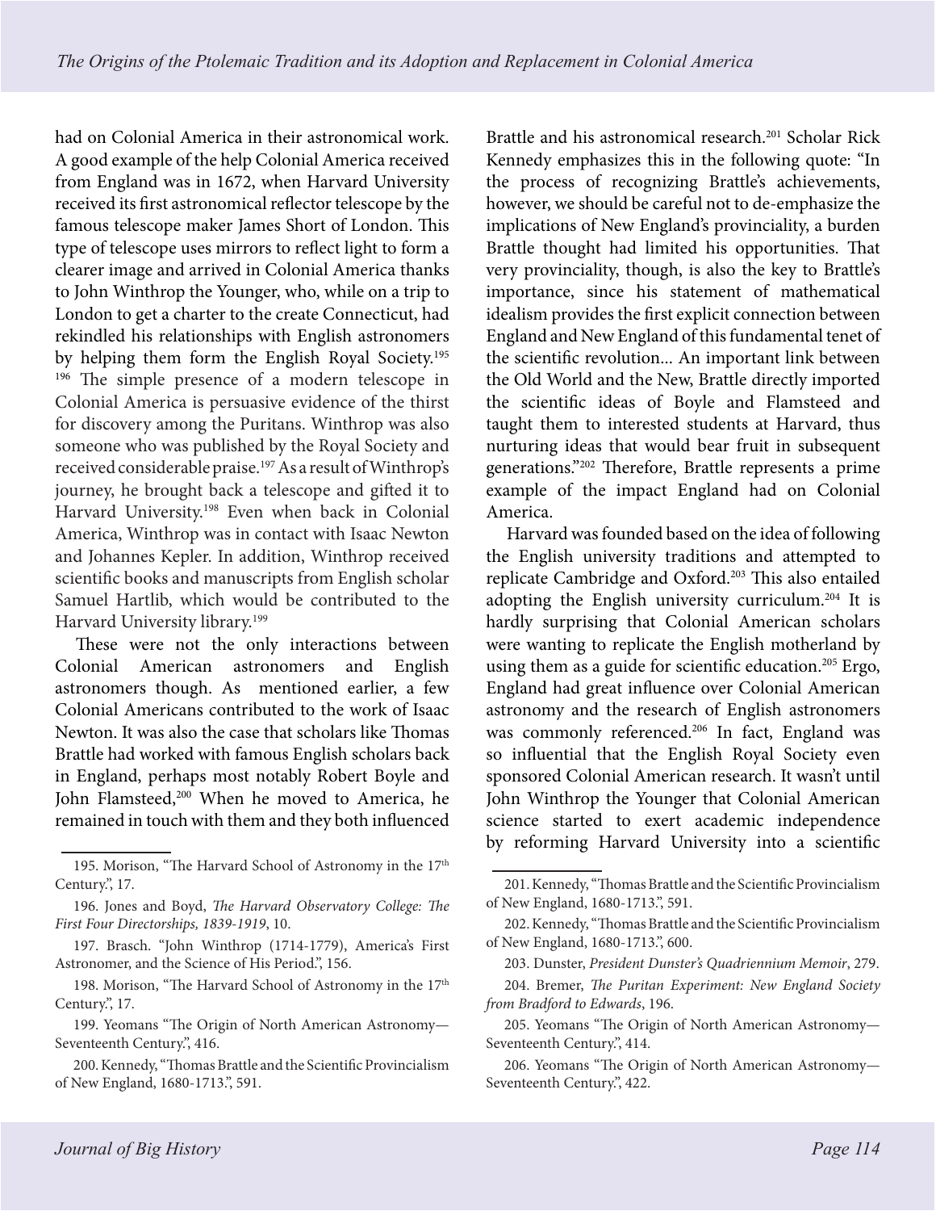had on Colonial America in their astronomical work. A good example of the help Colonial America received from England was in 1672, when Harvard University received its first astronomical reflector telescope by the famous telescope maker James Short of London. This type of telescope uses mirrors to reflect light to form a clearer image and arrived in Colonial America thanks to John Winthrop the Younger, who, while on a trip to London to get a charter to the create Connecticut, had rekindled his relationships with English astronomers by helping them form the English Royal Society.[195] [196] The simple presence of a modern telescope in Colonial America is persuasive evidence of the thirst for discovery among the Puritans. Winthrop was also someone who was published by the Royal Society and received considerable praise.[197] As a result of Winthrop's journey, he brought back a telescope and gifted it to Harvard University.[198] Even when back in Colonial America, Winthrop was in contact with Isaac Newton and Johannes Kepler. In addition, Winthrop received scientific books and manuscripts from English scholar Samuel Hartlib, which would be contributed to the Harvard University library.[199]

These were not the only interactions between Colonial American astronomers and English astronomers though. As mentioned earlier, a few Colonial Americans contributed to the work of Isaac Newton. It was also the case that scholars like Thomas Brattle had worked with famous English scholars back in England, perhaps most notably Robert Boyle and John Flamsteed,[200] When he moved to America, he remained in touch with them and they both influenced Brattle and his astronomical research.[201] Scholar Rick Kennedy emphasizes this in the following quote: "In the process of recognizing Brattle's achievements, however, we should be careful not to de-emphasize the implications of New England's provinciality, a burden Brattle thought had limited his opportunities. That very provinciality, though, is also the key to Brattle's importance, since his statement of mathematical idealism provides the first explicit connection between England and New England of this fundamental tenet of the scientific revolution... An important link between the Old World and the New, Brattle directly imported the scientific ideas of Boyle and Flamsteed and taught them to interested students at Harvard, thus nurturing ideas that would bear fruit in subsequent generations."[202] Therefore, Brattle represents a prime example of the impact England had on Colonial America.

Harvard was founded based on the idea of following the English university traditions and attempted to replicate Cambridge and Oxford.[203] This also entailed adopting the English university curriculum.[204] It is hardly surprising that Colonial American scholars were wanting to replicate the English motherland by using them as a guide for scientific education.[205] Ergo, England had great influence over Colonial American astronomy and the research of English astronomers was commonly referenced.[206] In fact, England was so influential that the English Royal Society even sponsored Colonial American research. It wasn't until John Winthrop the Younger that Colonial American science started to exert academic independence by reforming Harvard University into a scientific

---

195. Morison, "The Harvard School of Astronomy in the 17th Century.", 17.

196. Jones and Boyd, *The Harvard Observatory College: The First Four Directorships, 1839-1919*, 10.

197. Brasch. "John Winthrop (1714-1779), America's First Astronomer, and the Science of His Period.", 156.

198. Morison, "The Harvard School of Astronomy in the 17th Century.", 17.

199. Yeomans "The Origin of North American Astronomy—Seventeenth Century.", 416.

200. Kennedy, "Thomas Brattle and the Scientific Provincialism of New England, 1680-1713.", 591.

201. Kennedy, "Thomas Brattle and the Scientific Provincialism of New England, 1680-1713.", 591.

202. Kennedy, "Thomas Brattle and the Scientific Provincialism of New England, 1680-1713.", 600.

203. Dunster, *President Dunster's Quadriennium Memoir*, 279.

204. Bremer, *The Puritan Experiment: New England Society from Bradford to Edwards*, 196.

205. Yeomans "The Origin of North American Astronomy—Seventeenth Century.", 414.

206. Yeomans "The Origin of North American Astronomy—Seventeenth Century.", 422.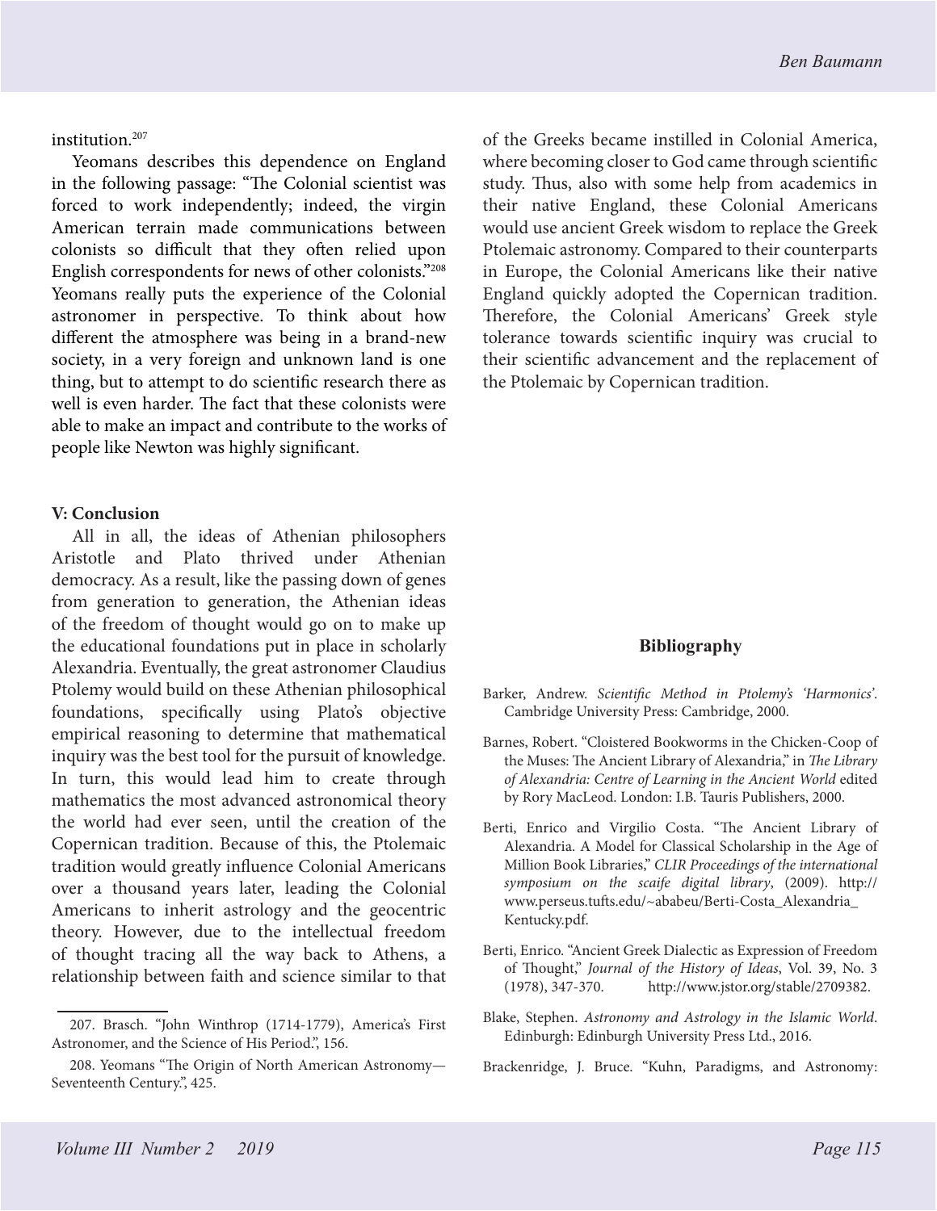institution.[207]

Yeomans describes this dependence on England in the following passage: "The Colonial scientist was forced to work independently; indeed, the virgin American terrain made communications between colonists so difficult that they often relied upon English correspondents for news of other colonists."[208] Yeomans really puts the experience of the Colonial astronomer in perspective. To think about how different the atmosphere was being in a brand-new society, in a very foreign and unknown land is one thing, but to attempt to do scientific research there as well is even harder. The fact that these colonists were able to make an impact and contribute to the works of people like Newton was highly significant.

### V: Conclusion

All in all, the ideas of Athenian philosophers Aristotle and Plato thrived under Athenian democracy. As a result, like the passing down of genes from generation to generation, the Athenian ideas of the freedom of thought would go on to make up the educational foundations put in place in scholarly Alexandria. Eventually, the great astronomer Claudius Ptolemy would build on these Athenian philosophical foundations, specifically using Plato's objective empirical reasoning to determine that mathematical inquiry was the best tool for the pursuit of knowledge. In turn, this would lead him to create through mathematics the most advanced astronomical theory the world had ever seen, until the creation of the Copernican tradition. Because of this, the Ptolemaic tradition would greatly influence Colonial Americans over a thousand years later, leading the Colonial Americans to inherit astrology and the geocentric theory. However, due to the intellectual freedom of thought tracing all the way back to Athens, a relationship between faith and science similar to that of the Greeks became instilled in Colonial America, where becoming closer to God came through scientific study. Thus, also with some help from academics in their native England, these Colonial Americans would use ancient Greek wisdom to replace the Greek Ptolemaic astronomy. Compared to their counterparts in Europe, the Colonial Americans like their native England quickly adopted the Copernican tradition. Therefore, the Colonial Americans' Greek style tolerance towards scientific inquiry was crucial to their scientific advancement and the replacement of the Ptolemaic by Copernican tradition.

207. Brasch. "John Winthrop (1714-1779), America's First Astronomer, and the Science of His Period.", 156.

208. Yeomans "The Origin of North American Astronomy—Seventeenth Century.", 425.

### Bibliography

Barker, Andrew. *Scientific Method in Ptolemy's 'Harmonics'*. Cambridge University Press: Cambridge, 2000.

Barnes, Robert. "Cloistered Bookworms in the Chicken-Coop of the Muses: The Ancient Library of Alexandria," in *The Library of Alexandria: Centre of Learning in the Ancient World* edited by Rory MacLeod. London: I.B. Tauris Publishers, 2000.

Berti, Enrico and Virgilio Costa. "The Ancient Library of Alexandria. A Model for Classical Scholarship in the Age of Million Book Libraries," *CLIR Proceedings of the international symposium on the scaife digital library*, (2009). http://www.perseus.tufts.edu/~ababeu/Berti-Costa_Alexandria_Kentucky.pdf.

Berti, Enrico. "Ancient Greek Dialectic as Expression of Freedom of Thought," *Journal of the History of Ideas*, Vol. 39, No. 3 (1978), 347-370. http://www.jstor.org/stable/2709382.

Blake, Stephen. *Astronomy and Astrology in the Islamic World*. Edinburgh: Edinburgh University Press Ltd., 2016.

Brackenridge, J. Bruce. "Kuhn, Paradigms, and Astronomy: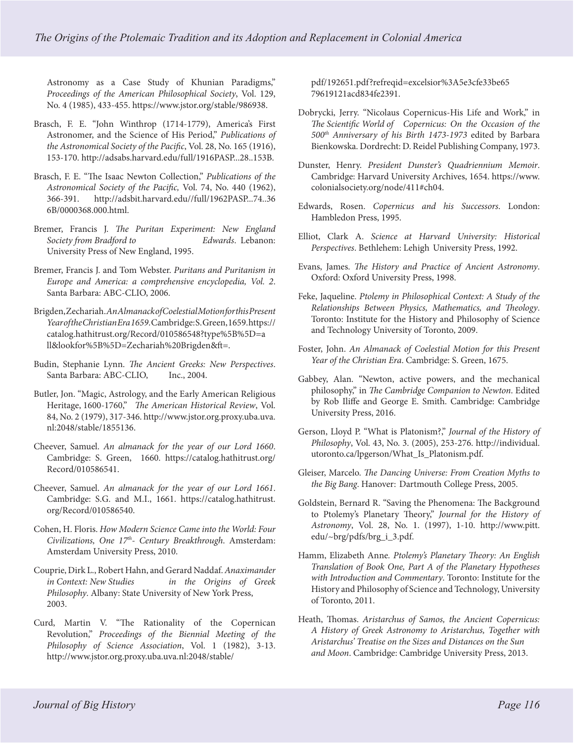Astronomy as a Case Study of Khunian Paradigms," *Proceedings of the American Philosophical Society*, Vol. 129, No. 4 (1985), 433-455. https://www.jstor.org/stable/986938.

Brasch, F. E. "John Winthrop (1714-1779), America's First Astronomer, and the Science of His Period," *Publications of the Astronomical Society of the Pacific*, Vol. 28, No. 165 (1916), 153-170. http://adsabs.harvard.edu/full/1916PASP...28..153B.

Brasch, F. E. "The Isaac Newton Collection," *Publications of the Astronomical Society of the Pacific,* Vol. 74, No. 440 (1962), 366-391. http://adsbit.harvard.edu//full/1962PASP...74..366B/0000368.000.html.

Bremer, Francis J. *The Puritan Experiment: New England Society from Bradford to Edwards*. Lebanon: University Press of New England, 1995.

Bremer, Francis J. and Tom Webster. *Puritans and Puritanism in Europe and America: a comprehensive encyclopedia, Vol. 2*. Santa Barbara: ABC-CLIO, 2006.

Brigden, Zechariah. *An Almanack of Coelestial Motion for this Present Year of the Christian Era 1659*. Cambridge: S. Green, 1659. https://catalog.hathitrust.org/Record/010586548?type%5B%5D=all&lookfor%5B%5D=Zechariah%20Brigden&ft=.

Budin, Stephanie Lynn. *The Ancient Greeks: New Perspectives*. Santa Barbara: ABC-CLIO, Inc., 2004.

Butler, Jon. "Magic, Astrology, and the Early American Religious Heritage, 1600-1760," *The American Historical Review*, Vol. 84, No. 2 (1979), 317-346. http://www.jstor.org.proxy.uba.uva.nl:2048/stable/1855136.

Cheever, Samuel. *An almanack for the year of our Lord 1660*. Cambridge: S. Green, 1660. https://catalog.hathitrust.org/Record/010586541.

Cheever, Samuel. *An almanack for the year of our Lord 1661*. Cambridge: S.G. and M.I., 1661. https://catalog.hathitrust.org/Record/010586540.

Cohen, H. Floris. *How Modern Science Came into the World: Four Civilizations, One 17th- Century Breakthrough*. Amsterdam: Amsterdam University Press, 2010.

Couprie, Dirk L., Robert Hahn, and Gerard Naddaf. *Anaximander in Context: New Studies in the Origins of Greek Philosophy*. Albany: State University of New York Press, 2003.

Curd, Martin V. "The Rationality of the Copernican Revolution," *Proceedings of the Biennial Meeting of the Philosophy of Science Association*, Vol. 1 (1982), 3-13. http://www.jstor.org.proxy.uba.uva.nl:2048/stable/pdf/192651.pdf?refreqid=excelsior%3A5e3cfe33be6579619121acd834fe2391.

Dobrycki, Jerry. "Nicolaus Copernicus-His Life and Work," in *The Scientific World of Copernicus: On the Occasion of the 500th Anniversary of his Birth 1473-1973* edited by Barbara Bienkowska. Dordrecht: D. Reidel Publishing Company, 1973.

Dunster, Henry. *President Dunster's Quadriennium Memoir*. Cambridge: Harvard University Archives, 1654. https://www.colonialsociety.org/node/411#ch04.

Edwards, Rosen. *Copernicus and his Successors*. London: Hambledon Press, 1995.

Elliot, Clark A. *Science at Harvard University: Historical Perspectives*. Bethlehem: Lehigh University Press, 1992.

Evans, James. *The History and Practice of Ancient Astronomy*. Oxford: Oxford University Press, 1998.

Feke, Jaqueline. *Ptolemy in Philosophical Context: A Study of the Relationships Between Physics, Mathematics, and Theology*. Toronto: Institute for the History and Philosophy of Science and Technology University of Toronto, 2009.

Foster, John. *An Almanack of Coelestial Motion for this Present Year of the Christian Era*. Cambridge: S. Green, 1675.

Gabbey, Alan. "Newton, active powers, and the mechanical philosophy," in *The Cambridge Companion to Newton*. Edited by Rob Iliffe and George E. Smith. Cambridge: Cambridge University Press, 2016.

Gerson, Lloyd P. "What is Platonism?," *Journal of the History of Philosophy*, Vol. 43, No. 3. (2005), 253-276. http://individual.utoronto.ca/lpgerson/What_Is_Platonism.pdf.

Gleiser, Marcelo. *The Dancing Universe: From Creation Myths to the Big Bang*. Hanover: Dartmouth College Press, 2005.

Goldstein, Bernard R. "Saving the Phenomena: The Background to Ptolemy's Planetary Theory," *Journal for the History of Astronomy*, Vol. 28, No. 1. (1997), 1-10. http://www.pitt.edu/~brg/pdfs/brg_i_3.pdf.

Hamm, Elizabeth Anne. *Ptolemy's Planetary Theory: An English Translation of Book One, Part A of the Planetary Hypotheses with Introduction and Commentary*. Toronto: Institute for the History and Philosophy of Science and Technology, University of Toronto, 2011.

Heath, Thomas. *Aristarchus of Samos, the Ancient Copernicus: A History of Greek Astronomy to Aristarchus, Together with Aristarchus' Treatise on the Sizes and Distances on the Sun and Moon*. Cambridge: Cambridge University Press, 2013.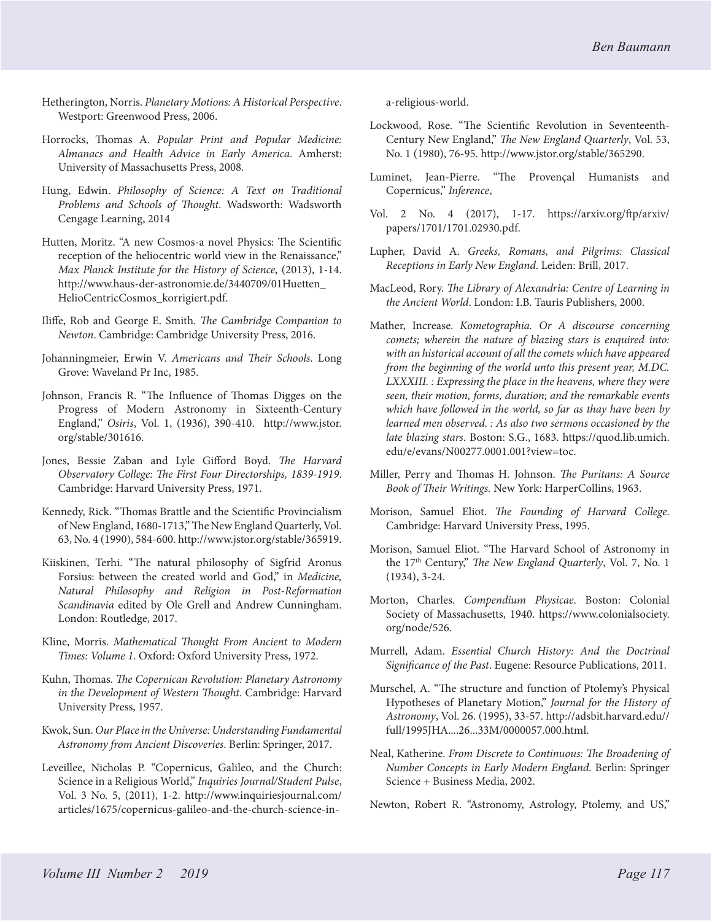Hetherington, Norris. *Planetary Motions: A Historical Perspective*. Westport: Greenwood Press, 2006.

Horrocks, Thomas A. *Popular Print and Popular Medicine: Almanacs and Health Advice in Early America*. Amherst: University of Massachusetts Press, 2008.

Hung, Edwin. *Philosophy of Science: A Text on Traditional Problems and Schools of Thought*. Wadsworth: Wadsworth Cengage Learning, 2014

Hutten, Moritz. "A new Cosmos-a novel Physics: The Scientific reception of the heliocentric world view in the Renaissance," *Max Planck Institute for the History of Science*, (2013), 1-14. http://www.haus-der-astronomie.de/3440709/01Huetten_HelioCentricCosmos_korrigiert.pdf.

Iliffe, Rob and George E. Smith. *The Cambridge Companion to Newton*. Cambridge: Cambridge University Press, 2016.

Johanningmeier, Erwin V. *Americans and Their Schools*. Long Grove: Waveland Pr Inc, 1985.

Johnson, Francis R. "The Influence of Thomas Digges on the Progress of Modern Astronomy in Sixteenth-Century England," *Osiris*, Vol. 1, (1936), 390-410. http://www.jstor.org/stable/301616.

Jones, Bessie Zaban and Lyle Gifford Boyd. *The Harvard Observatory College: The First Four Directorships, 1839-1919*. Cambridge: Harvard University Press, 1971.

Kennedy, Rick. "Thomas Brattle and the Scientific Provincialism of New England, 1680-1713," The New England Quarterly, Vol. 63, No. 4 (1990), 584-600. http://www.jstor.org/stable/365919.

Kiiskinen, Terhi. "The natural philosophy of Sigfrid Aronus Forsius: between the created world and God," in *Medicine, Natural Philosophy and Religion in Post-Reformation Scandinavia* edited by Ole Grell and Andrew Cunningham. London: Routledge, 2017.

Kline, Morris. *Mathematical Thought From Ancient to Modern Times: Volume 1*. Oxford: Oxford University Press, 1972.

Kuhn, Thomas. *The Copernican Revolution: Planetary Astronomy in the Development of Western Thought*. Cambridge: Harvard University Press, 1957.

Kwok, Sun. *Our Place in the Universe: Understanding Fundamental Astronomy from Ancient Discoveries*. Berlin: Springer, 2017.

Leveillee, Nicholas P. "Copernicus, Galileo, and the Church: Science in a Religious World," *Inquiries Journal/Student Pulse*, Vol. 3 No. 5, (2011), 1-2. http://www.inquiriesjournal.com/articles/1675/copernicus-galileo-and-the-church-science-in-a-religious-world.

Lockwood, Rose. "The Scientific Revolution in Seventeenth-Century New England," *The New England Quarterly*, Vol. 53, No. 1 (1980), 76-95. http://www.jstor.org/stable/365290.

Luminet, Jean-Pierre. "The Provençal Humanists and Copernicus," *Inference*,

Vol. 2 No. 4 (2017), 1-17. https://arxiv.org/ftp/arxiv/papers/1701/1701.02930.pdf.

Lupher, David A. *Greeks, Romans, and Pilgrims: Classical Receptions in Early New England*. Leiden: Brill, 2017.

MacLeod, Rory. *The Library of Alexandria: Centre of Learning in the Ancient World*. London: I.B. Tauris Publishers, 2000.

Mather, Increase. *Kometographia. Or A discourse concerning comets; wherein the nature of blazing stars is enquired into: with an historical account of all the comets which have appeared from the beginning of the world unto this present year, M.DC. LXXXIII. : Expressing the place in the heavens, where they were seen, their motion, forms, duration; and the remarkable events which have followed in the world, so far as thay have been by learned men observed. : As also two sermons occasioned by the late blazing stars*. Boston: S.G., 1683. https://quod.lib.umich.edu/e/evans/N00277.0001.001?view=toc.

Miller, Perry and Thomas H. Johnson. *The Puritans: A Source Book of Their Writings.* New York: HarperCollins, 1963.

Morison, Samuel Eliot. *The Founding of Harvard College*. Cambridge: Harvard University Press, 1995.

Morison, Samuel Eliot. "The Harvard School of Astronomy in the 17th Century," *The New England Quarterly*, Vol. 7, No. 1 (1934), 3-24.

Morton, Charles. *Compendium Physicae*. Boston: Colonial Society of Massachusetts, 1940. https://www.colonialsociety.org/node/526.

Murrell, Adam. *Essential Church History: And the Doctrinal Significance of the Past*. Eugene: Resource Publications, 2011.

Murschel, A. "The structure and function of Ptolemy's Physical Hypotheses of Planetary Motion," *Journal for the History of Astronomy*, Vol. 26. (1995), 33-57. http://adsbit.harvard.edu//full/1995JHA....26...33M/0000057.000.html.

Neal, Katherine. *From Discrete to Continuous: The Broadening of Number Concepts in Early Modern England*. Berlin: Springer Science + Business Media, 2002.

Newton, Robert R. "Astronomy, Astrology, Ptolemy, and US,"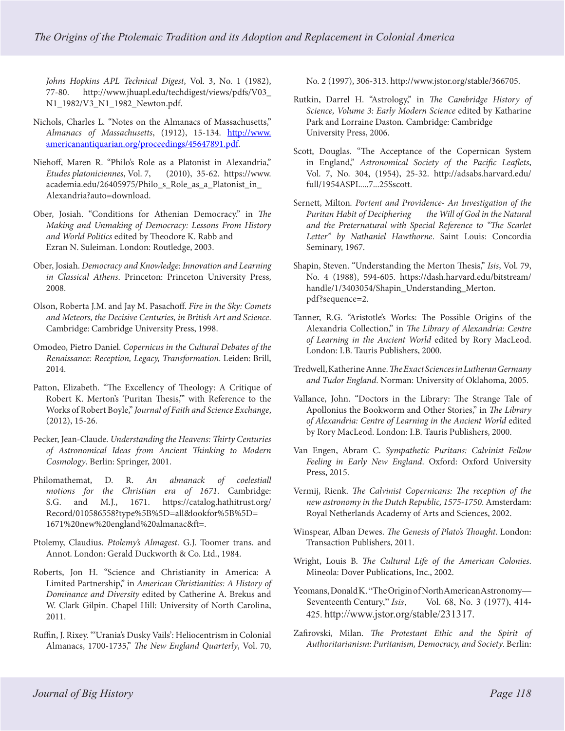*Johns Hopkins APL Technical Digest*, Vol. 3, No. 1 (1982), 77-80. http://www.jhuapl.edu/techdigest/views/pdfs/V03_N1_1982/V3_N1_1982_Newton.pdf.

Nichols, Charles L. "Notes on the Almanacs of Massachusetts," *Almanacs of Massachusetts*, (1912), 15-134. http://www.americanantiquarian.org/proceedings/45647891.pdf.

Niehoff, Maren R. "Philo's Role as a Platonist in Alexandria," *Etudes platoniciennes*, Vol. 7, (2010), 35-62. https://www.academia.edu/26405975/Philo_s_Role_as_a_Platonist_in_Alexandria?auto=download.

Ober, Josiah. "Conditions for Athenian Democracy." in *The Making and Unmaking of Democracy: Lessons From History and World Politics* edited by Theodore K. Rabb and Ezran N. Suleiman. London: Routledge, 2003.

Ober, Josiah. *Democracy and Knowledge: Innovation and Learning in Classical Athens*. Princeton: Princeton University Press, 2008.

Olson, Roberta J.M. and Jay M. Pasachoff. *Fire in the Sky: Comets and Meteors, the Decisive Centuries, in British Art and Science*. Cambridge: Cambridge University Press, 1998.

Omodeo, Pietro Daniel. *Copernicus in the Cultural Debates of the Renaissance: Reception, Legacy, Transformation*. Leiden: Brill, 2014.

Patton, Elizabeth. "The Excellency of Theology: A Critique of Robert K. Merton's 'Puritan Thesis,'" with Reference to the Works of Robert Boyle," *Journal of Faith and Science Exchange*, (2012), 15-26.

Pecker, Jean-Claude. *Understanding the Heavens: Thirty Centuries of Astronomical Ideas from Ancient Thinking to Modern Cosmology*. Berlin: Springer, 2001.

Philomathemat, D. R. *An almanack of coelestiall motions for the Christian era of 1671*. Cambridge: S.G. and M.J., 1671. https://catalog.hathitrust.org/Record/010586558?type%5B%5D=all&lookfor%5B%5D=1671%20new%20england%20almanac&ft=.

Ptolemy, Claudius. *Ptolemy's Almagest*. G.J. Toomer trans. and Annot. London: Gerald Duckworth & Co. Ltd., 1984.

Roberts, Jon H. "Science and Christianity in America: A Limited Partnership," in *American Christianities: A History of Dominance and Diversity* edited by Catherine A. Brekus and W. Clark Gilpin. Chapel Hill: University of North Carolina, 2011.

Ruffin, J. Rixey. "'Urania's Dusky Vails': Heliocentrism in Colonial Almanacs, 1700-1735," *The New England Quarterly*, Vol. 70, No. 2 (1997), 306-313. http://www.jstor.org/stable/366705.

Rutkin, Darrel H. "Astrology," in *The Cambridge History of Science, Volume 3: Early Modern Science* edited by Katharine Park and Lorraine Daston. Cambridge: Cambridge University Press, 2006.

Scott, Douglas. "The Acceptance of the Copernican System in England," *Astronomical Society of the Pacific Leaflets*, Vol. 7, No. 304, (1954), 25-32. http://adsabs.harvard.edu/full/1954ASPL....7...25Sscott.

Sernett, Milton. *Portent and Providence- An Investigation of the Puritan Habit of Deciphering the Will of God in the Natural and the Preternatural with Special Reference to "The Scarlet Letter" by Nathaniel Hawthorne*. Saint Louis: Concordia Seminary, 1967.

Shapin, Steven. "Understanding the Merton Thesis," *Isis*, Vol. 79, No. 4 (1988), 594-605. https://dash.harvard.edu/bitstream/handle/1/3403054/Shapin_Understanding_Merton.pdf?sequence=2.

Tanner, R.G. "Aristotle's Works: The Possible Origins of the Alexandria Collection," in *The Library of Alexandria: Centre of Learning in the Ancient World* edited by Rory MacLeod. London: I.B. Tauris Publishers, 2000.

Tredwell, Katherine Anne. *The Exact Sciences in Lutheran Germany and Tudor England*. Norman: University of Oklahoma, 2005.

Vallance, John. "Doctors in the Library: The Strange Tale of Apollonius the Bookworm and Other Stories," in *The Library of Alexandria: Centre of Learning in the Ancient World* edited by Rory MacLeod. London: I.B. Tauris Publishers, 2000.

Van Engen, Abram C. *Sympathetic Puritans: Calvinist Fellow Feeling in Early New England*. Oxford: Oxford University Press, 2015.

Vermij, Rienk. *The Calvinist Copernicans: The reception of the new astronomy in the Dutch Republic, 1575-1750*. Amsterdam: Royal Netherlands Academy of Arts and Sciences, 2002.

Winspear, Alban Dewes. *The Genesis of Plato's Thought*. London: Transaction Publishers, 2011.

Wright, Louis B. *The Cultural Life of the American Colonies*. Mineola: Dover Publications, Inc., 2002.

Yeomans, Donald K. "The Origin of North American Astronomy—Seventeenth Century," *Isis*, Vol. 68, No. 3 (1977), 414-425. http://www.jstor.org/stable/231317.

Zafirovski, Milan. *The Protestant Ethic and the Spirit of Authoritarianism: Puritanism, Democracy, and Society*. Berlin: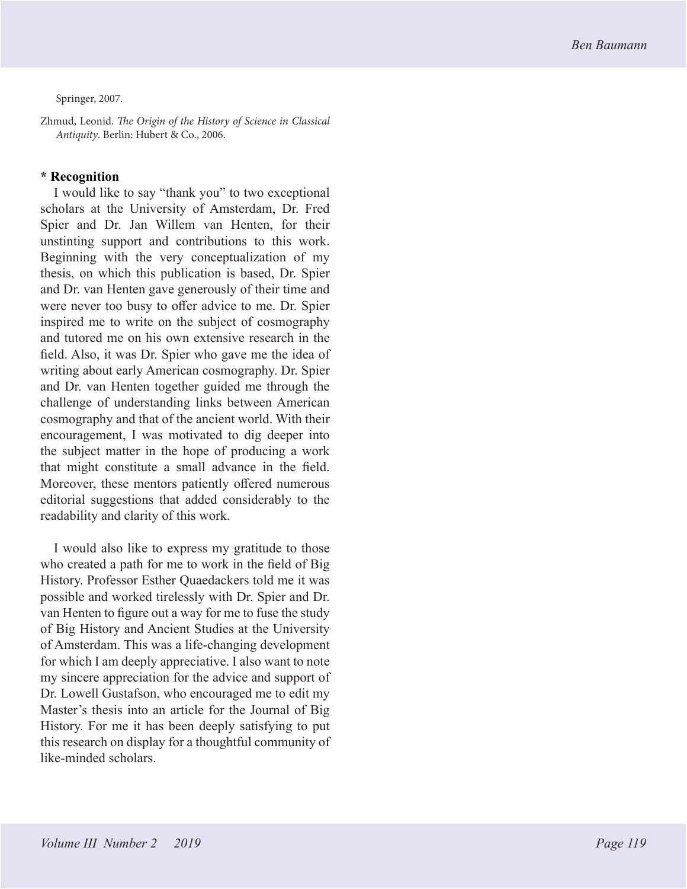Springer, 2007.

Zhmud, Leonid. *The Origin of the History of Science in Classical Antiquity*. Berlin: Hubert & Co., 2006.

**\* Recognition**

I would like to say "thank you" to two exceptional scholars at the University of Amsterdam, Dr. Fred Spier and Dr. Jan Willem van Henten, for their unstinting support and contributions to this work. Beginning with the very conceptualization of my thesis, on which this publication is based, Dr. Spier and Dr. van Henten gave generously of their time and were never too busy to offer advice to me. Dr. Spier inspired me to write on the subject of cosmography and tutored me on his own extensive research in the field. Also, it was Dr. Spier who gave me the idea of writing about early American cosmography. Dr. Spier and Dr. van Henten together guided me through the challenge of understanding links between American cosmography and that of the ancient world. With their encouragement, I was motivated to dig deeper into the subject matter in the hope of producing a work that might constitute a small advance in the field. Moreover, these mentors patiently offered numerous editorial suggestions that added considerably to the readability and clarity of this work.

I would also like to express my gratitude to those who created a path for me to work in the field of Big History. Professor Esther Quaedackers told me it was possible and worked tirelessly with Dr. Spier and Dr. van Henten to figure out a way for me to fuse the study of Big History and Ancient Studies at the University of Amsterdam. This was a life-changing development for which I am deeply appreciative. I also want to note my sincere appreciation for the advice and support of Dr. Lowell Gustafson, who encouraged me to edit my Master's thesis into an article for the Journal of Big History. For me it has been deeply satisfying to put this research on display for a thoughtful community of like-minded scholars.